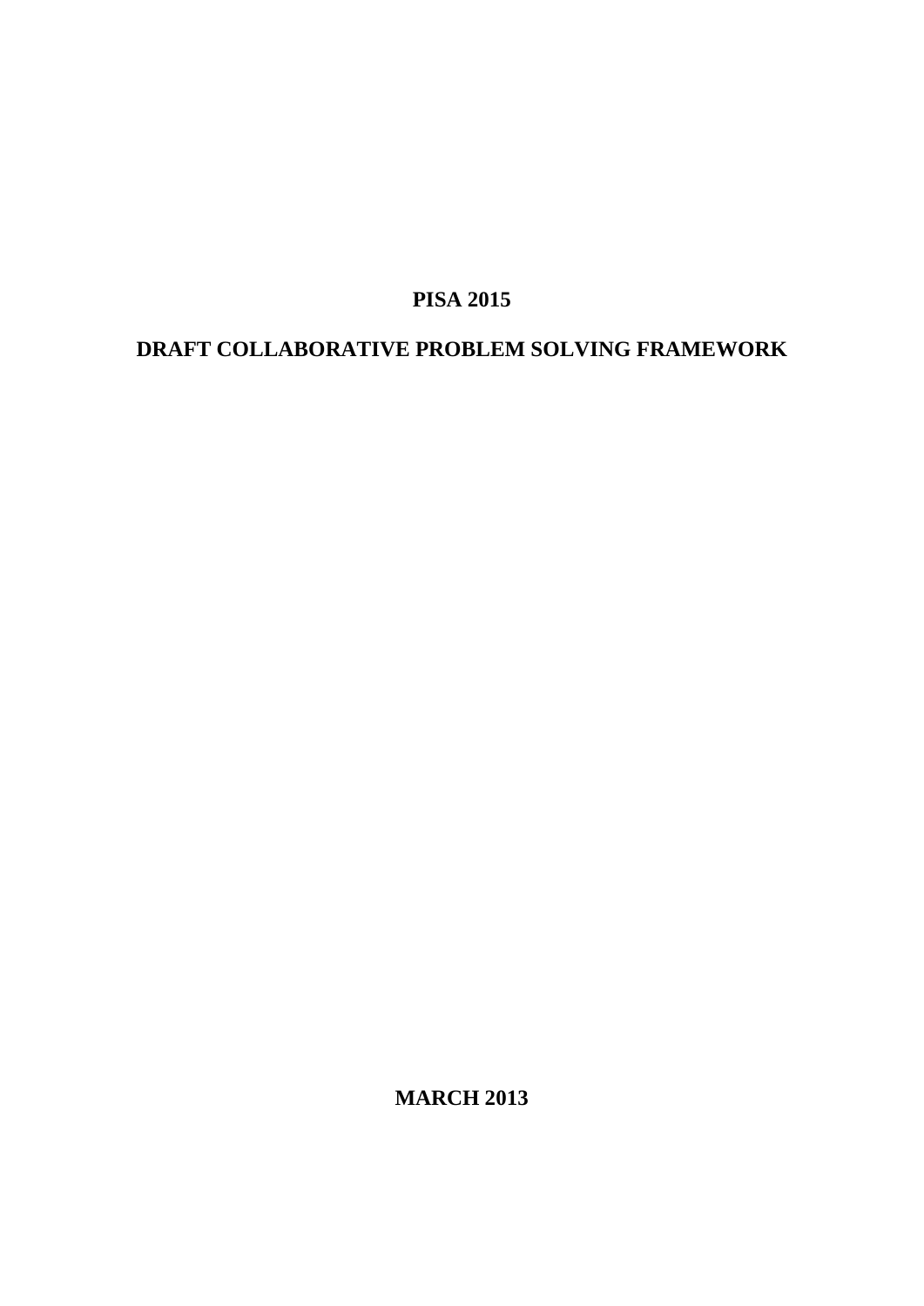# PISA 2015

# DRAFT COLLABORATIVE PROBLEM SOLVING FRAMEWORK

**MARCH 2013**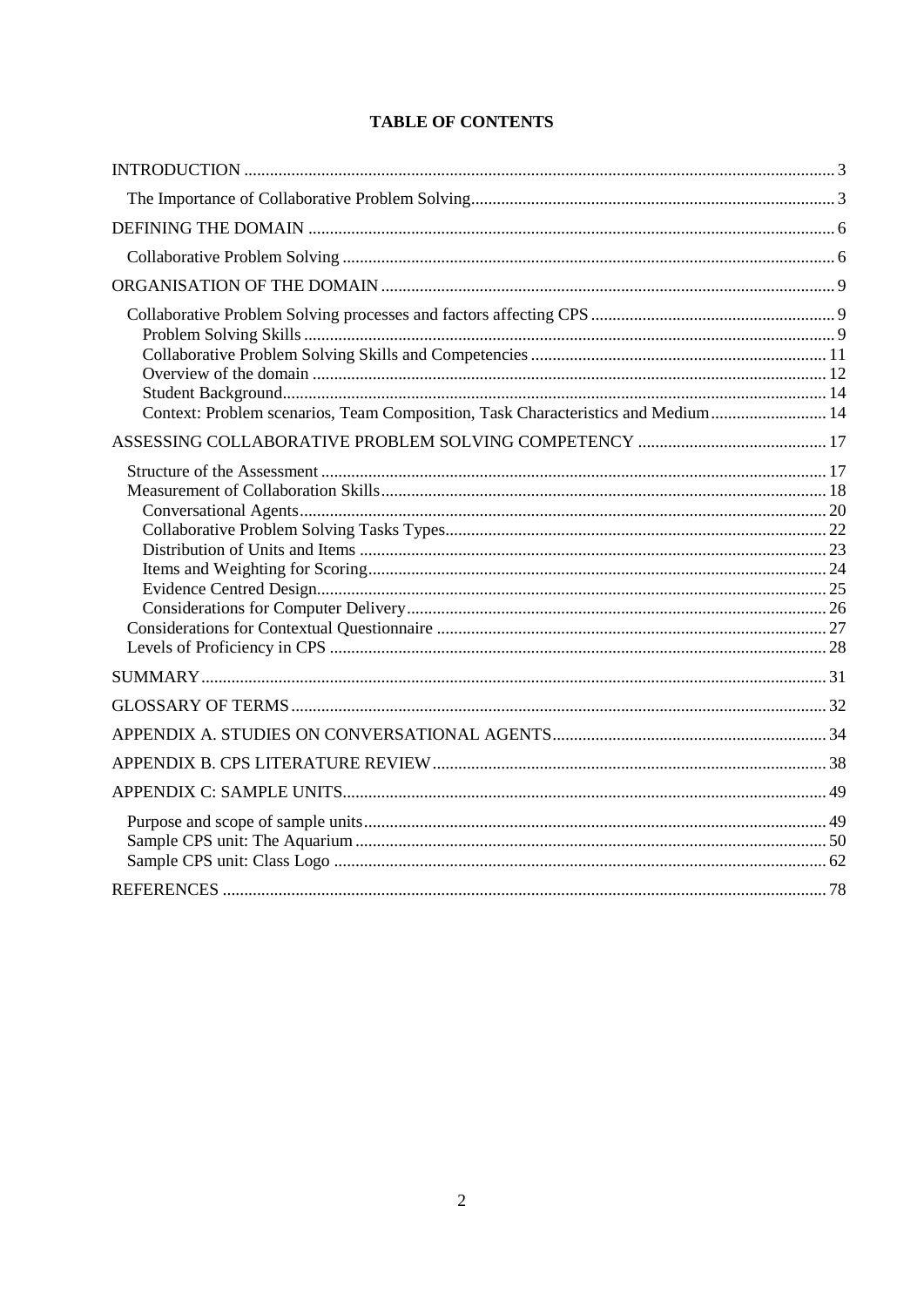# TABLE OF CONTENTS

INTRODUCTION ... 3
- The Importance of Collaborative Problem Solving ... 3

DEFINING THE DOMAIN ... 6
- Collaborative Problem Solving ... 6

ORGANISATION OF THE DOMAIN ... 9
- Collaborative Problem Solving processes and factors affecting CPS ... 9
  - Problem Solving Skills ... 9
  - Collaborative Problem Solving Skills and Competencies ... 11
  - Overview of the domain ... 12
  - Student Background ... 14
  - Context: Problem scenarios, Team Composition, Task Characteristics and Medium ... 14

ASSESSING COLLABORATIVE PROBLEM SOLVING COMPETENCY ... 17
- Structure of the Assessment ... 17
- Measurement of Collaboration Skills ... 18
  - Conversational Agents ... 20
  - Collaborative Problem Solving Tasks Types ... 22
  - Distribution of Units and Items ... 23
  - Items and Weighting for Scoring ... 24
  - Evidence Centred Design ... 25
  - Considerations for Computer Delivery ... 26
- Considerations for Contextual Questionnaire ... 27
- Levels of Proficiency in CPS ... 28

SUMMARY ... 31

GLOSSARY OF TERMS ... 32

APPENDIX A. STUDIES ON CONVERSATIONAL AGENTS ... 34

APPENDIX B. CPS LITERATURE REVIEW ... 38

APPENDIX C: SAMPLE UNITS ... 49
- Purpose and scope of sample units ... 49
- Sample CPS unit: The Aquarium ... 50
- Sample CPS unit: Class Logo ... 62

REFERENCES ... 78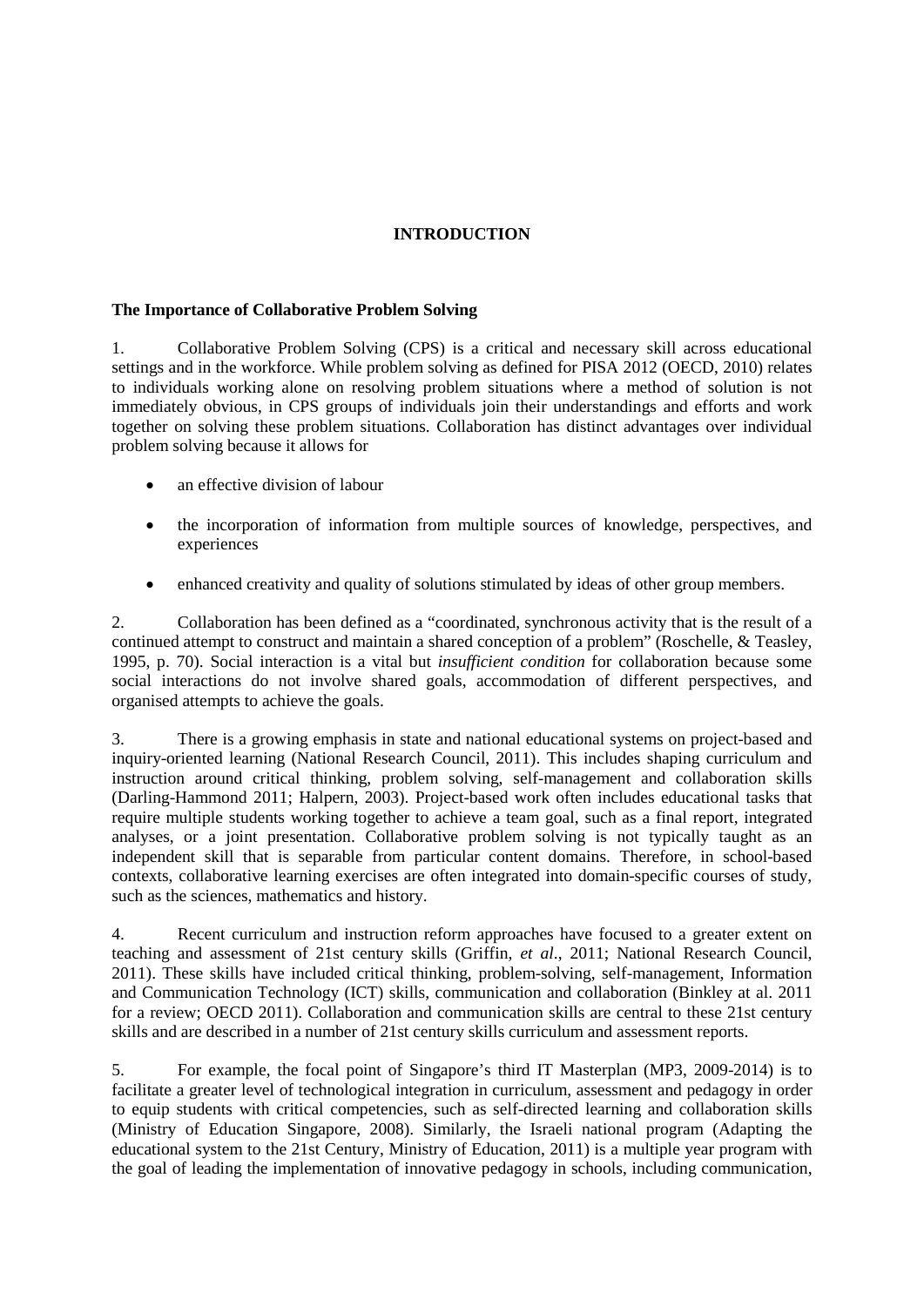# INTRODUCTION

## The Importance of Collaborative Problem Solving

1. Collaborative Problem Solving (CPS) is a critical and necessary skill across educational settings and in the workforce. While problem solving as defined for PISA 2012 (OECD, 2010) relates to individuals working alone on resolving problem situations where a method of solution is not immediately obvious, in CPS groups of individuals join their understandings and efforts and work together on solving these problem situations. Collaboration has distinct advantages over individual problem solving because it allows for

- an effective division of labour
- the incorporation of information from multiple sources of knowledge, perspectives, and experiences
- enhanced creativity and quality of solutions stimulated by ideas of other group members.

2. Collaboration has been defined as a "coordinated, synchronous activity that is the result of a continued attempt to construct and maintain a shared conception of a problem" (Roschelle, & Teasley, 1995, p. 70). Social interaction is a vital but *insufficient condition* for collaboration because some social interactions do not involve shared goals, accommodation of different perspectives, and organised attempts to achieve the goals.

3. There is a growing emphasis in state and national educational systems on project-based and inquiry-oriented learning (National Research Council, 2011). This includes shaping curriculum and instruction around critical thinking, problem solving, self-management and collaboration skills (Darling-Hammond 2011; Halpern, 2003). Project-based work often includes educational tasks that require multiple students working together to achieve a team goal, such as a final report, integrated analyses, or a joint presentation. Collaborative problem solving is not typically taught as an independent skill that is separable from particular content domains. Therefore, in school-based contexts, collaborative learning exercises are often integrated into domain-specific courses of study, such as the sciences, mathematics and history.

4. Recent curriculum and instruction reform approaches have focused to a greater extent on teaching and assessment of 21st century skills (Griffin, *et al*., 2011; National Research Council, 2011). These skills have included critical thinking, problem-solving, self-management, Information and Communication Technology (ICT) skills, communication and collaboration (Binkley at al. 2011 for a review; OECD 2011). Collaboration and communication skills are central to these 21st century skills and are described in a number of 21st century skills curriculum and assessment reports.

5. For example, the focal point of Singapore's third IT Masterplan (MP3, 2009-2014) is to facilitate a greater level of technological integration in curriculum, assessment and pedagogy in order to equip students with critical competencies, such as self-directed learning and collaboration skills (Ministry of Education Singapore, 2008). Similarly, the Israeli national program (Adapting the educational system to the 21st Century, Ministry of Education, 2011) is a multiple year program with the goal of leading the implementation of innovative pedagogy in schools, including communication,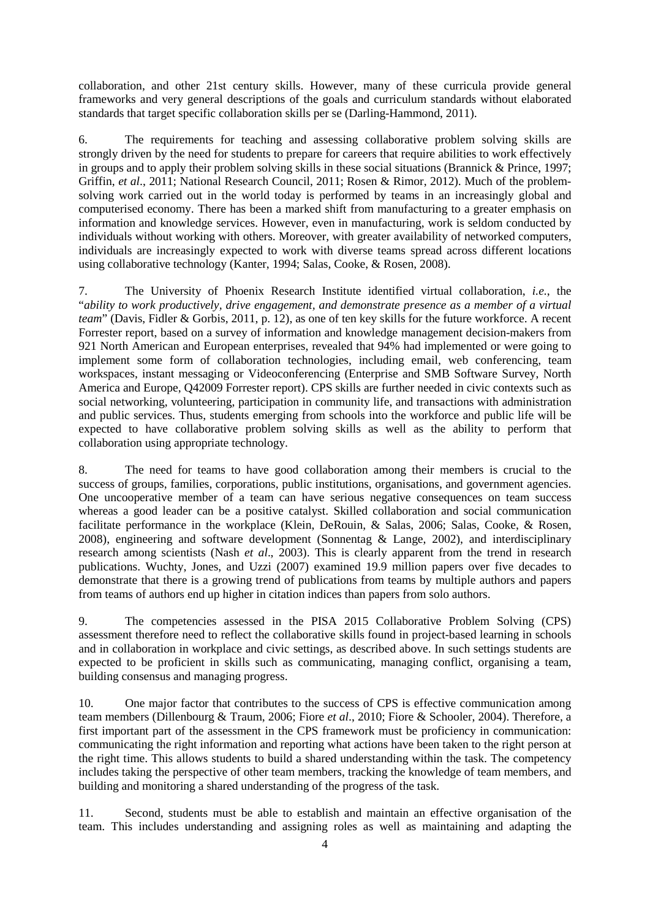collaboration, and other 21st century skills. However, many of these curricula provide general frameworks and very general descriptions of the goals and curriculum standards without elaborated standards that target specific collaboration skills per se (Darling-Hammond, 2011).

6. The requirements for teaching and assessing collaborative problem solving skills are strongly driven by the need for students to prepare for careers that require abilities to work effectively in groups and to apply their problem solving skills in these social situations (Brannick & Prince, 1997; Griffin, *et al*., 2011; National Research Council, 2011; Rosen & Rimor, 2012). Much of the problem-solving work carried out in the world today is performed by teams in an increasingly global and computerised economy. There has been a marked shift from manufacturing to a greater emphasis on information and knowledge services. However, even in manufacturing, work is seldom conducted by individuals without working with others. Moreover, with greater availability of networked computers, individuals are increasingly expected to work with diverse teams spread across different locations using collaborative technology (Kanter, 1994; Salas, Cooke, & Rosen, 2008).

7. The University of Phoenix Research Institute identified virtual collaboration, *i.e.*, the "*ability to work productively, drive engagement, and demonstrate presence as a member of a virtual team*" (Davis, Fidler & Gorbis, 2011, p. 12), as one of ten key skills for the future workforce. A recent Forrester report, based on a survey of information and knowledge management decision-makers from 921 North American and European enterprises, revealed that 94% had implemented or were going to implement some form of collaboration technologies, including email, web conferencing, team workspaces, instant messaging or Videoconferencing (Enterprise and SMB Software Survey, North America and Europe, Q42009 Forrester report). CPS skills are further needed in civic contexts such as social networking, volunteering, participation in community life, and transactions with administration and public services. Thus, students emerging from schools into the workforce and public life will be expected to have collaborative problem solving skills as well as the ability to perform that collaboration using appropriate technology.

8. The need for teams to have good collaboration among their members is crucial to the success of groups, families, corporations, public institutions, organisations, and government agencies. One uncooperative member of a team can have serious negative consequences on team success whereas a good leader can be a positive catalyst. Skilled collaboration and social communication facilitate performance in the workplace (Klein, DeRouin, & Salas, 2006; Salas, Cooke, & Rosen, 2008), engineering and software development (Sonnentag & Lange, 2002), and interdisciplinary research among scientists (Nash *et al*., 2003). This is clearly apparent from the trend in research publications. Wuchty, Jones, and Uzzi (2007) examined 19.9 million papers over five decades to demonstrate that there is a growing trend of publications from teams by multiple authors and papers from teams of authors end up higher in citation indices than papers from solo authors.

9. The competencies assessed in the PISA 2015 Collaborative Problem Solving (CPS) assessment therefore need to reflect the collaborative skills found in project-based learning in schools and in collaboration in workplace and civic settings, as described above. In such settings students are expected to be proficient in skills such as communicating, managing conflict, organising a team, building consensus and managing progress.

10. One major factor that contributes to the success of CPS is effective communication among team members (Dillenbourg & Traum, 2006; Fiore *et al*., 2010; Fiore & Schooler, 2004). Therefore, a first important part of the assessment in the CPS framework must be proficiency in communication: communicating the right information and reporting what actions have been taken to the right person at the right time. This allows students to build a shared understanding within the task. The competency includes taking the perspective of other team members, tracking the knowledge of team members, and building and monitoring a shared understanding of the progress of the task.

11. Second, students must be able to establish and maintain an effective organisation of the team. This includes understanding and assigning roles as well as maintaining and adapting the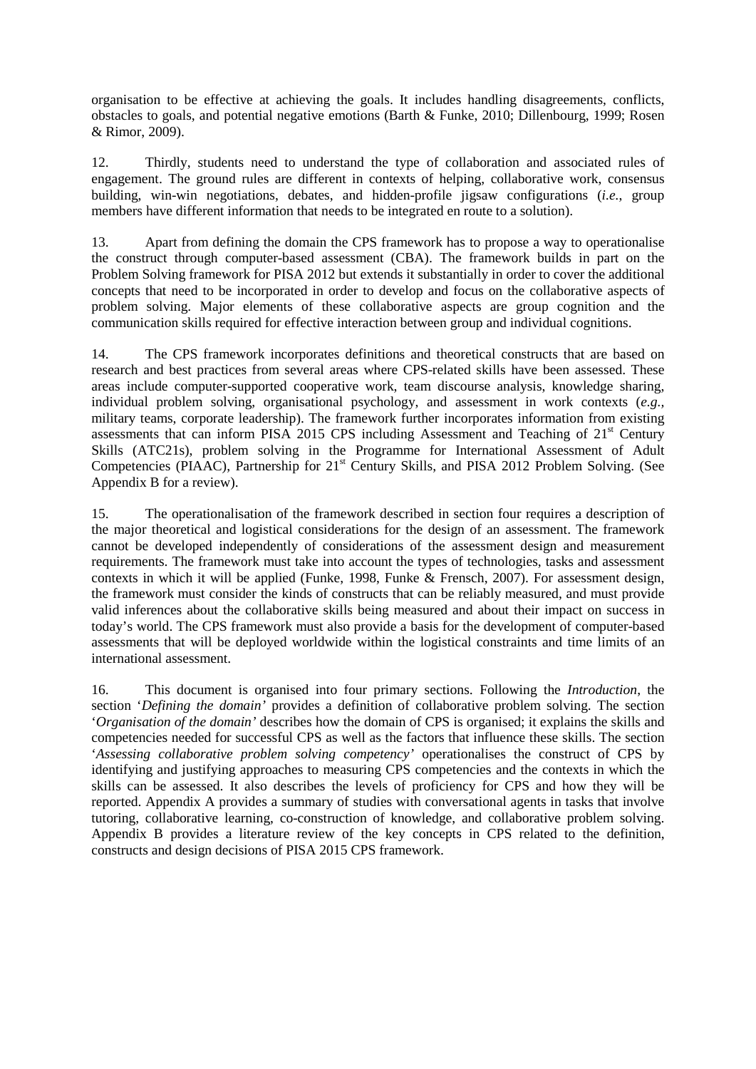organisation to be effective at achieving the goals. It includes handling disagreements, conflicts, obstacles to goals, and potential negative emotions (Barth & Funke, 2010; Dillenbourg, 1999; Rosen & Rimor, 2009).

12. Thirdly, students need to understand the type of collaboration and associated rules of engagement. The ground rules are different in contexts of helping, collaborative work, consensus building, win-win negotiations, debates, and hidden-profile jigsaw configurations (*i.e.*, group members have different information that needs to be integrated en route to a solution).

13. Apart from defining the domain the CPS framework has to propose a way to operationalise the construct through computer-based assessment (CBA). The framework builds in part on the Problem Solving framework for PISA 2012 but extends it substantially in order to cover the additional concepts that need to be incorporated in order to develop and focus on the collaborative aspects of problem solving. Major elements of these collaborative aspects are group cognition and the communication skills required for effective interaction between group and individual cognitions.

14. The CPS framework incorporates definitions and theoretical constructs that are based on research and best practices from several areas where CPS-related skills have been assessed. These areas include computer-supported cooperative work, team discourse analysis, knowledge sharing, individual problem solving, organisational psychology, and assessment in work contexts (*e.g.*, military teams, corporate leadership). The framework further incorporates information from existing assessments that can inform PISA 2015 CPS including Assessment and Teaching of 21st Century Skills (ATC21s), problem solving in the Programme for International Assessment of Adult Competencies (PIAAC), Partnership for 21st Century Skills, and PISA 2012 Problem Solving. (See Appendix B for a review).

15. The operationalisation of the framework described in section four requires a description of the major theoretical and logistical considerations for the design of an assessment. The framework cannot be developed independently of considerations of the assessment design and measurement requirements. The framework must take into account the types of technologies, tasks and assessment contexts in which it will be applied (Funke, 1998, Funke & Frensch, 2007). For assessment design, the framework must consider the kinds of constructs that can be reliably measured, and must provide valid inferences about the collaborative skills being measured and about their impact on success in today's world. The CPS framework must also provide a basis for the development of computer-based assessments that will be deployed worldwide within the logistical constraints and time limits of an international assessment.

16. This document is organised into four primary sections. Following the *Introduction*, the section '*Defining the domain*' provides a definition of collaborative problem solving. The section '*Organisation of the domain*' describes how the domain of CPS is organised; it explains the skills and competencies needed for successful CPS as well as the factors that influence these skills. The section '*Assessing collaborative problem solving competency*' operationalises the construct of CPS by identifying and justifying approaches to measuring CPS competencies and the contexts in which the skills can be assessed. It also describes the levels of proficiency for CPS and how they will be reported. Appendix A provides a summary of studies with conversational agents in tasks that involve tutoring, collaborative learning, co-construction of knowledge, and collaborative problem solving. Appendix B provides a literature review of the key concepts in CPS related to the definition, constructs and design decisions of PISA 2015 CPS framework.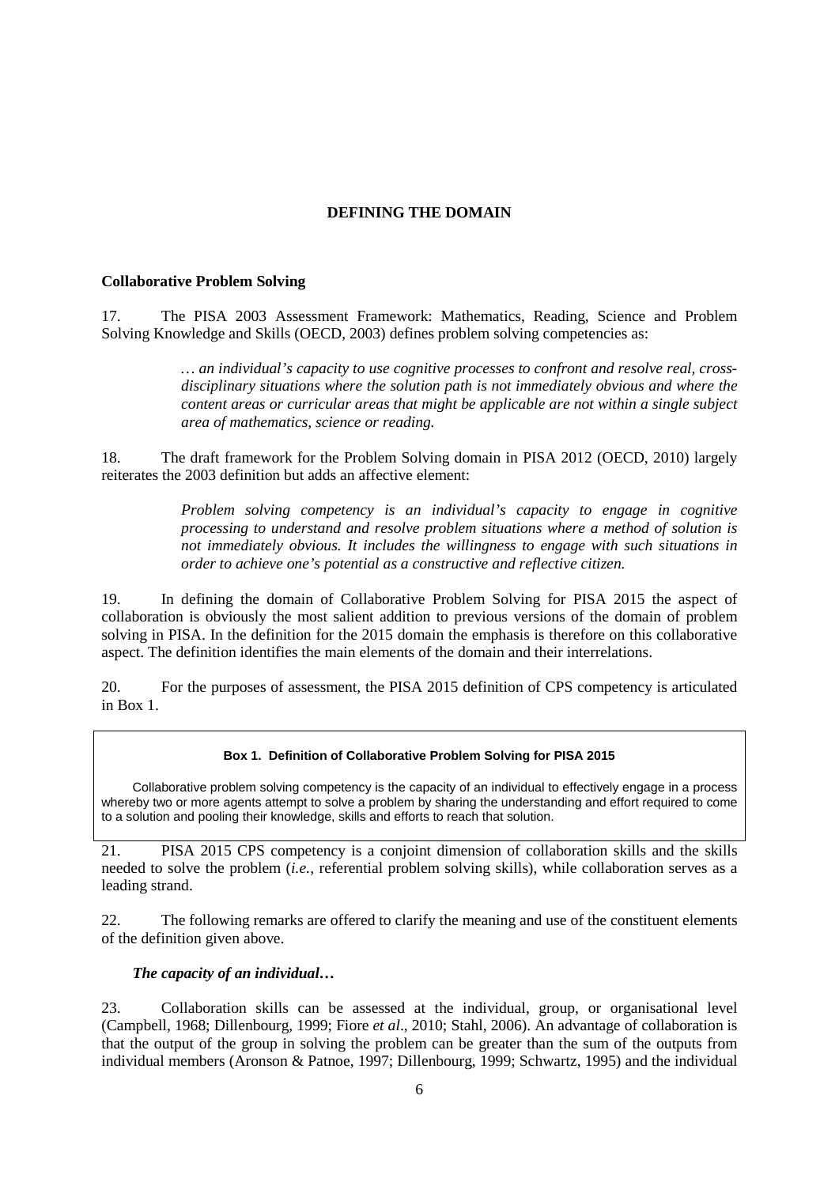# DEFINING THE DOMAIN

## Collaborative Problem Solving

17. The PISA 2003 Assessment Framework: Mathematics, Reading, Science and Problem Solving Knowledge and Skills (OECD, 2003) defines problem solving competencies as:

> *… an individual's capacity to use cognitive processes to confront and resolve real, cross-disciplinary situations where the solution path is not immediately obvious and where the content areas or curricular areas that might be applicable are not within a single subject area of mathematics, science or reading.*

18. The draft framework for the Problem Solving domain in PISA 2012 (OECD, 2010) largely reiterates the 2003 definition but adds an affective element:

> *Problem solving competency is an individual's capacity to engage in cognitive processing to understand and resolve problem situations where a method of solution is not immediately obvious. It includes the willingness to engage with such situations in order to achieve one's potential as a constructive and reflective citizen.*

19. In defining the domain of Collaborative Problem Solving for PISA 2015 the aspect of collaboration is obviously the most salient addition to previous versions of the domain of problem solving in PISA. In the definition for the 2015 domain the emphasis is therefore on this collaborative aspect. The definition identifies the main elements of the domain and their interrelations.

20. For the purposes of assessment, the PISA 2015 definition of CPS competency is articulated in Box 1.

**Box 1. Definition of Collaborative Problem Solving for PISA 2015**

Collaborative problem solving competency is the capacity of an individual to effectively engage in a process whereby two or more agents attempt to solve a problem by sharing the understanding and effort required to come to a solution and pooling their knowledge, skills and efforts to reach that solution.

21. PISA 2015 CPS competency is a conjoint dimension of collaboration skills and the skills needed to solve the problem (*i.e.*, referential problem solving skills), while collaboration serves as a leading strand.

22. The following remarks are offered to clarify the meaning and use of the constituent elements of the definition given above.

### *The capacity of an individual…*

23. Collaboration skills can be assessed at the individual, group, or organisational level (Campbell, 1968; Dillenbourg, 1999; Fiore *et al*., 2010; Stahl, 2006). An advantage of collaboration is that the output of the group in solving the problem can be greater than the sum of the outputs from individual members (Aronson & Patnoe, 1997; Dillenbourg, 1999; Schwartz, 1995) and the individual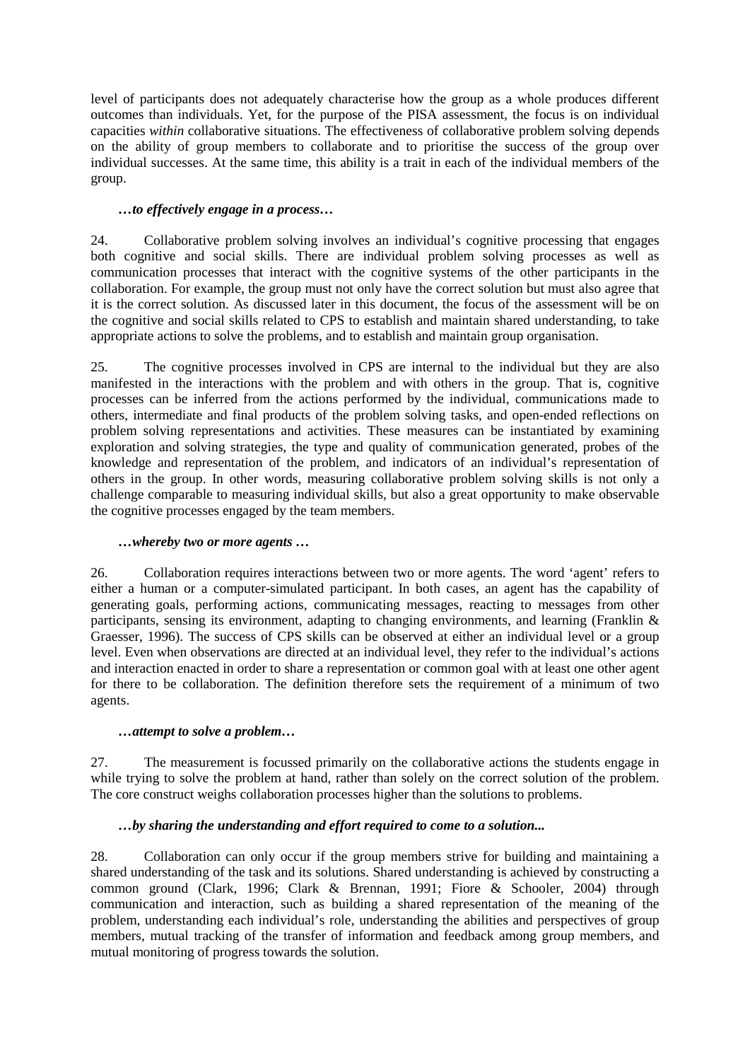level of participants does not adequately characterise how the group as a whole produces different outcomes than individuals. Yet, for the purpose of the PISA assessment, the focus is on individual capacities *within* collaborative situations. The effectiveness of collaborative problem solving depends on the ability of group members to collaborate and to prioritise the success of the group over individual successes. At the same time, this ability is a trait in each of the individual members of the group.

***…to effectively engage in a process…***

24. Collaborative problem solving involves an individual's cognitive processing that engages both cognitive and social skills. There are individual problem solving processes as well as communication processes that interact with the cognitive systems of the other participants in the collaboration. For example, the group must not only have the correct solution but must also agree that it is the correct solution. As discussed later in this document, the focus of the assessment will be on the cognitive and social skills related to CPS to establish and maintain shared understanding, to take appropriate actions to solve the problems, and to establish and maintain group organisation.

25. The cognitive processes involved in CPS are internal to the individual but they are also manifested in the interactions with the problem and with others in the group. That is, cognitive processes can be inferred from the actions performed by the individual, communications made to others, intermediate and final products of the problem solving tasks, and open-ended reflections on problem solving representations and activities. These measures can be instantiated by examining exploration and solving strategies, the type and quality of communication generated, probes of the knowledge and representation of the problem, and indicators of an individual's representation of others in the group. In other words, measuring collaborative problem solving skills is not only a challenge comparable to measuring individual skills, but also a great opportunity to make observable the cognitive processes engaged by the team members.

***…whereby two or more agents …***

26. Collaboration requires interactions between two or more agents. The word 'agent' refers to either a human or a computer-simulated participant. In both cases, an agent has the capability of generating goals, performing actions, communicating messages, reacting to messages from other participants, sensing its environment, adapting to changing environments, and learning (Franklin & Graesser, 1996). The success of CPS skills can be observed at either an individual level or a group level. Even when observations are directed at an individual level, they refer to the individual's actions and interaction enacted in order to share a representation or common goal with at least one other agent for there to be collaboration. The definition therefore sets the requirement of a minimum of two agents.

***…attempt to solve a problem…***

27. The measurement is focussed primarily on the collaborative actions the students engage in while trying to solve the problem at hand, rather than solely on the correct solution of the problem. The core construct weighs collaboration processes higher than the solutions to problems.

***…by sharing the understanding and effort required to come to a solution...***

28. Collaboration can only occur if the group members strive for building and maintaining a shared understanding of the task and its solutions. Shared understanding is achieved by constructing a common ground (Clark, 1996; Clark & Brennan, 1991; Fiore & Schooler, 2004) through communication and interaction, such as building a shared representation of the meaning of the problem, understanding each individual's role, understanding the abilities and perspectives of group members, mutual tracking of the transfer of information and feedback among group members, and mutual monitoring of progress towards the solution.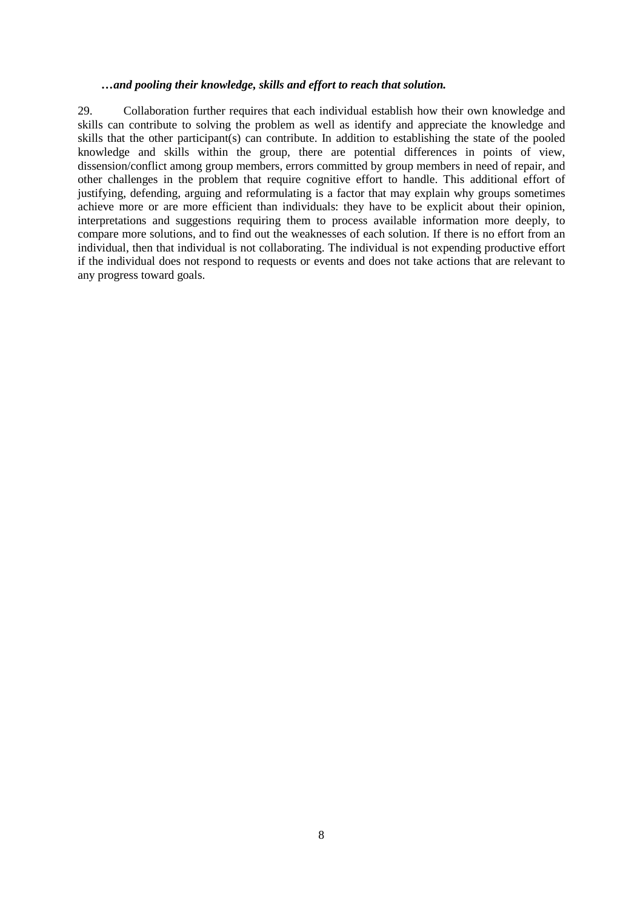***…and pooling their knowledge, skills and effort to reach that solution.***

29. Collaboration further requires that each individual establish how their own knowledge and skills can contribute to solving the problem as well as identify and appreciate the knowledge and skills that the other participant(s) can contribute. In addition to establishing the state of the pooled knowledge and skills within the group, there are potential differences in points of view, dissension/conflict among group members, errors committed by group members in need of repair, and other challenges in the problem that require cognitive effort to handle. This additional effort of justifying, defending, arguing and reformulating is a factor that may explain why groups sometimes achieve more or are more efficient than individuals: they have to be explicit about their opinion, interpretations and suggestions requiring them to process available information more deeply, to compare more solutions, and to find out the weaknesses of each solution. If there is no effort from an individual, then that individual is not collaborating. The individual is not expending productive effort if the individual does not respond to requests or events and does not take actions that are relevant to any progress toward goals.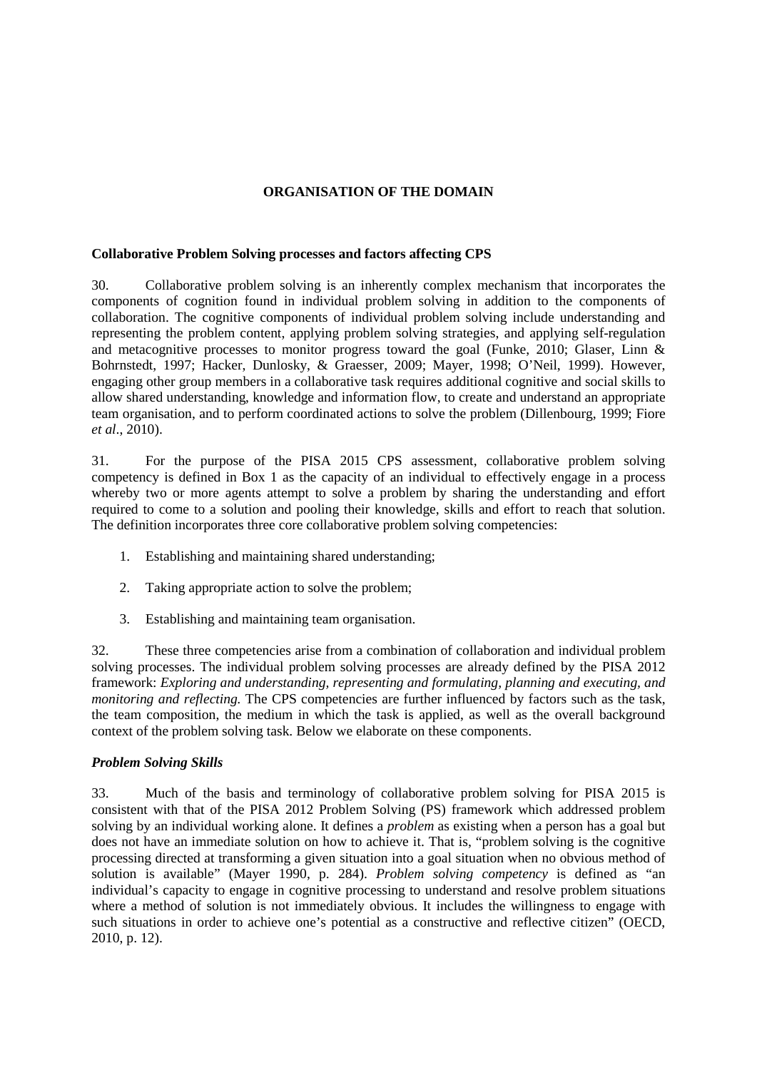# ORGANISATION OF THE DOMAIN

## Collaborative Problem Solving processes and factors affecting CPS

30. Collaborative problem solving is an inherently complex mechanism that incorporates the components of cognition found in individual problem solving in addition to the components of collaboration. The cognitive components of individual problem solving include understanding and representing the problem content, applying problem solving strategies, and applying self-regulation and metacognitive processes to monitor progress toward the goal (Funke, 2010; Glaser, Linn & Bohrnstedt, 1997; Hacker, Dunlosky, & Graesser, 2009; Mayer, 1998; O'Neil, 1999). However, engaging other group members in a collaborative task requires additional cognitive and social skills to allow shared understanding, knowledge and information flow, to create and understand an appropriate team organisation, and to perform coordinated actions to solve the problem (Dillenbourg, 1999; Fiore *et al*., 2010).

31. For the purpose of the PISA 2015 CPS assessment, collaborative problem solving competency is defined in Box 1 as the capacity of an individual to effectively engage in a process whereby two or more agents attempt to solve a problem by sharing the understanding and effort required to come to a solution and pooling their knowledge, skills and effort to reach that solution. The definition incorporates three core collaborative problem solving competencies:

1. Establishing and maintaining shared understanding;
2. Taking appropriate action to solve the problem;
3. Establishing and maintaining team organisation.

32. These three competencies arise from a combination of collaboration and individual problem solving processes. The individual problem solving processes are already defined by the PISA 2012 framework: *Exploring and understanding, representing and formulating, planning and executing, and monitoring and reflecting.* The CPS competencies are further influenced by factors such as the task, the team composition, the medium in which the task is applied, as well as the overall background context of the problem solving task. Below we elaborate on these components.

### *Problem Solving Skills*

33. Much of the basis and terminology of collaborative problem solving for PISA 2015 is consistent with that of the PISA 2012 Problem Solving (PS) framework which addressed problem solving by an individual working alone. It defines a *problem* as existing when a person has a goal but does not have an immediate solution on how to achieve it. That is, "problem solving is the cognitive processing directed at transforming a given situation into a goal situation when no obvious method of solution is available" (Mayer 1990, p. 284). *Problem solving competency* is defined as "an individual's capacity to engage in cognitive processing to understand and resolve problem situations where a method of solution is not immediately obvious. It includes the willingness to engage with such situations in order to achieve one's potential as a constructive and reflective citizen" (OECD, 2010, p. 12).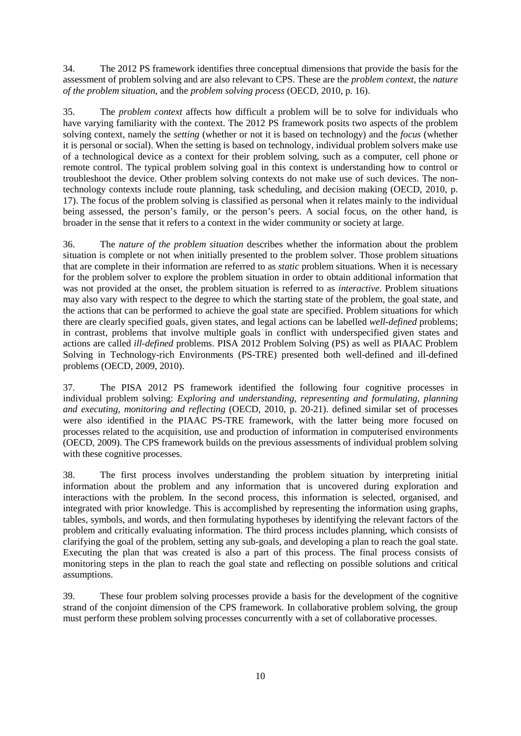34. The 2012 PS framework identifies three conceptual dimensions that provide the basis for the assessment of problem solving and are also relevant to CPS. These are the *problem context*, the *nature of the problem situation*, and the *problem solving process* (OECD, 2010, p. 16).

35. The *problem context* affects how difficult a problem will be to solve for individuals who have varying familiarity with the context. The 2012 PS framework posits two aspects of the problem solving context, namely the *setting* (whether or not it is based on technology) and the *focus* (whether it is personal or social). When the setting is based on technology, individual problem solvers make use of a technological device as a context for their problem solving, such as a computer, cell phone or remote control. The typical problem solving goal in this context is understanding how to control or troubleshoot the device. Other problem solving contexts do not make use of such devices. The non-technology contexts include route planning, task scheduling, and decision making (OECD, 2010, p. 17). The focus of the problem solving is classified as personal when it relates mainly to the individual being assessed, the person's family, or the person's peers. A social focus, on the other hand, is broader in the sense that it refers to a context in the wider community or society at large.

36. The *nature of the problem situation* describes whether the information about the problem situation is complete or not when initially presented to the problem solver. Those problem situations that are complete in their information are referred to as *static* problem situations. When it is necessary for the problem solver to explore the problem situation in order to obtain additional information that was not provided at the onset, the problem situation is referred to as *interactive*. Problem situations may also vary with respect to the degree to which the starting state of the problem, the goal state, and the actions that can be performed to achieve the goal state are specified. Problem situations for which there are clearly specified goals, given states, and legal actions can be labelled *well-defined* problems; in contrast, problems that involve multiple goals in conflict with underspecified given states and actions are called *ill-defined* problems. PISA 2012 Problem Solving (PS) as well as PIAAC Problem Solving in Technology-rich Environments (PS-TRE) presented both well-defined and ill-defined problems (OECD, 2009, 2010).

37. The PISA 2012 PS framework identified the following four cognitive processes in individual problem solving: *Exploring and understanding, representing and formulating, planning and executing, monitoring and reflecting* (OECD, 2010, p. 20-21). defined similar set of processes were also identified in the PIAAC PS-TRE framework, with the latter being more focused on processes related to the acquisition, use and production of information in computerised environments (OECD, 2009). The CPS framework builds on the previous assessments of individual problem solving with these cognitive processes.

38. The first process involves understanding the problem situation by interpreting initial information about the problem and any information that is uncovered during exploration and interactions with the problem. In the second process, this information is selected, organised, and integrated with prior knowledge. This is accomplished by representing the information using graphs, tables, symbols, and words, and then formulating hypotheses by identifying the relevant factors of the problem and critically evaluating information. The third process includes planning, which consists of clarifying the goal of the problem, setting any sub-goals, and developing a plan to reach the goal state. Executing the plan that was created is also a part of this process. The final process consists of monitoring steps in the plan to reach the goal state and reflecting on possible solutions and critical assumptions.

39. These four problem solving processes provide a basis for the development of the cognitive strand of the conjoint dimension of the CPS framework. In collaborative problem solving, the group must perform these problem solving processes concurrently with a set of collaborative processes.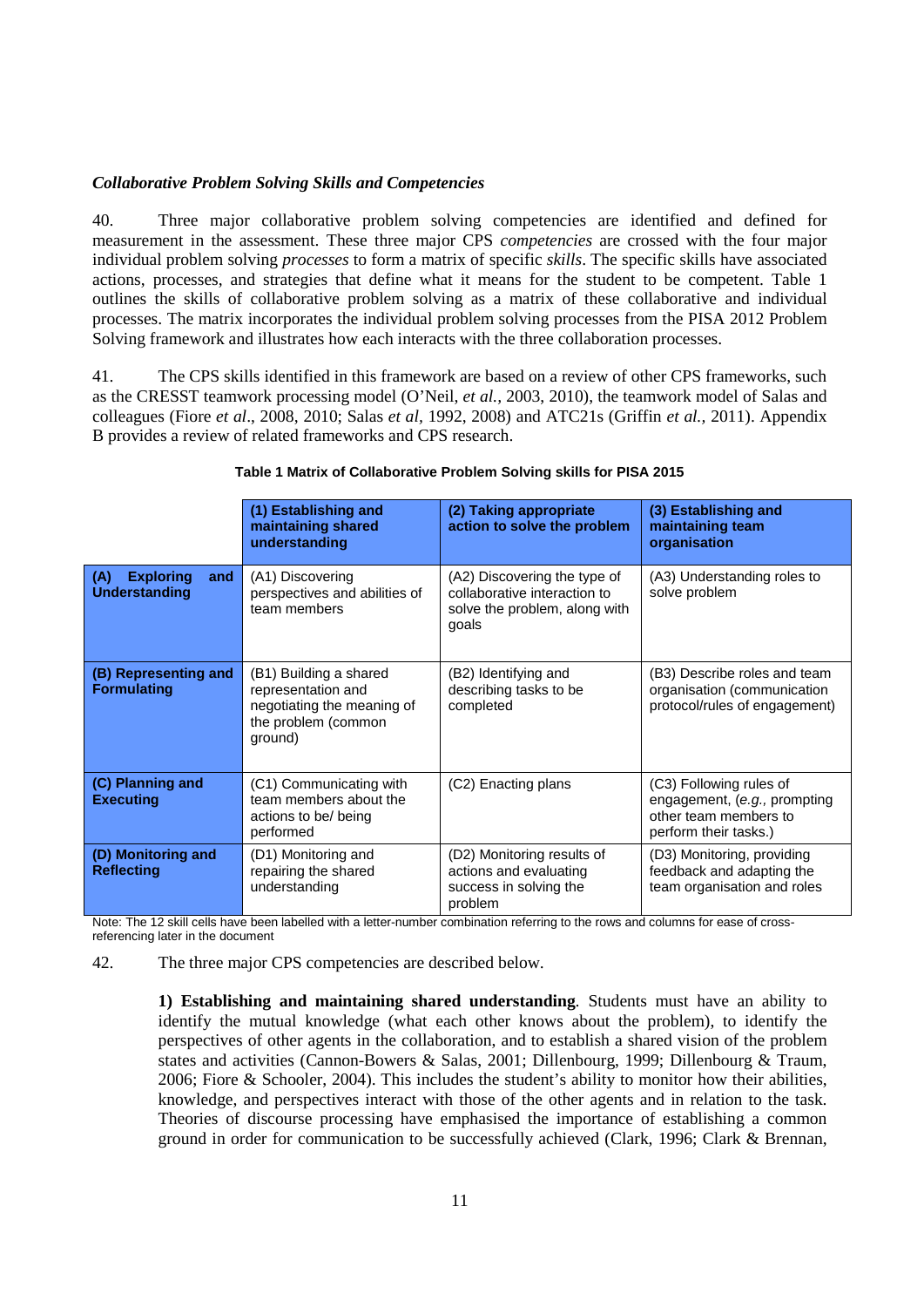### *Collaborative Problem Solving Skills and Competencies*

40. Three major collaborative problem solving competencies are identified and defined for measurement in the assessment. These three major CPS *competencies* are crossed with the four major individual problem solving *processes* to form a matrix of specific *skills*. The specific skills have associated actions, processes, and strategies that define what it means for the student to be competent. Table 1 outlines the skills of collaborative problem solving as a matrix of these collaborative and individual processes. The matrix incorporates the individual problem solving processes from the PISA 2012 Problem Solving framework and illustrates how each interacts with the three collaboration processes.

41. The CPS skills identified in this framework are based on a review of other CPS frameworks, such as the CRESST teamwork processing model (O'Neil, *et al.*, 2003, 2010), the teamwork model of Salas and colleagues (Fiore *et al*., 2008, 2010; Salas *et al*, 1992, 2008) and ATC21s (Griffin *et al.*, 2011). Appendix B provides a review of related frameworks and CPS research.

**Table 1 Matrix of Collaborative Problem Solving skills for PISA 2015**

| | **(1) Establishing and maintaining shared understanding** | **(2) Taking appropriate action to solve the problem** | **(3) Establishing and maintaining team organisation** |
|---|---|---|---|
| **(A) Exploring and Understanding** | (A1) Discovering perspectives and abilities of team members | (A2) Discovering the type of collaborative interaction to solve the problem, along with goals | (A3) Understanding roles to solve problem |
| **(B) Representing and Formulating** | (B1) Building a shared representation and negotiating the meaning of the problem (common ground) | (B2) Identifying and describing tasks to be completed | (B3) Describe roles and team organisation (communication protocol/rules of engagement) |
| **(C) Planning and Executing** | (C1) Communicating with team members about the actions to be/ being performed | (C2) Enacting plans | (C3) Following rules of engagement, (*e.g.*, prompting other team members to perform their tasks.) |
| **(D) Monitoring and Reflecting** | (D1) Monitoring and repairing the shared understanding | (D2) Monitoring results of actions and evaluating success in solving the problem | (D3) Monitoring, providing feedback and adapting the team organisation and roles |

Note: The 12 skill cells have been labelled with a letter-number combination referring to the rows and columns for ease of cross-referencing later in the document

42. The three major CPS competencies are described below.

**1) Establishing and maintaining shared understanding**. Students must have an ability to identify the mutual knowledge (what each other knows about the problem), to identify the perspectives of other agents in the collaboration, and to establish a shared vision of the problem states and activities (Cannon-Bowers & Salas, 2001; Dillenbourg, 1999; Dillenbourg & Traum, 2006; Fiore & Schooler, 2004). This includes the student's ability to monitor how their abilities, knowledge, and perspectives interact with those of the other agents and in relation to the task. Theories of discourse processing have emphasised the importance of establishing a common ground in order for communication to be successfully achieved (Clark, 1996; Clark & Brennan,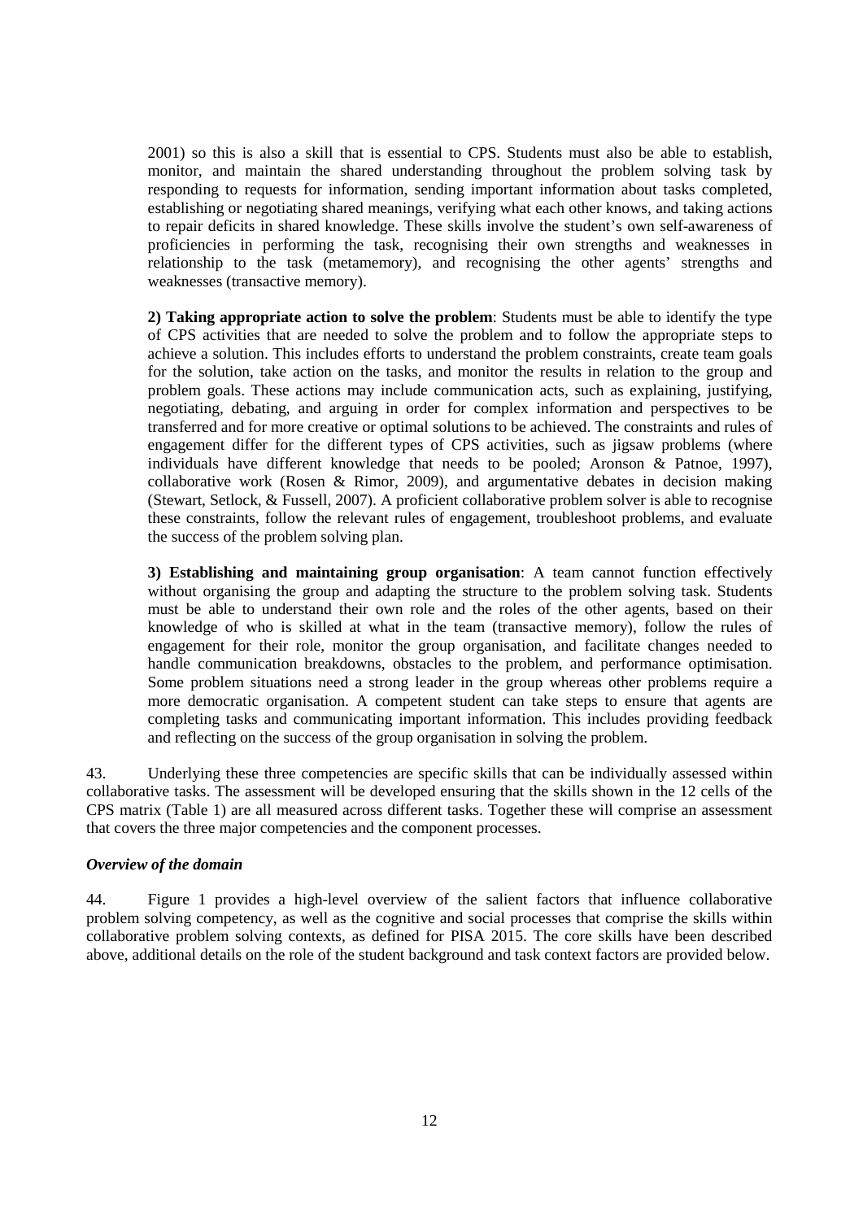2001) so this is also a skill that is essential to CPS. Students must also be able to establish, monitor, and maintain the shared understanding throughout the problem solving task by responding to requests for information, sending important information about tasks completed, establishing or negotiating shared meanings, verifying what each other knows, and taking actions to repair deficits in shared knowledge. These skills involve the student's own self-awareness of proficiencies in performing the task, recognising their own strengths and weaknesses in relationship to the task (metamemory), and recognising the other agents' strengths and weaknesses (transactive memory).

**2) Taking appropriate action to solve the problem**: Students must be able to identify the type of CPS activities that are needed to solve the problem and to follow the appropriate steps to achieve a solution. This includes efforts to understand the problem constraints, create team goals for the solution, take action on the tasks, and monitor the results in relation to the group and problem goals. These actions may include communication acts, such as explaining, justifying, negotiating, debating, and arguing in order for complex information and perspectives to be transferred and for more creative or optimal solutions to be achieved. The constraints and rules of engagement differ for the different types of CPS activities, such as jigsaw problems (where individuals have different knowledge that needs to be pooled; Aronson & Patnoe, 1997), collaborative work (Rosen & Rimor, 2009), and argumentative debates in decision making (Stewart, Setlock, & Fussell, 2007). A proficient collaborative problem solver is able to recognise these constraints, follow the relevant rules of engagement, troubleshoot problems, and evaluate the success of the problem solving plan.

**3) Establishing and maintaining group organisation**: A team cannot function effectively without organising the group and adapting the structure to the problem solving task. Students must be able to understand their own role and the roles of the other agents, based on their knowledge of who is skilled at what in the team (transactive memory), follow the rules of engagement for their role, monitor the group organisation, and facilitate changes needed to handle communication breakdowns, obstacles to the problem, and performance optimisation. Some problem situations need a strong leader in the group whereas other problems require a more democratic organisation. A competent student can take steps to ensure that agents are completing tasks and communicating important information. This includes providing feedback and reflecting on the success of the group organisation in solving the problem.

43. Underlying these three competencies are specific skills that can be individually assessed within collaborative tasks. The assessment will be developed ensuring that the skills shown in the 12 cells of the CPS matrix (Table 1) are all measured across different tasks. Together these will comprise an assessment that covers the three major competencies and the component processes.

***Overview of the domain***

44. Figure 1 provides a high-level overview of the salient factors that influence collaborative problem solving competency, as well as the cognitive and social processes that comprise the skills within collaborative problem solving contexts, as defined for PISA 2015. The core skills have been described above, additional details on the role of the student background and task context factors are provided below.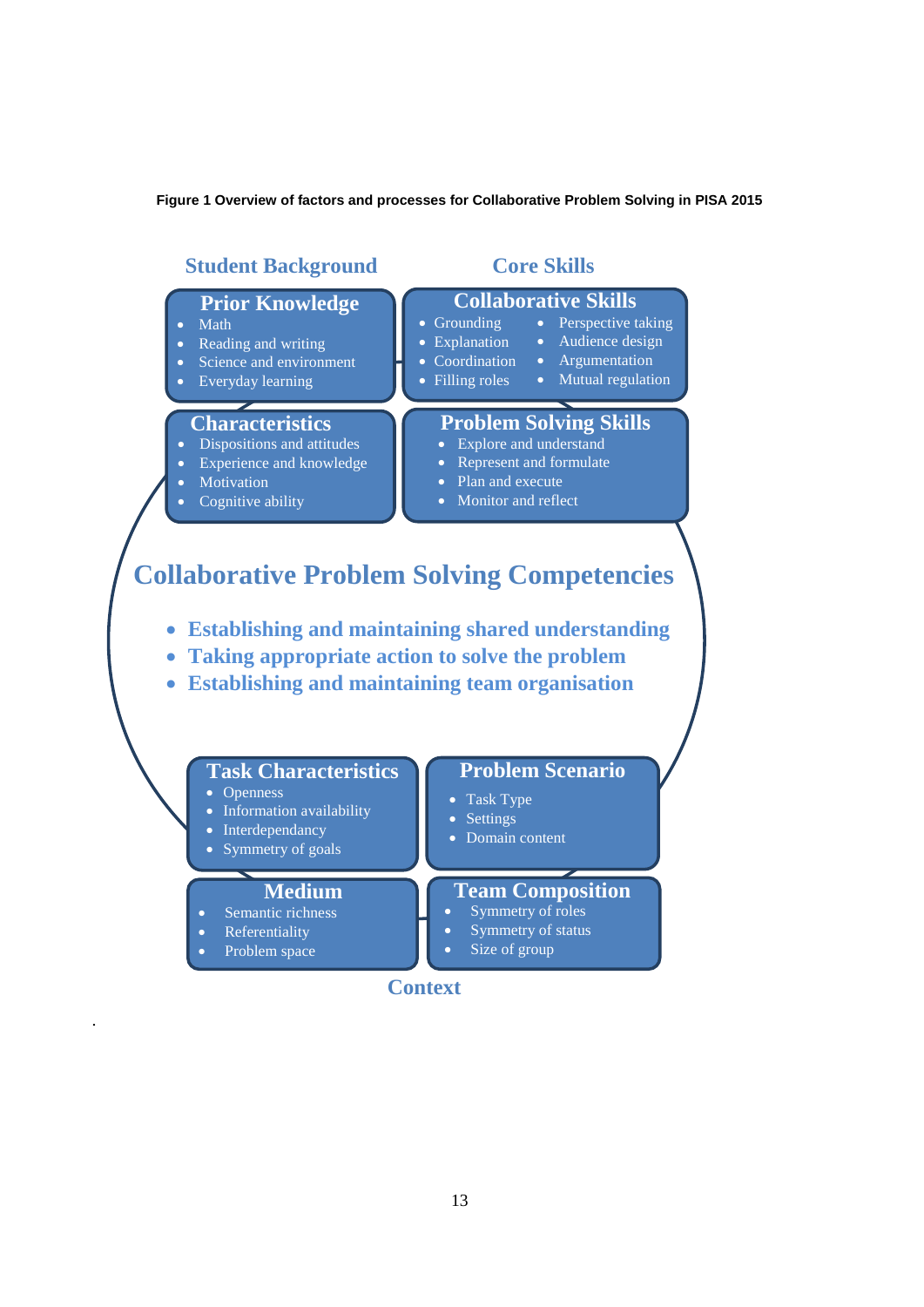**Figure 1 Overview of factors and processes for Collaborative Problem Solving in PISA 2015**

**Student Background**

**Prior Knowledge**

- Math
- Reading and writing
- Science and environment
- Everyday learning

**Characteristics**

- Dispositions and attitudes
- Experience and knowledge
- Motivation
- Cognitive ability

**Core Skills**

**Collaborative Skills**

- Grounding
- Explanation
- Coordination
- Filling roles
- Perspective taking
- Audience design
- Argumentation
- Mutual regulation

**Problem Solving Skills**

- Explore and understand
- Represent and formulate
- Plan and execute
- Monitor and reflect

**Collaborative Problem Solving Competencies**

- Establishing and maintaining shared understanding
- Taking appropriate action to solve the problem
- Establishing and maintaining team organisation

**Task Characteristics**

- Openness
- Information availability
- Interdependancy
- Symmetry of goals

**Problem Scenario**

- Task Type
- Settings
- Domain content

**Medium**

- Semantic richness
- Referentiality
- Problem space

**Team Composition**

- Symmetry of roles
- Symmetry of status
- Size of group

**Context**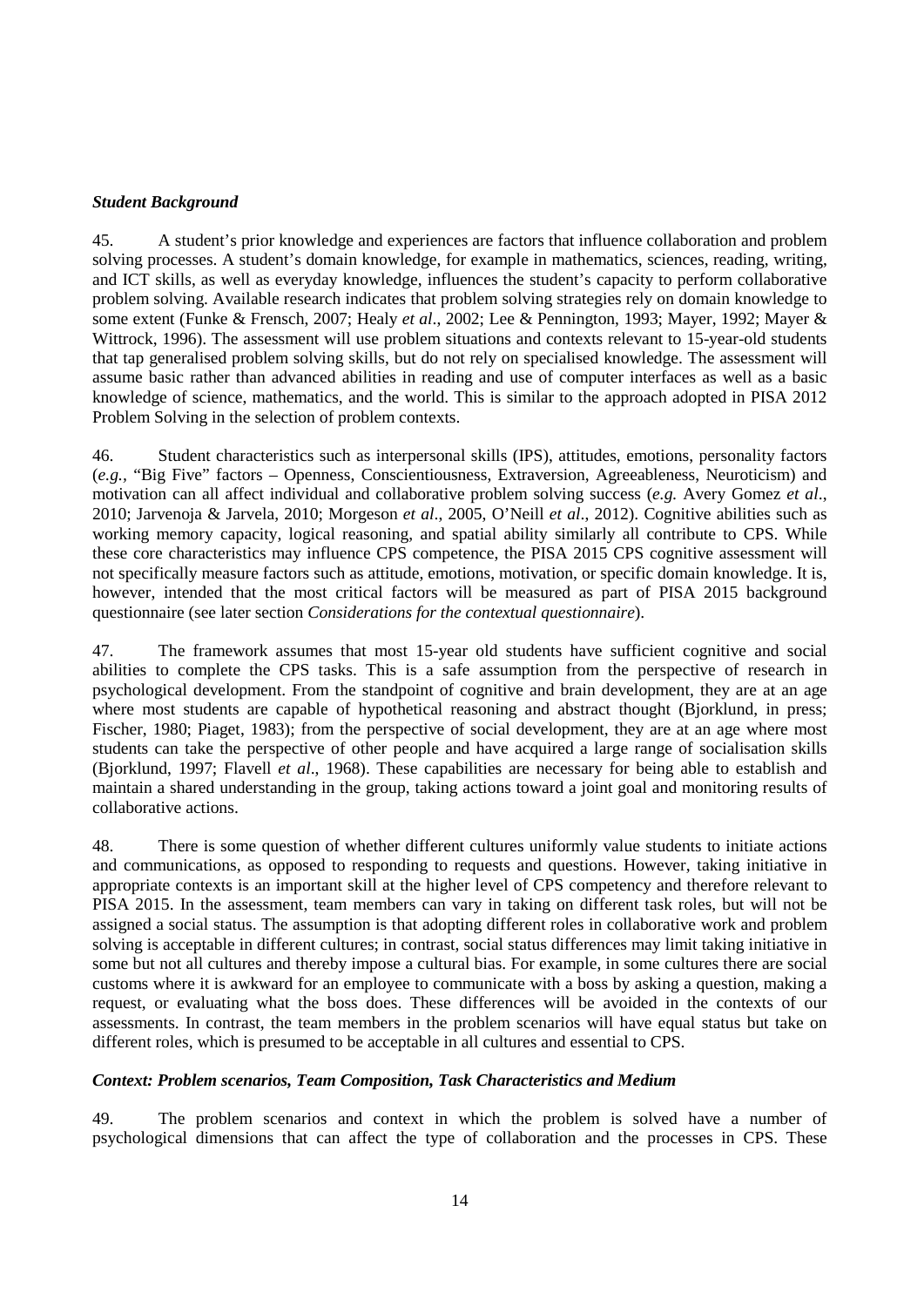### *Student Background*

45. A student's prior knowledge and experiences are factors that influence collaboration and problem solving processes. A student's domain knowledge, for example in mathematics, sciences, reading, writing, and ICT skills, as well as everyday knowledge, influences the student's capacity to perform collaborative problem solving. Available research indicates that problem solving strategies rely on domain knowledge to some extent (Funke & Frensch, 2007; Healy *et al*., 2002; Lee & Pennington, 1993; Mayer, 1992; Mayer & Wittrock, 1996). The assessment will use problem situations and contexts relevant to 15-year-old students that tap generalised problem solving skills, but do not rely on specialised knowledge. The assessment will assume basic rather than advanced abilities in reading and use of computer interfaces as well as a basic knowledge of science, mathematics, and the world. This is similar to the approach adopted in PISA 2012 Problem Solving in the selection of problem contexts.

46. Student characteristics such as interpersonal skills (IPS), attitudes, emotions, personality factors (*e.g.,* "Big Five" factors – Openness, Conscientiousness, Extraversion, Agreeableness, Neuroticism) and motivation can all affect individual and collaborative problem solving success (*e.g.* Avery Gomez *et al*., 2010; Jarvenoja & Jarvela, 2010; Morgeson *et al*., 2005, O'Neill *et al*., 2012). Cognitive abilities such as working memory capacity, logical reasoning, and spatial ability similarly all contribute to CPS. While these core characteristics may influence CPS competence, the PISA 2015 CPS cognitive assessment will not specifically measure factors such as attitude, emotions, motivation, or specific domain knowledge. It is, however, intended that the most critical factors will be measured as part of PISA 2015 background questionnaire (see later section *Considerations for the contextual questionnaire*).

47. The framework assumes that most 15-year old students have sufficient cognitive and social abilities to complete the CPS tasks. This is a safe assumption from the perspective of research in psychological development. From the standpoint of cognitive and brain development, they are at an age where most students are capable of hypothetical reasoning and abstract thought (Bjorklund, in press; Fischer, 1980; Piaget, 1983); from the perspective of social development, they are at an age where most students can take the perspective of other people and have acquired a large range of socialisation skills (Bjorklund, 1997; Flavell *et al*., 1968). These capabilities are necessary for being able to establish and maintain a shared understanding in the group, taking actions toward a joint goal and monitoring results of collaborative actions.

48. There is some question of whether different cultures uniformly value students to initiate actions and communications, as opposed to responding to requests and questions. However, taking initiative in appropriate contexts is an important skill at the higher level of CPS competency and therefore relevant to PISA 2015. In the assessment, team members can vary in taking on different task roles, but will not be assigned a social status. The assumption is that adopting different roles in collaborative work and problem solving is acceptable in different cultures; in contrast, social status differences may limit taking initiative in some but not all cultures and thereby impose a cultural bias. For example, in some cultures there are social customs where it is awkward for an employee to communicate with a boss by asking a question, making a request, or evaluating what the boss does. These differences will be avoided in the contexts of our assessments. In contrast, the team members in the problem scenarios will have equal status but take on different roles, which is presumed to be acceptable in all cultures and essential to CPS.

### *Context: Problem scenarios, Team Composition, Task Characteristics and Medium*

49. The problem scenarios and context in which the problem is solved have a number of psychological dimensions that can affect the type of collaboration and the processes in CPS. These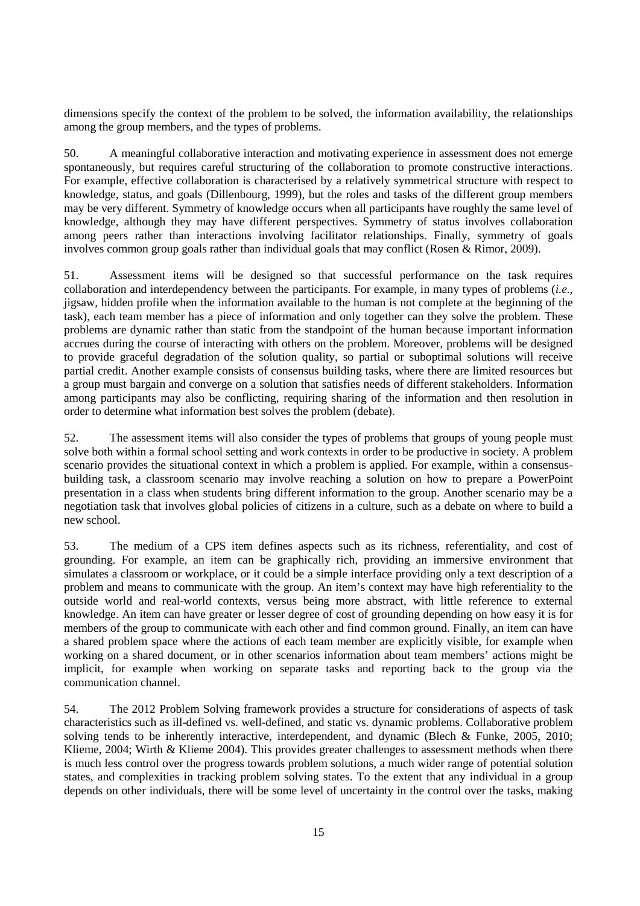dimensions specify the context of the problem to be solved, the information availability, the relationships among the group members, and the types of problems.

50. A meaningful collaborative interaction and motivating experience in assessment does not emerge spontaneously, but requires careful structuring of the collaboration to promote constructive interactions. For example, effective collaboration is characterised by a relatively symmetrical structure with respect to knowledge, status, and goals (Dillenbourg, 1999), but the roles and tasks of the different group members may be very different. Symmetry of knowledge occurs when all participants have roughly the same level of knowledge, although they may have different perspectives. Symmetry of status involves collaboration among peers rather than interactions involving facilitator relationships. Finally, symmetry of goals involves common group goals rather than individual goals that may conflict (Rosen & Rimor, 2009).

51. Assessment items will be designed so that successful performance on the task requires collaboration and interdependency between the participants. For example, in many types of problems (*i.e.*, jigsaw, hidden profile when the information available to the human is not complete at the beginning of the task), each team member has a piece of information and only together can they solve the problem. These problems are dynamic rather than static from the standpoint of the human because important information accrues during the course of interacting with others on the problem. Moreover, problems will be designed to provide graceful degradation of the solution quality, so partial or suboptimal solutions will receive partial credit. Another example consists of consensus building tasks, where there are limited resources but a group must bargain and converge on a solution that satisfies needs of different stakeholders. Information among participants may also be conflicting, requiring sharing of the information and then resolution in order to determine what information best solves the problem (debate).

52. The assessment items will also consider the types of problems that groups of young people must solve both within a formal school setting and work contexts in order to be productive in society. A problem scenario provides the situational context in which a problem is applied. For example, within a consensus-building task, a classroom scenario may involve reaching a solution on how to prepare a PowerPoint presentation in a class when students bring different information to the group. Another scenario may be a negotiation task that involves global policies of citizens in a culture, such as a debate on where to build a new school.

53. The medium of a CPS item defines aspects such as its richness, referentiality, and cost of grounding. For example, an item can be graphically rich, providing an immersive environment that simulates a classroom or workplace, or it could be a simple interface providing only a text description of a problem and means to communicate with the group. An item's context may have high referentiality to the outside world and real-world contexts, versus being more abstract, with little reference to external knowledge. An item can have greater or lesser degree of cost of grounding depending on how easy it is for members of the group to communicate with each other and find common ground. Finally, an item can have a shared problem space where the actions of each team member are explicitly visible, for example when working on a shared document, or in other scenarios information about team members' actions might be implicit, for example when working on separate tasks and reporting back to the group via the communication channel.

54. The 2012 Problem Solving framework provides a structure for considerations of aspects of task characteristics such as ill-defined vs. well-defined, and static vs. dynamic problems. Collaborative problem solving tends to be inherently interactive, interdependent, and dynamic (Blech & Funke, 2005, 2010; Klieme, 2004; Wirth & Klieme 2004). This provides greater challenges to assessment methods when there is much less control over the progress towards problem solutions, a much wider range of potential solution states, and complexities in tracking problem solving states. To the extent that any individual in a group depends on other individuals, there will be some level of uncertainty in the control over the tasks, making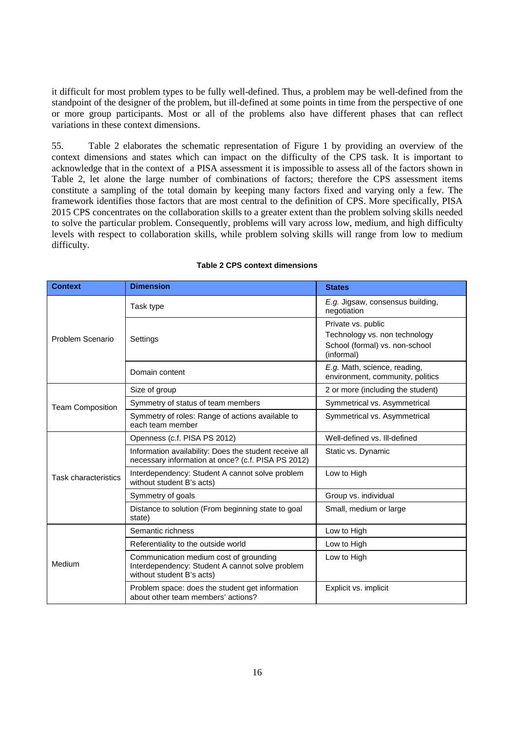it difficult for most problem types to be fully well-defined. Thus, a problem may be well-defined from the standpoint of the designer of the problem, but ill-defined at some points in time from the perspective of one or more group participants. Most or all of the problems also have different phases that can reflect variations in these context dimensions.

55. Table 2 elaborates the schematic representation of Figure 1 by providing an overview of the context dimensions and states which can impact on the difficulty of the CPS task. It is important to acknowledge that in the context of a PISA assessment it is impossible to assess all of the factors shown in Table 2, let alone the large number of combinations of factors; therefore the CPS assessment items constitute a sampling of the total domain by keeping many factors fixed and varying only a few. The framework identifies those factors that are most central to the definition of CPS. More specifically, PISA 2015 CPS concentrates on the collaboration skills to a greater extent than the problem solving skills needed to solve the particular problem. Consequently, problems will vary across low, medium, and high difficulty levels with respect to collaboration skills, while problem solving skills will range from low to medium difficulty.

**Table 2 CPS context dimensions**

| Context | Dimension | States |
|---|---|---|
| Problem Scenario | Task type | *E.g.* Jigsaw, consensus building, negotiation |
| | Settings | Private vs. public<br>Technology vs. non technology<br>School (formal) vs. non-school (informal) |
| | Domain content | *E.g.* Math, science, reading, environment, community, politics |
| Team Composition | Size of group | 2 or more (including the student) |
| | Symmetry of status of team members | Symmetrical vs. Asymmetrical |
| | Symmetry of roles: Range of actions available to each team member | Symmetrical vs. Asymmetrical |
| Task characteristics | Openness (c.f. PISA PS 2012) | Well-defined vs. Ill-defined |
| | Information availability: Does the student receive all necessary information at once? (c.f. PISA PS 2012) | Static vs. Dynamic |
| | Interdependency: Student A cannot solve problem without student B's acts) | Low to High |
| | Symmetry of goals | Group vs. individual |
| | Distance to solution (From beginning state to goal state) | Small, medium or large |
| Medium | Semantic richness | Low to High |
| | Referentiality to the outside world | Low to High |
| | Communication medium cost of grounding Interdependency: Student A cannot solve problem without student B's acts) | Low to High |
| | Problem space: does the student get information about other team members' actions? | Explicit vs. implicit |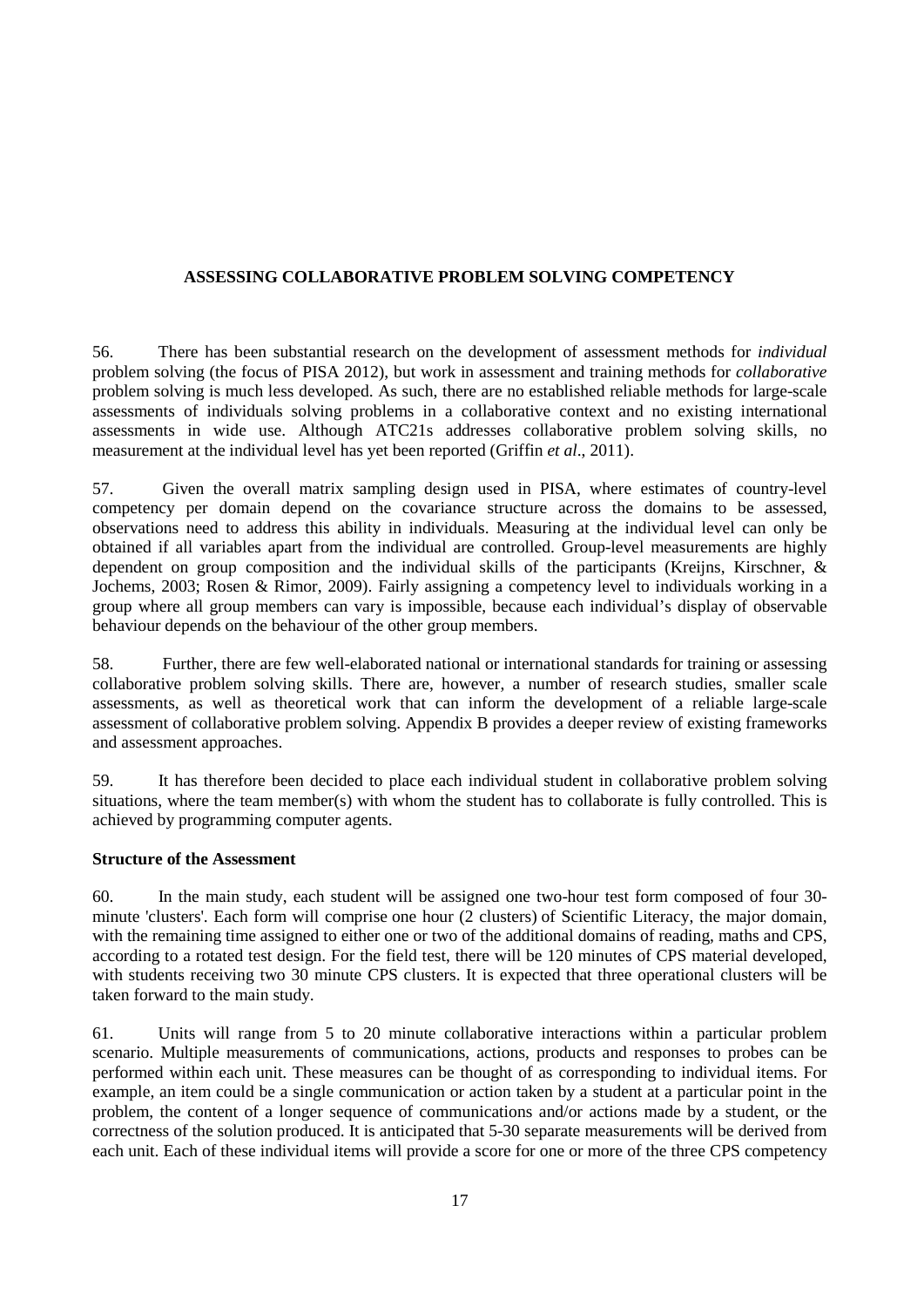## ASSESSING COLLABORATIVE PROBLEM SOLVING COMPETENCY

56. There has been substantial research on the development of assessment methods for *individual* problem solving (the focus of PISA 2012), but work in assessment and training methods for *collaborative* problem solving is much less developed. As such, there are no established reliable methods for large-scale assessments of individuals solving problems in a collaborative context and no existing international assessments in wide use. Although ATC21s addresses collaborative problem solving skills, no measurement at the individual level has yet been reported (Griffin *et al*., 2011).

57. Given the overall matrix sampling design used in PISA, where estimates of country-level competency per domain depend on the covariance structure across the domains to be assessed, observations need to address this ability in individuals. Measuring at the individual level can only be obtained if all variables apart from the individual are controlled. Group-level measurements are highly dependent on group composition and the individual skills of the participants (Kreijns, Kirschner, & Jochems, 2003; Rosen & Rimor, 2009). Fairly assigning a competency level to individuals working in a group where all group members can vary is impossible, because each individual's display of observable behaviour depends on the behaviour of the other group members.

58. Further, there are few well-elaborated national or international standards for training or assessing collaborative problem solving skills. There are, however, a number of research studies, smaller scale assessments, as well as theoretical work that can inform the development of a reliable large-scale assessment of collaborative problem solving. Appendix B provides a deeper review of existing frameworks and assessment approaches.

59. It has therefore been decided to place each individual student in collaborative problem solving situations, where the team member(s) with whom the student has to collaborate is fully controlled. This is achieved by programming computer agents.

### Structure of the Assessment

60. In the main study, each student will be assigned one two-hour test form composed of four 30-minute 'clusters'. Each form will comprise one hour (2 clusters) of Scientific Literacy, the major domain, with the remaining time assigned to either one or two of the additional domains of reading, maths and CPS, according to a rotated test design. For the field test, there will be 120 minutes of CPS material developed, with students receiving two 30 minute CPS clusters. It is expected that three operational clusters will be taken forward to the main study.

61. Units will range from 5 to 20 minute collaborative interactions within a particular problem scenario. Multiple measurements of communications, actions, products and responses to probes can be performed within each unit. These measures can be thought of as corresponding to individual items. For example, an item could be a single communication or action taken by a student at a particular point in the problem, the content of a longer sequence of communications and/or actions made by a student, or the correctness of the solution produced. It is anticipated that 5-30 separate measurements will be derived from each unit. Each of these individual items will provide a score for one or more of the three CPS competency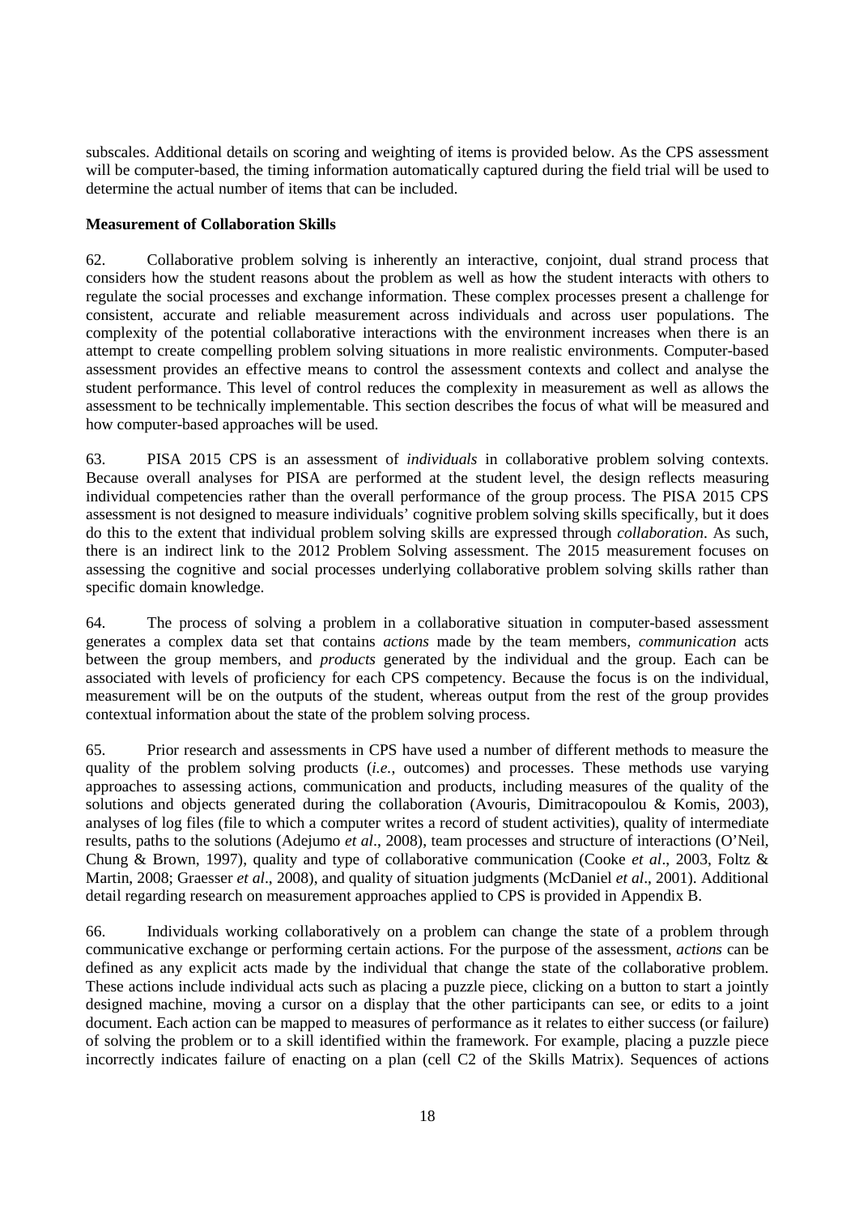subscales. Additional details on scoring and weighting of items is provided below. As the CPS assessment will be computer-based, the timing information automatically captured during the field trial will be used to determine the actual number of items that can be included.

**Measurement of Collaboration Skills**

62. Collaborative problem solving is inherently an interactive, conjoint, dual strand process that considers how the student reasons about the problem as well as how the student interacts with others to regulate the social processes and exchange information. These complex processes present a challenge for consistent, accurate and reliable measurement across individuals and across user populations. The complexity of the potential collaborative interactions with the environment increases when there is an attempt to create compelling problem solving situations in more realistic environments. Computer-based assessment provides an effective means to control the assessment contexts and collect and analyse the student performance. This level of control reduces the complexity in measurement as well as allows the assessment to be technically implementable. This section describes the focus of what will be measured and how computer-based approaches will be used.

63. PISA 2015 CPS is an assessment of *individuals* in collaborative problem solving contexts. Because overall analyses for PISA are performed at the student level, the design reflects measuring individual competencies rather than the overall performance of the group process. The PISA 2015 CPS assessment is not designed to measure individuals' cognitive problem solving skills specifically, but it does do this to the extent that individual problem solving skills are expressed through *collaboration*. As such, there is an indirect link to the 2012 Problem Solving assessment. The 2015 measurement focuses on assessing the cognitive and social processes underlying collaborative problem solving skills rather than specific domain knowledge.

64. The process of solving a problem in a collaborative situation in computer-based assessment generates a complex data set that contains *actions* made by the team members, *communication* acts between the group members, and *products* generated by the individual and the group. Each can be associated with levels of proficiency for each CPS competency. Because the focus is on the individual, measurement will be on the outputs of the student, whereas output from the rest of the group provides contextual information about the state of the problem solving process.

65. Prior research and assessments in CPS have used a number of different methods to measure the quality of the problem solving products (*i.e.,* outcomes) and processes. These methods use varying approaches to assessing actions, communication and products, including measures of the quality of the solutions and objects generated during the collaboration (Avouris, Dimitracopoulou & Komis, 2003), analyses of log files (file to which a computer writes a record of student activities), quality of intermediate results, paths to the solutions (Adejumo *et al*., 2008), team processes and structure of interactions (O'Neil, Chung & Brown, 1997), quality and type of collaborative communication (Cooke *et al*., 2003, Foltz & Martin, 2008; Graesser *et al*., 2008), and quality of situation judgments (McDaniel *et al*., 2001). Additional detail regarding research on measurement approaches applied to CPS is provided in Appendix B.

66. Individuals working collaboratively on a problem can change the state of a problem through communicative exchange or performing certain actions. For the purpose of the assessment, *actions* can be defined as any explicit acts made by the individual that change the state of the collaborative problem. These actions include individual acts such as placing a puzzle piece, clicking on a button to start a jointly designed machine, moving a cursor on a display that the other participants can see, or edits to a joint document. Each action can be mapped to measures of performance as it relates to either success (or failure) of solving the problem or to a skill identified within the framework. For example, placing a puzzle piece incorrectly indicates failure of enacting on a plan (cell C2 of the Skills Matrix). Sequences of actions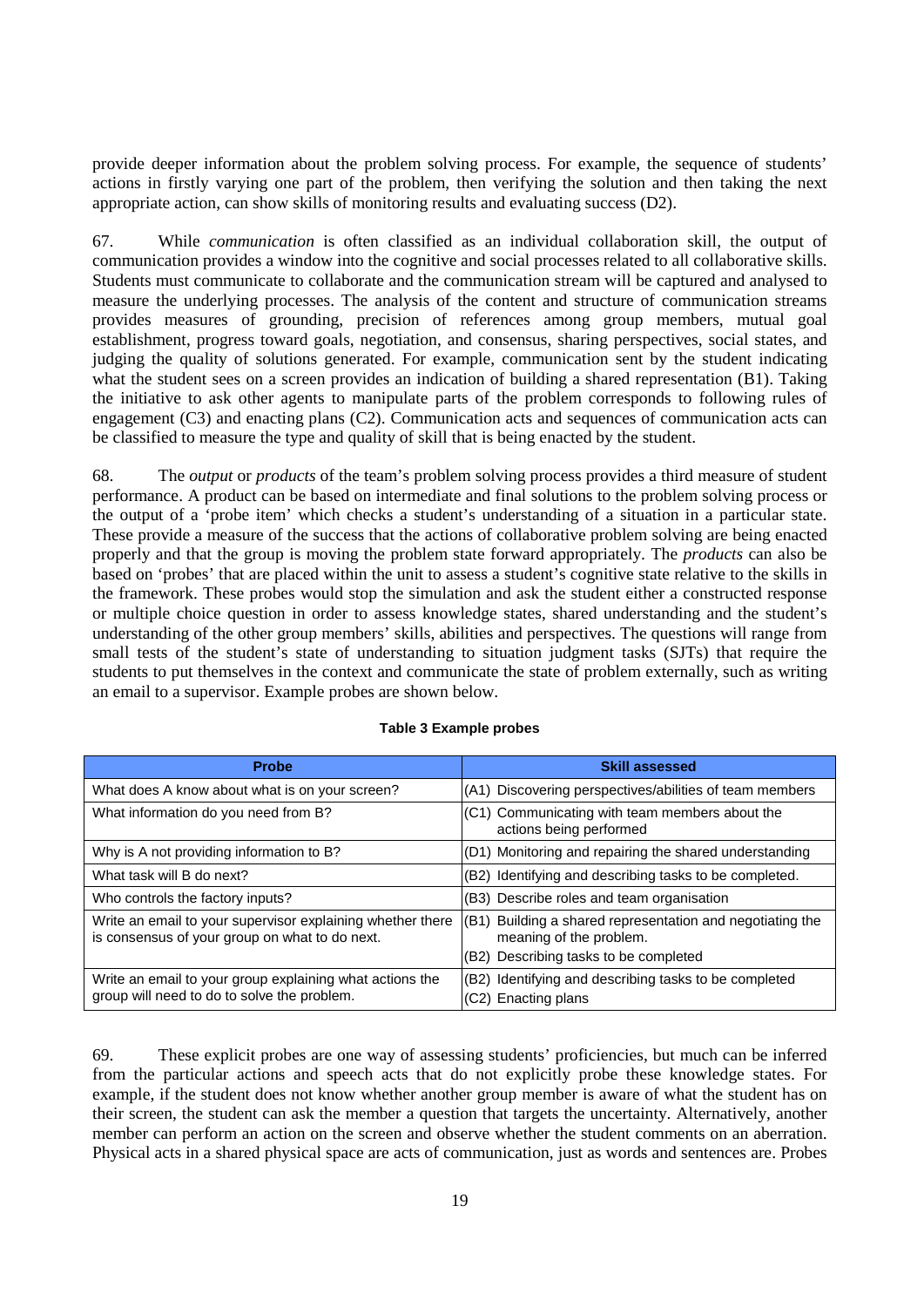provide deeper information about the problem solving process. For example, the sequence of students' actions in firstly varying one part of the problem, then verifying the solution and then taking the next appropriate action, can show skills of monitoring results and evaluating success (D2).

67. While *communication* is often classified as an individual collaboration skill, the output of communication provides a window into the cognitive and social processes related to all collaborative skills. Students must communicate to collaborate and the communication stream will be captured and analysed to measure the underlying processes. The analysis of the content and structure of communication streams provides measures of grounding, precision of references among group members, mutual goal establishment, progress toward goals, negotiation, and consensus, sharing perspectives, social states, and judging the quality of solutions generated. For example, communication sent by the student indicating what the student sees on a screen provides an indication of building a shared representation (B1). Taking the initiative to ask other agents to manipulate parts of the problem corresponds to following rules of engagement (C3) and enacting plans (C2). Communication acts and sequences of communication acts can be classified to measure the type and quality of skill that is being enacted by the student.

68. The *output* or *products* of the team's problem solving process provides a third measure of student performance. A product can be based on intermediate and final solutions to the problem solving process or the output of a 'probe item' which checks a student's understanding of a situation in a particular state. These provide a measure of the success that the actions of collaborative problem solving are being enacted properly and that the group is moving the problem state forward appropriately. The *products* can also be based on 'probes' that are placed within the unit to assess a student's cognitive state relative to the skills in the framework. These probes would stop the simulation and ask the student either a constructed response or multiple choice question in order to assess knowledge states, shared understanding and the student's understanding of the other group members' skills, abilities and perspectives. The questions will range from small tests of the student's state of understanding to situation judgment tasks (SJTs) that require the students to put themselves in the context and communicate the state of problem externally, such as writing an email to a supervisor. Example probes are shown below.

**Table 3 Example probes**

| Probe | Skill assessed |
|---|---|
| What does A know about what is on your screen? | (A1) Discovering perspectives/abilities of team members |
| What information do you need from B? | (C1) Communicating with team members about the actions being performed |
| Why is A not providing information to B? | (D1) Monitoring and repairing the shared understanding |
| What task will B do next? | (B2) Identifying and describing tasks to be completed. |
| Who controls the factory inputs? | (B3) Describe roles and team organisation |
| Write an email to your supervisor explaining whether there is consensus of your group on what to do next. | (B1) Building a shared representation and negotiating the meaning of the problem.<br>(B2) Describing tasks to be completed |
| Write an email to your group explaining what actions the group will need to do to solve the problem. | (B2) Identifying and describing tasks to be completed<br>(C2) Enacting plans |

69. These explicit probes are one way of assessing students' proficiencies, but much can be inferred from the particular actions and speech acts that do not explicitly probe these knowledge states. For example, if the student does not know whether another group member is aware of what the student has on their screen, the student can ask the member a question that targets the uncertainty. Alternatively, another member can perform an action on the screen and observe whether the student comments on an aberration. Physical acts in a shared physical space are acts of communication, just as words and sentences are. Probes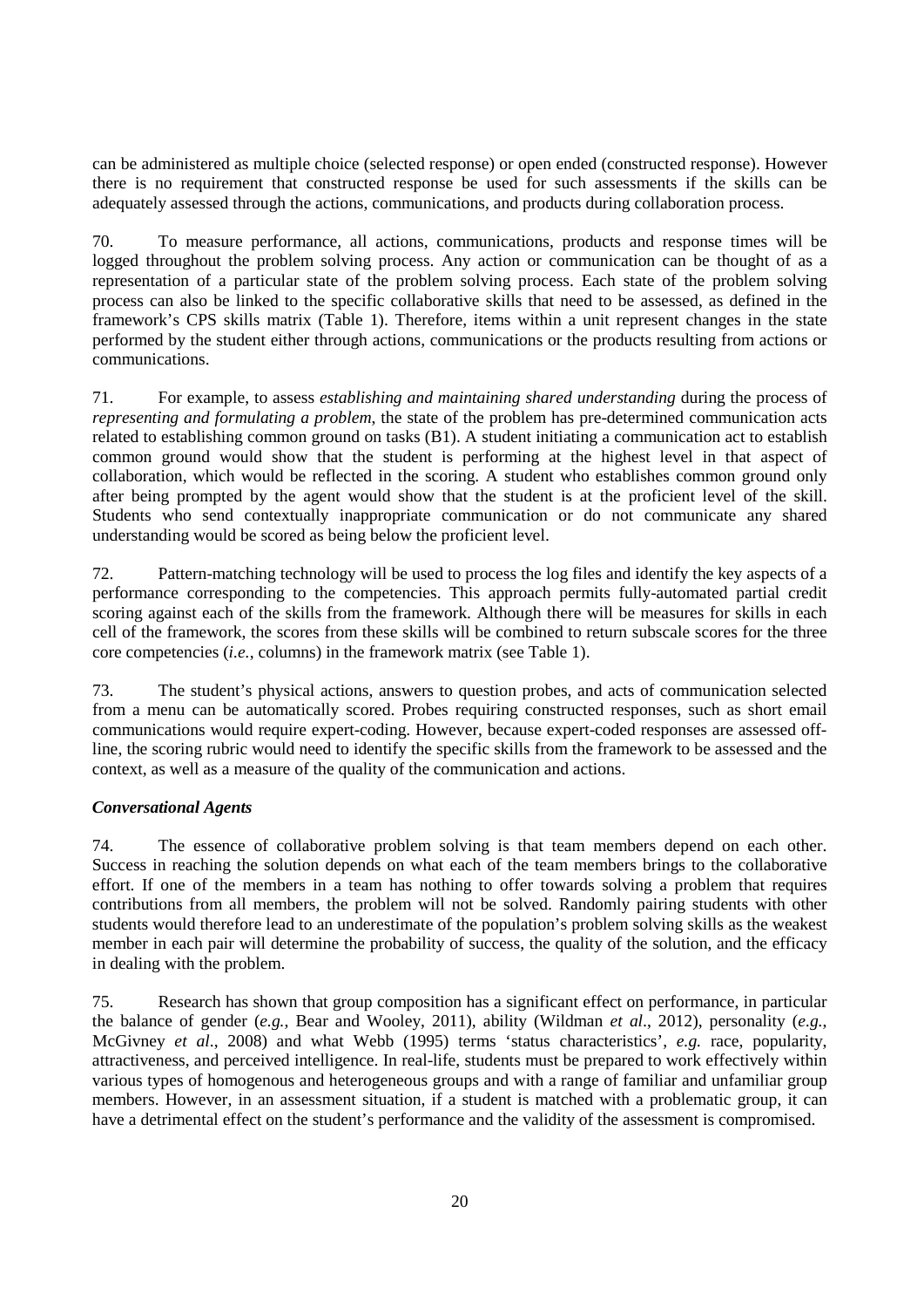can be administered as multiple choice (selected response) or open ended (constructed response). However there is no requirement that constructed response be used for such assessments if the skills can be adequately assessed through the actions, communications, and products during collaboration process.

70. To measure performance, all actions, communications, products and response times will be logged throughout the problem solving process. Any action or communication can be thought of as a representation of a particular state of the problem solving process. Each state of the problem solving process can also be linked to the specific collaborative skills that need to be assessed, as defined in the framework's CPS skills matrix (Table 1). Therefore, items within a unit represent changes in the state performed by the student either through actions, communications or the products resulting from actions or communications.

71. For example, to assess *establishing and maintaining shared understanding* during the process of *representing and formulating a problem*, the state of the problem has pre-determined communication acts related to establishing common ground on tasks (B1). A student initiating a communication act to establish common ground would show that the student is performing at the highest level in that aspect of collaboration, which would be reflected in the scoring. A student who establishes common ground only after being prompted by the agent would show that the student is at the proficient level of the skill. Students who send contextually inappropriate communication or do not communicate any shared understanding would be scored as being below the proficient level.

72. Pattern-matching technology will be used to process the log files and identify the key aspects of a performance corresponding to the competencies. This approach permits fully-automated partial credit scoring against each of the skills from the framework. Although there will be measures for skills in each cell of the framework, the scores from these skills will be combined to return subscale scores for the three core competencies (*i.e.*, columns) in the framework matrix (see Table 1).

73. The student's physical actions, answers to question probes, and acts of communication selected from a menu can be automatically scored. Probes requiring constructed responses, such as short email communications would require expert-coding. However, because expert-coded responses are assessed off-line, the scoring rubric would need to identify the specific skills from the framework to be assessed and the context, as well as a measure of the quality of the communication and actions.

***Conversational Agents***

74. The essence of collaborative problem solving is that team members depend on each other. Success in reaching the solution depends on what each of the team members brings to the collaborative effort. If one of the members in a team has nothing to offer towards solving a problem that requires contributions from all members, the problem will not be solved. Randomly pairing students with other students would therefore lead to an underestimate of the population's problem solving skills as the weakest member in each pair will determine the probability of success, the quality of the solution, and the efficacy in dealing with the problem.

75. Research has shown that group composition has a significant effect on performance, in particular the balance of gender (*e.g.*, Bear and Wooley, 2011), ability (Wildman *et al*., 2012), personality (*e.g.*, McGivney *et al*., 2008) and what Webb (1995) terms 'status characteristics', *e.g.* race, popularity, attractiveness, and perceived intelligence. In real-life, students must be prepared to work effectively within various types of homogenous and heterogeneous groups and with a range of familiar and unfamiliar group members. However, in an assessment situation, if a student is matched with a problematic group, it can have a detrimental effect on the student's performance and the validity of the assessment is compromised.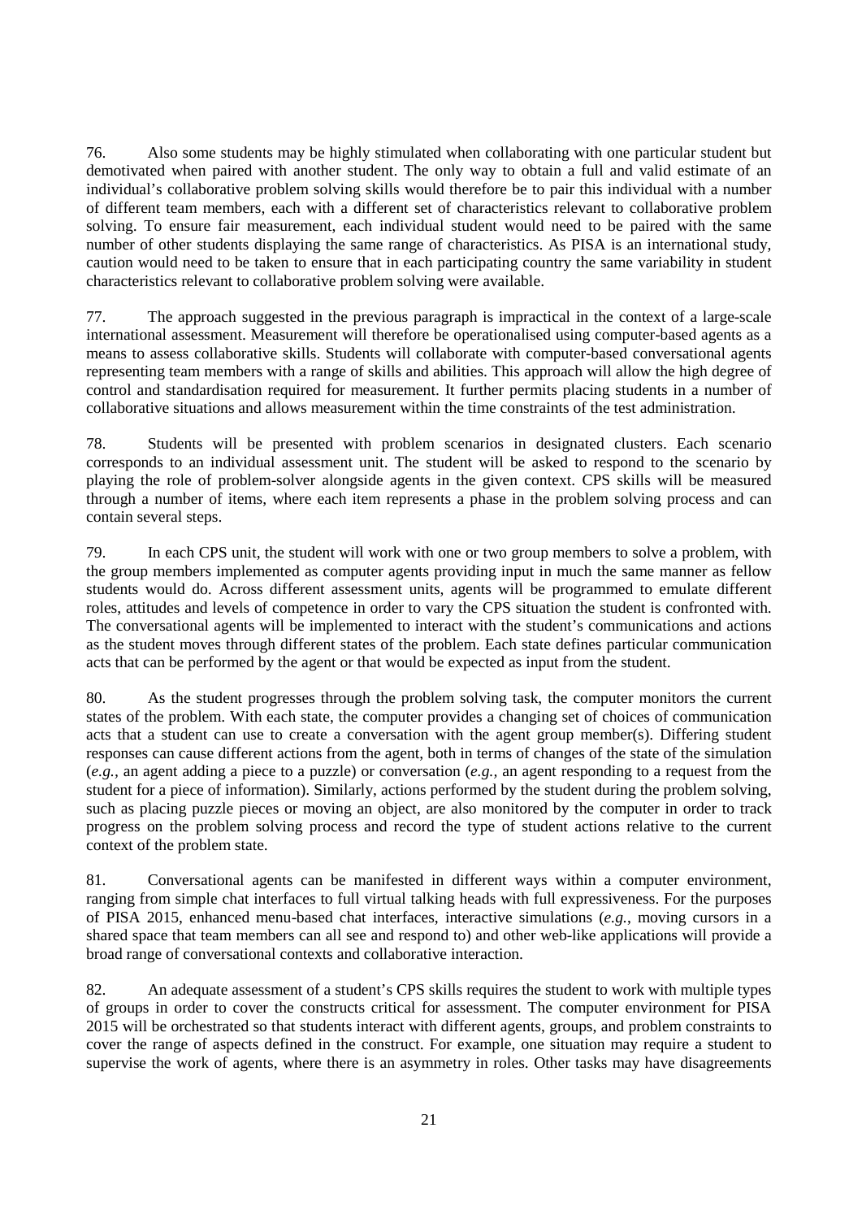76. Also some students may be highly stimulated when collaborating with one particular student but demotivated when paired with another student. The only way to obtain a full and valid estimate of an individual's collaborative problem solving skills would therefore be to pair this individual with a number of different team members, each with a different set of characteristics relevant to collaborative problem solving. To ensure fair measurement, each individual student would need to be paired with the same number of other students displaying the same range of characteristics. As PISA is an international study, caution would need to be taken to ensure that in each participating country the same variability in student characteristics relevant to collaborative problem solving were available.

77. The approach suggested in the previous paragraph is impractical in the context of a large-scale international assessment. Measurement will therefore be operationalised using computer-based agents as a means to assess collaborative skills. Students will collaborate with computer-based conversational agents representing team members with a range of skills and abilities. This approach will allow the high degree of control and standardisation required for measurement. It further permits placing students in a number of collaborative situations and allows measurement within the time constraints of the test administration.

78. Students will be presented with problem scenarios in designated clusters. Each scenario corresponds to an individual assessment unit. The student will be asked to respond to the scenario by playing the role of problem-solver alongside agents in the given context. CPS skills will be measured through a number of items, where each item represents a phase in the problem solving process and can contain several steps.

79. In each CPS unit, the student will work with one or two group members to solve a problem, with the group members implemented as computer agents providing input in much the same manner as fellow students would do. Across different assessment units, agents will be programmed to emulate different roles, attitudes and levels of competence in order to vary the CPS situation the student is confronted with. The conversational agents will be implemented to interact with the student's communications and actions as the student moves through different states of the problem. Each state defines particular communication acts that can be performed by the agent or that would be expected as input from the student.

80. As the student progresses through the problem solving task, the computer monitors the current states of the problem. With each state, the computer provides a changing set of choices of communication acts that a student can use to create a conversation with the agent group member(s). Differing student responses can cause different actions from the agent, both in terms of changes of the state of the simulation (*e.g.,* an agent adding a piece to a puzzle) or conversation (*e.g.,* an agent responding to a request from the student for a piece of information). Similarly, actions performed by the student during the problem solving, such as placing puzzle pieces or moving an object, are also monitored by the computer in order to track progress on the problem solving process and record the type of student actions relative to the current context of the problem state.

81. Conversational agents can be manifested in different ways within a computer environment, ranging from simple chat interfaces to full virtual talking heads with full expressiveness. For the purposes of PISA 2015, enhanced menu-based chat interfaces, interactive simulations (*e.g.,* moving cursors in a shared space that team members can all see and respond to) and other web-like applications will provide a broad range of conversational contexts and collaborative interaction.

82. An adequate assessment of a student's CPS skills requires the student to work with multiple types of groups in order to cover the constructs critical for assessment. The computer environment for PISA 2015 will be orchestrated so that students interact with different agents, groups, and problem constraints to cover the range of aspects defined in the construct. For example, one situation may require a student to supervise the work of agents, where there is an asymmetry in roles. Other tasks may have disagreements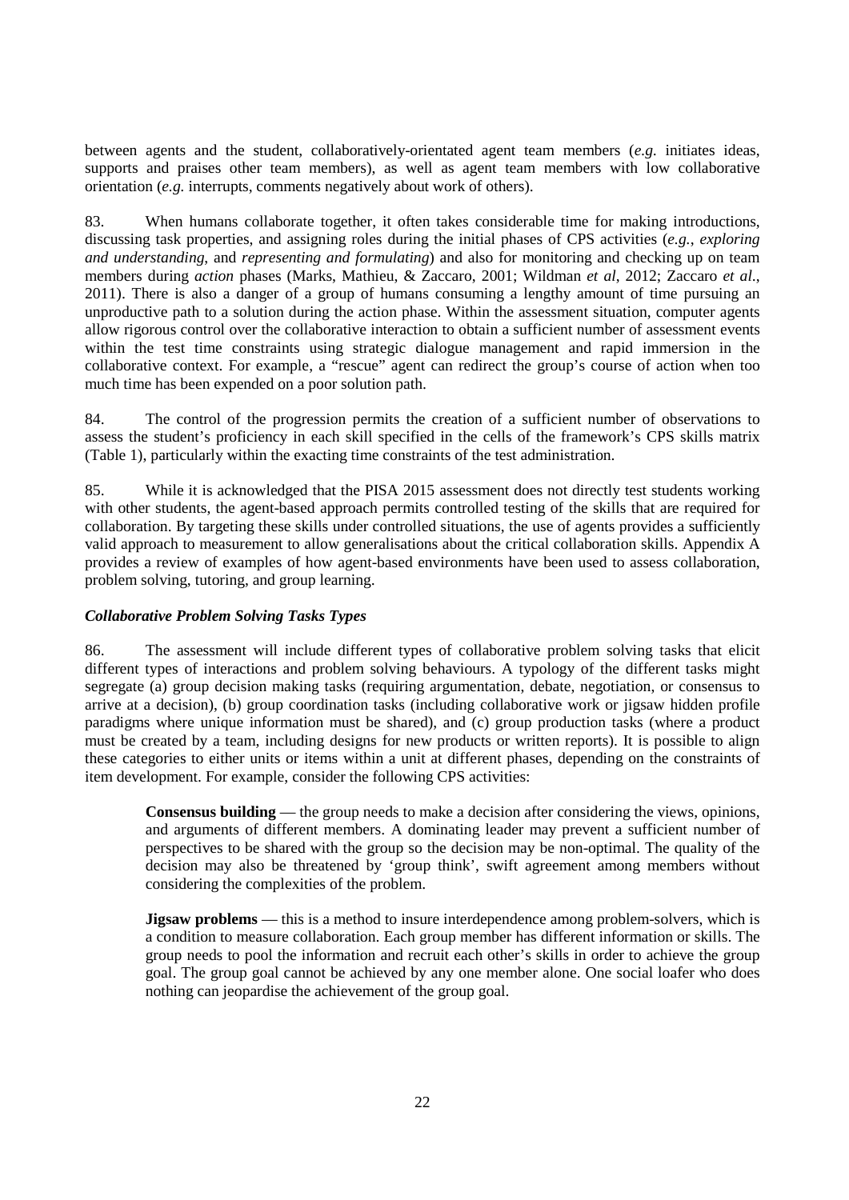between agents and the student, collaboratively-orientated agent team members (*e.g.* initiates ideas, supports and praises other team members), as well as agent team members with low collaborative orientation (*e.g.* interrupts, comments negatively about work of others).

83. When humans collaborate together, it often takes considerable time for making introductions, discussing task properties, and assigning roles during the initial phases of CPS activities (*e.g., exploring and understanding*, and *representing and formulating*) and also for monitoring and checking up on team members during *action* phases (Marks, Mathieu, & Zaccaro, 2001; Wildman *et al*, 2012; Zaccaro *et al.*, 2011). There is also a danger of a group of humans consuming a lengthy amount of time pursuing an unproductive path to a solution during the action phase. Within the assessment situation, computer agents allow rigorous control over the collaborative interaction to obtain a sufficient number of assessment events within the test time constraints using strategic dialogue management and rapid immersion in the collaborative context. For example, a "rescue" agent can redirect the group's course of action when too much time has been expended on a poor solution path.

84. The control of the progression permits the creation of a sufficient number of observations to assess the student's proficiency in each skill specified in the cells of the framework's CPS skills matrix (Table 1), particularly within the exacting time constraints of the test administration.

85. While it is acknowledged that the PISA 2015 assessment does not directly test students working with other students, the agent-based approach permits controlled testing of the skills that are required for collaboration. By targeting these skills under controlled situations, the use of agents provides a sufficiently valid approach to measurement to allow generalisations about the critical collaboration skills. Appendix A provides a review of examples of how agent-based environments have been used to assess collaboration, problem solving, tutoring, and group learning.

### *Collaborative Problem Solving Tasks Types*

86. The assessment will include different types of collaborative problem solving tasks that elicit different types of interactions and problem solving behaviours. A typology of the different tasks might segregate (a) group decision making tasks (requiring argumentation, debate, negotiation, or consensus to arrive at a decision), (b) group coordination tasks (including collaborative work or jigsaw hidden profile paradigms where unique information must be shared), and (c) group production tasks (where a product must be created by a team, including designs for new products or written reports). It is possible to align these categories to either units or items within a unit at different phases, depending on the constraints of item development. For example, consider the following CPS activities:

> **Consensus building** — the group needs to make a decision after considering the views, opinions, and arguments of different members. A dominating leader may prevent a sufficient number of perspectives to be shared with the group so the decision may be non-optimal. The quality of the decision may also be threatened by 'group think', swift agreement among members without considering the complexities of the problem.
>
> **Jigsaw problems** — this is a method to insure interdependence among problem-solvers, which is a condition to measure collaboration. Each group member has different information or skills. The group needs to pool the information and recruit each other's skills in order to achieve the group goal. The group goal cannot be achieved by any one member alone. One social loafer who does nothing can jeopardise the achievement of the group goal.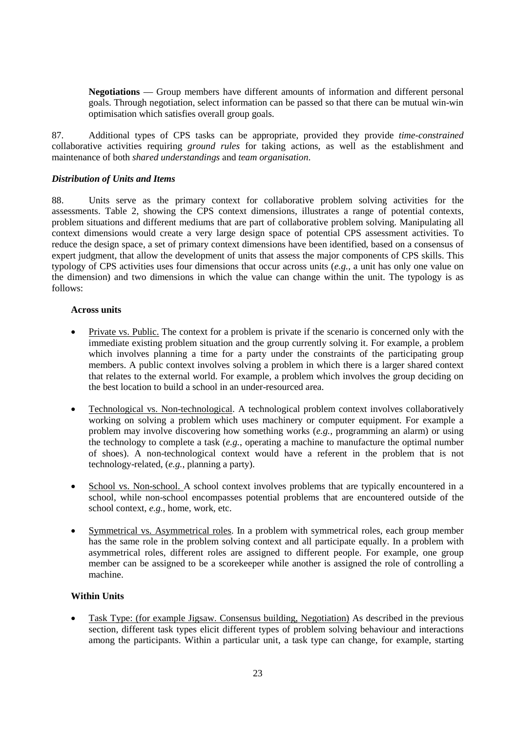**Negotiations** — Group members have different amounts of information and different personal goals. Through negotiation, select information can be passed so that there can be mutual win-win optimisation which satisfies overall group goals.

87. Additional types of CPS tasks can be appropriate, provided they provide *time-constrained* collaborative activities requiring *ground rules* for taking actions, as well as the establishment and maintenance of both *shared understandings* and *team organisation*.

### *Distribution of Units and Items*

88. Units serve as the primary context for collaborative problem solving activities for the assessments. Table 2, showing the CPS context dimensions, illustrates a range of potential contexts, problem situations and different mediums that are part of collaborative problem solving. Manipulating all context dimensions would create a very large design space of potential CPS assessment activities. To reduce the design space, a set of primary context dimensions have been identified, based on a consensus of expert judgment, that allow the development of units that assess the major components of CPS skills. This typology of CPS activities uses four dimensions that occur across units (*e.g.*, a unit has only one value on the dimension) and two dimensions in which the value can change within the unit. The typology is as follows:

**Across units**

- Private vs. Public. The context for a problem is private if the scenario is concerned only with the immediate existing problem situation and the group currently solving it. For example, a problem which involves planning a time for a party under the constraints of the participating group members. A public context involves solving a problem in which there is a larger shared context that relates to the external world. For example, a problem which involves the group deciding on the best location to build a school in an under-resourced area.

- Technological vs. Non-technological. A technological problem context involves collaboratively working on solving a problem which uses machinery or computer equipment. For example a problem may involve discovering how something works (*e.g.*, programming an alarm) or using the technology to complete a task (*e.g.*, operating a machine to manufacture the optimal number of shoes). A non-technological context would have a referent in the problem that is not technology-related, (*e.g.*, planning a party).

- School vs. Non-school. A school context involves problems that are typically encountered in a school, while non-school encompasses potential problems that are encountered outside of the school context, *e.g.*, home, work, etc.

- Symmetrical vs. Asymmetrical roles. In a problem with symmetrical roles, each group member has the same role in the problem solving context and all participate equally. In a problem with asymmetrical roles, different roles are assigned to different people. For example, one group member can be assigned to be a scorekeeper while another is assigned the role of controlling a machine.

**Within Units**

- Task Type: (for example Jigsaw. Consensus building, Negotiation) As described in the previous section, different task types elicit different types of problem solving behaviour and interactions among the participants. Within a particular unit, a task type can change, for example, starting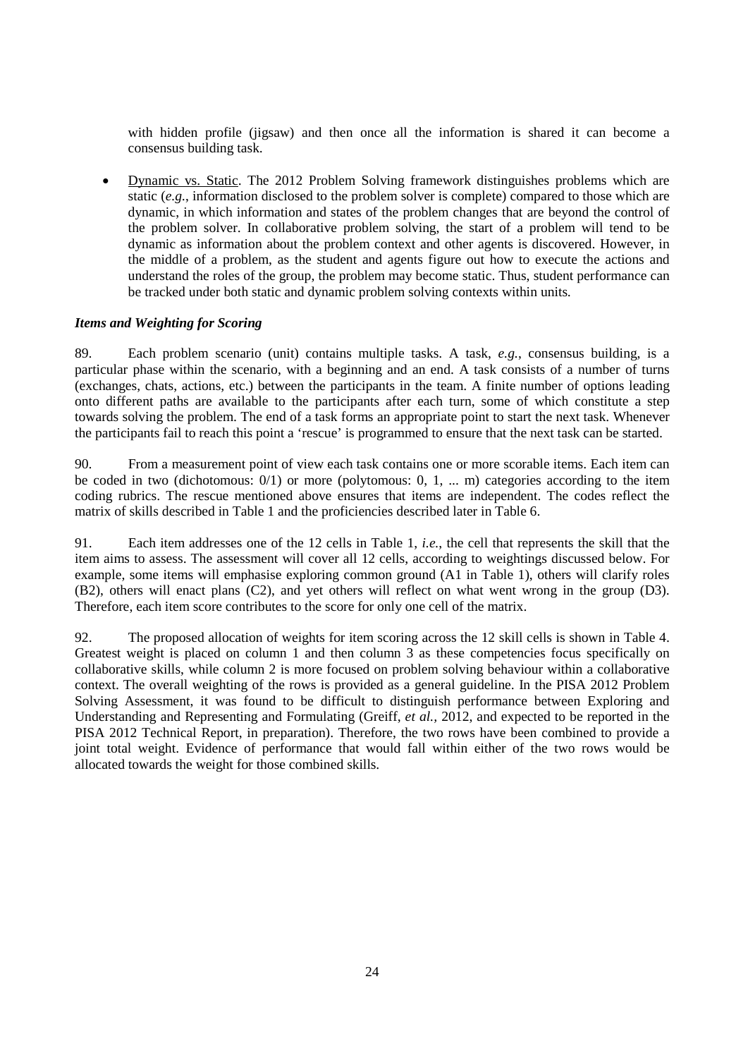with hidden profile (jigsaw) and then once all the information is shared it can become a consensus building task.

- Dynamic vs. Static. The 2012 Problem Solving framework distinguishes problems which are static (*e.g.*, information disclosed to the problem solver is complete) compared to those which are dynamic, in which information and states of the problem changes that are beyond the control of the problem solver. In collaborative problem solving, the start of a problem will tend to be dynamic as information about the problem context and other agents is discovered. However, in the middle of a problem, as the student and agents figure out how to execute the actions and understand the roles of the group, the problem may become static. Thus, student performance can be tracked under both static and dynamic problem solving contexts within units.

### *Items and Weighting for Scoring*

89. Each problem scenario (unit) contains multiple tasks. A task, *e.g.*, consensus building, is a particular phase within the scenario, with a beginning and an end. A task consists of a number of turns (exchanges, chats, actions, etc.) between the participants in the team. A finite number of options leading onto different paths are available to the participants after each turn, some of which constitute a step towards solving the problem. The end of a task forms an appropriate point to start the next task. Whenever the participants fail to reach this point a 'rescue' is programmed to ensure that the next task can be started.

90. From a measurement point of view each task contains one or more scorable items. Each item can be coded in two (dichotomous: 0/1) or more (polytomous: 0, 1, ... m) categories according to the item coding rubrics. The rescue mentioned above ensures that items are independent. The codes reflect the matrix of skills described in Table 1 and the proficiencies described later in Table 6.

91. Each item addresses one of the 12 cells in Table 1, *i.e.*, the cell that represents the skill that the item aims to assess. The assessment will cover all 12 cells, according to weightings discussed below. For example, some items will emphasise exploring common ground (A1 in Table 1), others will clarify roles (B2), others will enact plans (C2), and yet others will reflect on what went wrong in the group (D3). Therefore, each item score contributes to the score for only one cell of the matrix.

92. The proposed allocation of weights for item scoring across the 12 skill cells is shown in Table 4. Greatest weight is placed on column 1 and then column 3 as these competencies focus specifically on collaborative skills, while column 2 is more focused on problem solving behaviour within a collaborative context. The overall weighting of the rows is provided as a general guideline. In the PISA 2012 Problem Solving Assessment, it was found to be difficult to distinguish performance between Exploring and Understanding and Representing and Formulating (Greiff, *et al.,* 2012, and expected to be reported in the PISA 2012 Technical Report, in preparation). Therefore, the two rows have been combined to provide a joint total weight. Evidence of performance that would fall within either of the two rows would be allocated towards the weight for those combined skills.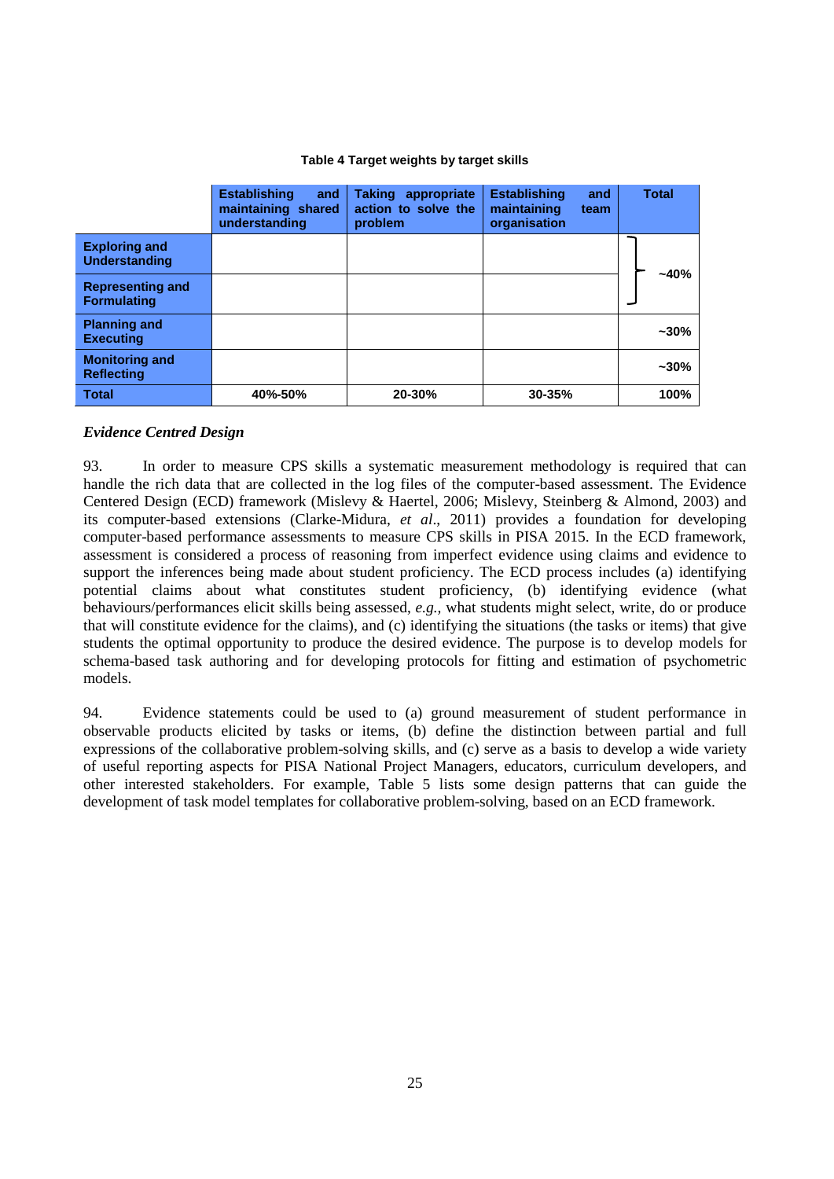**Table 4 Target weights by target skills**

| | Establishing and maintaining shared understanding | Taking appropriate action to solve the problem | Establishing and maintaining team organisation | Total |
|---|---|---|---|---|
| **Exploring and Understanding** | | | | ~40% |
| **Representing and Formulating** | | | | |
| **Planning and Executing** | | | | ~30% |
| **Monitoring and Reflecting** | | | | ~30% |
| **Total** | 40%-50% | 20-30% | 30-35% | 100% |

### *Evidence Centred Design*

93. In order to measure CPS skills a systematic measurement methodology is required that can handle the rich data that are collected in the log files of the computer-based assessment. The Evidence Centered Design (ECD) framework (Mislevy & Haertel, 2006; Mislevy, Steinberg & Almond, 2003) and its computer-based extensions (Clarke-Midura, *et al*., 2011) provides a foundation for developing computer-based performance assessments to measure CPS skills in PISA 2015. In the ECD framework, assessment is considered a process of reasoning from imperfect evidence using claims and evidence to support the inferences being made about student proficiency. The ECD process includes (a) identifying potential claims about what constitutes student proficiency, (b) identifying evidence (what behaviours/performances elicit skills being assessed, *e.g.*, what students might select, write, do or produce that will constitute evidence for the claims), and (c) identifying the situations (the tasks or items) that give students the optimal opportunity to produce the desired evidence. The purpose is to develop models for schema-based task authoring and for developing protocols for fitting and estimation of psychometric models.

94. Evidence statements could be used to (a) ground measurement of student performance in observable products elicited by tasks or items, (b) define the distinction between partial and full expressions of the collaborative problem-solving skills, and (c) serve as a basis to develop a wide variety of useful reporting aspects for PISA National Project Managers, educators, curriculum developers, and other interested stakeholders. For example, Table 5 lists some design patterns that can guide the development of task model templates for collaborative problem-solving, based on an ECD framework.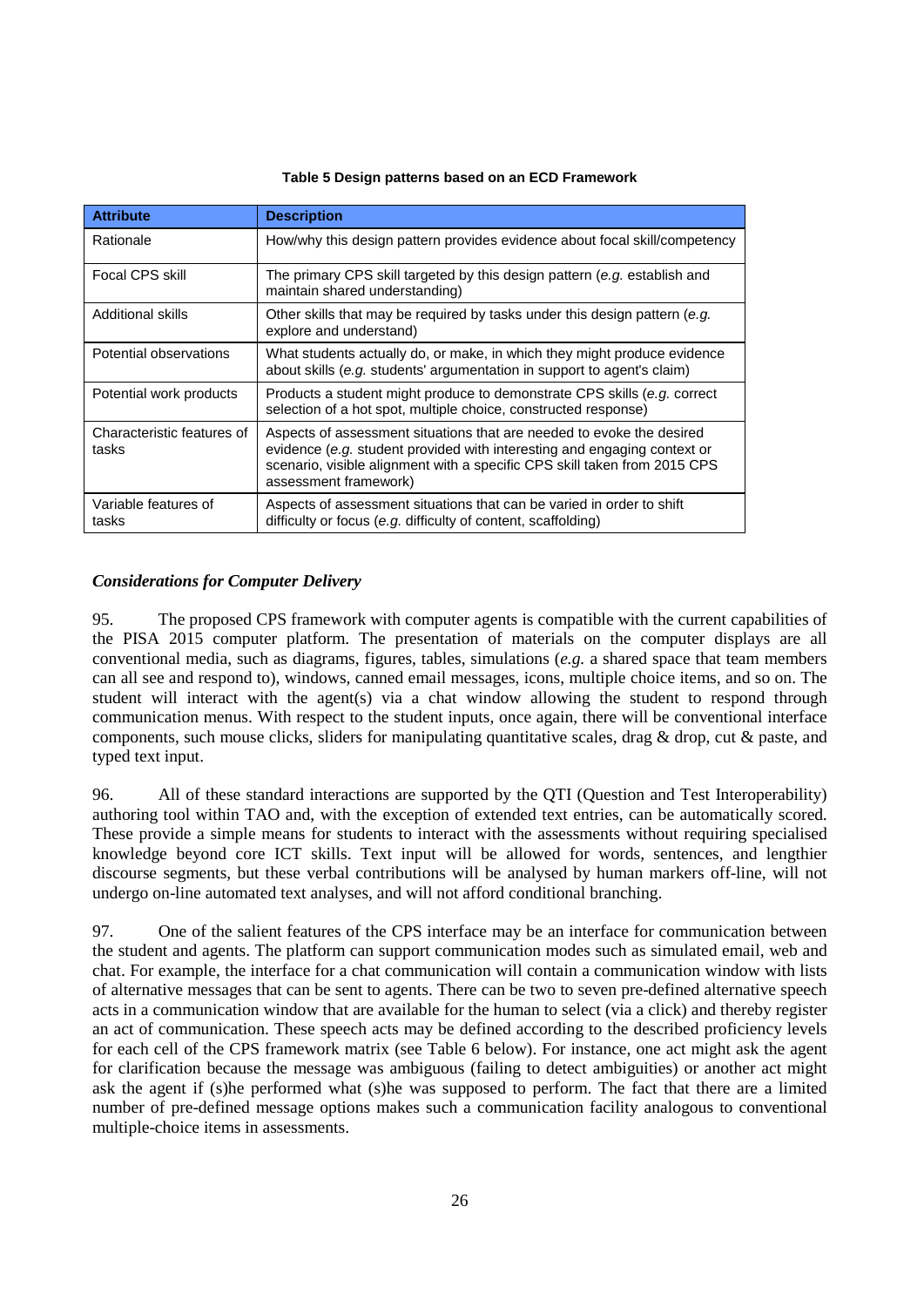**Table 5 Design patterns based on an ECD Framework**

| Attribute | Description |
|---|---|
| Rationale | How/why this design pattern provides evidence about focal skill/competency |
| Focal CPS skill | The primary CPS skill targeted by this design pattern (*e.g.* establish and maintain shared understanding) |
| Additional skills | Other skills that may be required by tasks under this design pattern (*e.g.* explore and understand) |
| Potential observations | What students actually do, or make, in which they might produce evidence about skills (*e.g.* students' argumentation in support to agent's claim) |
| Potential work products | Products a student might produce to demonstrate CPS skills (*e.g.* correct selection of a hot spot, multiple choice, constructed response) |
| Characteristic features of tasks | Aspects of assessment situations that are needed to evoke the desired evidence (*e.g.* student provided with interesting and engaging context or scenario, visible alignment with a specific CPS skill taken from 2015 CPS assessment framework) |
| Variable features of tasks | Aspects of assessment situations that can be varied in order to shift difficulty or focus (*e.g.* difficulty of content, scaffolding) |

***Considerations for Computer Delivery***

95. The proposed CPS framework with computer agents is compatible with the current capabilities of the PISA 2015 computer platform. The presentation of materials on the computer displays are all conventional media, such as diagrams, figures, tables, simulations (*e.g.* a shared space that team members can all see and respond to), windows, canned email messages, icons, multiple choice items, and so on. The student will interact with the agent(s) via a chat window allowing the student to respond through communication menus. With respect to the student inputs, once again, there will be conventional interface components, such mouse clicks, sliders for manipulating quantitative scales, drag & drop, cut & paste, and typed text input.

96. All of these standard interactions are supported by the QTI (Question and Test Interoperability) authoring tool within TAO and, with the exception of extended text entries, can be automatically scored. These provide a simple means for students to interact with the assessments without requiring specialised knowledge beyond core ICT skills. Text input will be allowed for words, sentences, and lengthier discourse segments, but these verbal contributions will be analysed by human markers off-line, will not undergo on-line automated text analyses, and will not afford conditional branching.

97. One of the salient features of the CPS interface may be an interface for communication between the student and agents. The platform can support communication modes such as simulated email, web and chat. For example, the interface for a chat communication will contain a communication window with lists of alternative messages that can be sent to agents. There can be two to seven pre-defined alternative speech acts in a communication window that are available for the human to select (via a click) and thereby register an act of communication. These speech acts may be defined according to the described proficiency levels for each cell of the CPS framework matrix (see Table 6 below). For instance, one act might ask the agent for clarification because the message was ambiguous (failing to detect ambiguities) or another act might ask the agent if (s)he performed what (s)he was supposed to perform. The fact that there are a limited number of pre-defined message options makes such a communication facility analogous to conventional multiple-choice items in assessments.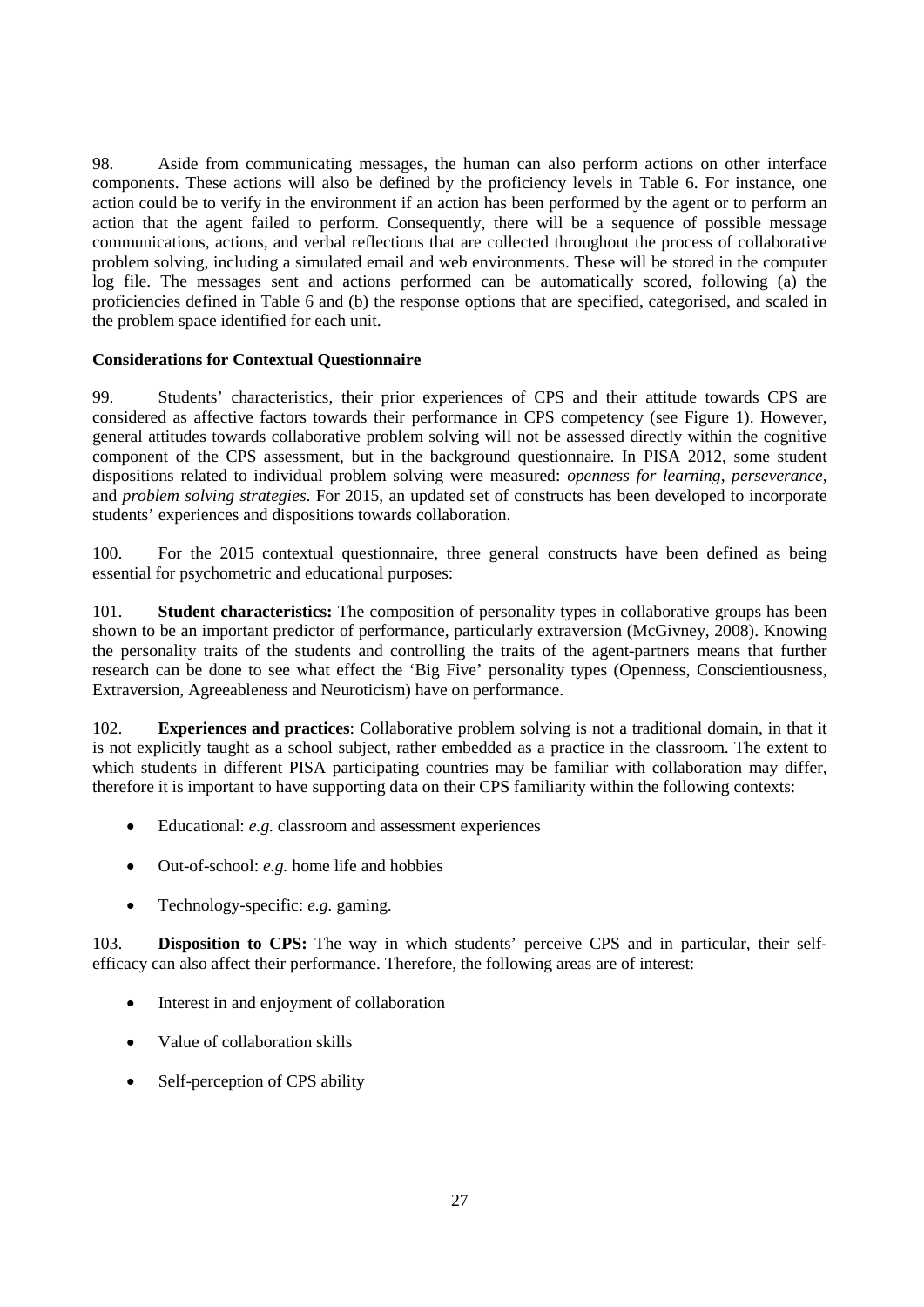98. Aside from communicating messages, the human can also perform actions on other interface components. These actions will also be defined by the proficiency levels in Table 6. For instance, one action could be to verify in the environment if an action has been performed by the agent or to perform an action that the agent failed to perform. Consequently, there will be a sequence of possible message communications, actions, and verbal reflections that are collected throughout the process of collaborative problem solving, including a simulated email and web environments. These will be stored in the computer log file. The messages sent and actions performed can be automatically scored, following (a) the proficiencies defined in Table 6 and (b) the response options that are specified, categorised, and scaled in the problem space identified for each unit.

**Considerations for Contextual Questionnaire**

99. Students' characteristics, their prior experiences of CPS and their attitude towards CPS are considered as affective factors towards their performance in CPS competency (see Figure 1). However, general attitudes towards collaborative problem solving will not be assessed directly within the cognitive component of the CPS assessment, but in the background questionnaire. In PISA 2012, some student dispositions related to individual problem solving were measured: *openness for learning*, *perseverance*, and *problem solving strategies*. For 2015, an updated set of constructs has been developed to incorporate students' experiences and dispositions towards collaboration.

100. For the 2015 contextual questionnaire, three general constructs have been defined as being essential for psychometric and educational purposes:

101. **Student characteristics:** The composition of personality types in collaborative groups has been shown to be an important predictor of performance, particularly extraversion (McGivney, 2008). Knowing the personality traits of the students and controlling the traits of the agent-partners means that further research can be done to see what effect the 'Big Five' personality types (Openness, Conscientiousness, Extraversion, Agreeableness and Neuroticism) have on performance.

102. **Experiences and practices**: Collaborative problem solving is not a traditional domain, in that it is not explicitly taught as a school subject, rather embedded as a practice in the classroom. The extent to which students in different PISA participating countries may be familiar with collaboration may differ, therefore it is important to have supporting data on their CPS familiarity within the following contexts:

- Educational: *e.g.* classroom and assessment experiences
- Out-of-school: *e.g.* home life and hobbies
- Technology-specific: *e.g.* gaming.

103. **Disposition to CPS:** The way in which students' perceive CPS and in particular, their self-efficacy can also affect their performance. Therefore, the following areas are of interest:

- Interest in and enjoyment of collaboration
- Value of collaboration skills
- Self-perception of CPS ability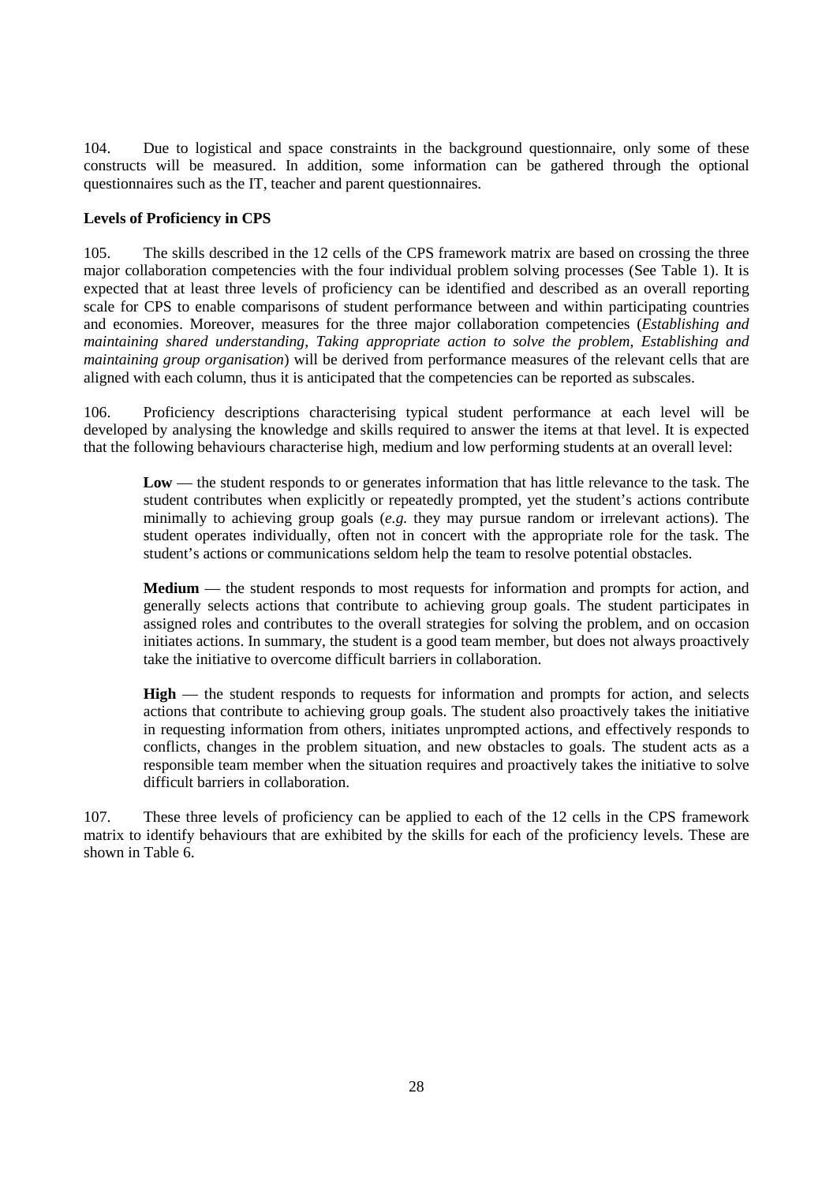104. Due to logistical and space constraints in the background questionnaire, only some of these constructs will be measured. In addition, some information can be gathered through the optional questionnaires such as the IT, teacher and parent questionnaires.

**Levels of Proficiency in CPS**

105. The skills described in the 12 cells of the CPS framework matrix are based on crossing the three major collaboration competencies with the four individual problem solving processes (See Table 1). It is expected that at least three levels of proficiency can be identified and described as an overall reporting scale for CPS to enable comparisons of student performance between and within participating countries and economies. Moreover, measures for the three major collaboration competencies (*Establishing and maintaining shared understanding, Taking appropriate action to solve the problem, Establishing and maintaining group organisation*) will be derived from performance measures of the relevant cells that are aligned with each column, thus it is anticipated that the competencies can be reported as subscales.

106. Proficiency descriptions characterising typical student performance at each level will be developed by analysing the knowledge and skills required to answer the items at that level. It is expected that the following behaviours characterise high, medium and low performing students at an overall level:

> **Low** — the student responds to or generates information that has little relevance to the task. The student contributes when explicitly or repeatedly prompted, yet the student's actions contribute minimally to achieving group goals (*e.g.* they may pursue random or irrelevant actions). The student operates individually, often not in concert with the appropriate role for the task. The student's actions or communications seldom help the team to resolve potential obstacles.
>
> **Medium** — the student responds to most requests for information and prompts for action, and generally selects actions that contribute to achieving group goals. The student participates in assigned roles and contributes to the overall strategies for solving the problem, and on occasion initiates actions. In summary, the student is a good team member, but does not always proactively take the initiative to overcome difficult barriers in collaboration.
>
> **High** — the student responds to requests for information and prompts for action, and selects actions that contribute to achieving group goals. The student also proactively takes the initiative in requesting information from others, initiates unprompted actions, and effectively responds to conflicts, changes in the problem situation, and new obstacles to goals. The student acts as a responsible team member when the situation requires and proactively takes the initiative to solve difficult barriers in collaboration.

107. These three levels of proficiency can be applied to each of the 12 cells in the CPS framework matrix to identify behaviours that are exhibited by the skills for each of the proficiency levels. These are shown in Table 6.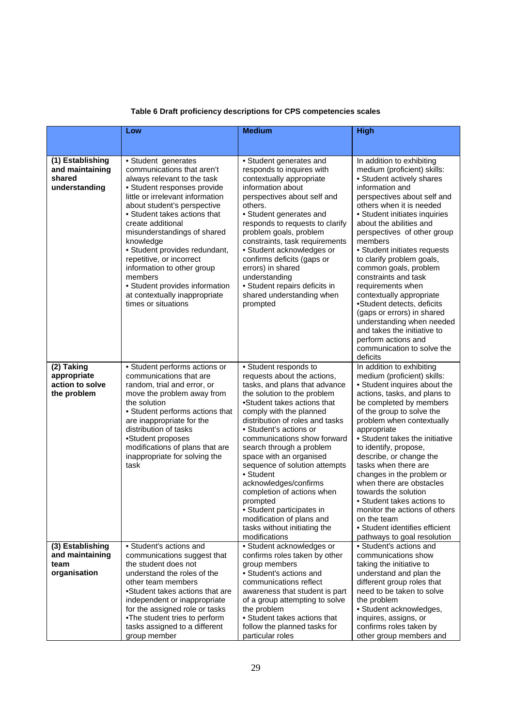**Table 6 Draft proficiency descriptions for CPS competencies scales**

| | Low | Medium | High |
|---|---|---|---|
| **(1) Establishing and maintaining shared understanding** | • Student generates communications that aren't always relevant to the task<br>• Student responses provide little or irrelevant information about student's perspective<br>• Student takes actions that create additional misunderstandings of shared knowledge<br>• Student provides redundant, repetitive, or incorrect information to other group members<br>• Student provides information at contextually inappropriate times or situations | • Student generates and responds to inquires with contextually appropriate information about perspectives about self and others.<br>• Student generates and responds to requests to clarify problem goals, problem constraints, task requirements<br>• Student acknowledges or confirms deficits (gaps or errors) in shared understanding<br>• Student repairs deficits in shared understanding when prompted | In addition to exhibiting medium (proficient) skills:<br>• Student actively shares information and perspectives about self and others when it is needed<br>• Student initiates inquiries about the abilities and perspectives of other group members<br>• Student initiates requests to clarify problem goals, common goals, problem constraints and task requirements when contextually appropriate<br>•Student detects, deficits (gaps or errors) in shared understanding when needed and takes the initiative to perform actions and communication to solve the deficits |
| **(2) Taking appropriate action to solve the problem** | • Student performs actions or communications that are random, trial and error, or move the problem away from the solution<br>• Student performs actions that are inappropriate for the distribution of tasks<br>•Student proposes modifications of plans that are inappropriate for solving the task | • Student responds to requests about the actions, tasks, and plans that advance the solution to the problem<br>•Student takes actions that comply with the planned distribution of roles and tasks<br>• Student's actions or communications show forward search through a problem space with an organised sequence of solution attempts<br>• Student acknowledges/confirms completion of actions when prompted<br>• Student participates in modification of plans and tasks without initiating the modifications | In addition to exhibiting medium (proficient) skills:<br>• Student inquires about the actions, tasks, and plans to be completed by members of the group to solve the problem when contextually appropriate<br>• Student takes the initiative to identify, propose, describe, or change the tasks when there are changes in the problem or when there are obstacles towards the solution<br>• Student takes actions to monitor the actions of others on the team<br>• Student identifies efficient pathways to goal resolution |
| **(3) Establishing and maintaining team organisation** | • Student's actions and communications suggest that the student does not understand the roles of the other team members<br>•Student takes actions that are independent or inappropriate for the assigned role or tasks<br>•The student tries to perform tasks assigned to a different group member | • Student acknowledges or confirms roles taken by other group members<br>• Student's actions and communications reflect awareness that student is part of a group attempting to solve the problem<br>• Student takes actions that follow the planned tasks for particular roles | • Student's actions and communications show taking the initiative to understand and plan the different group roles that need to be taken to solve the problem<br>• Student acknowledges, inquires, assigns, or confirms roles taken by other group members and |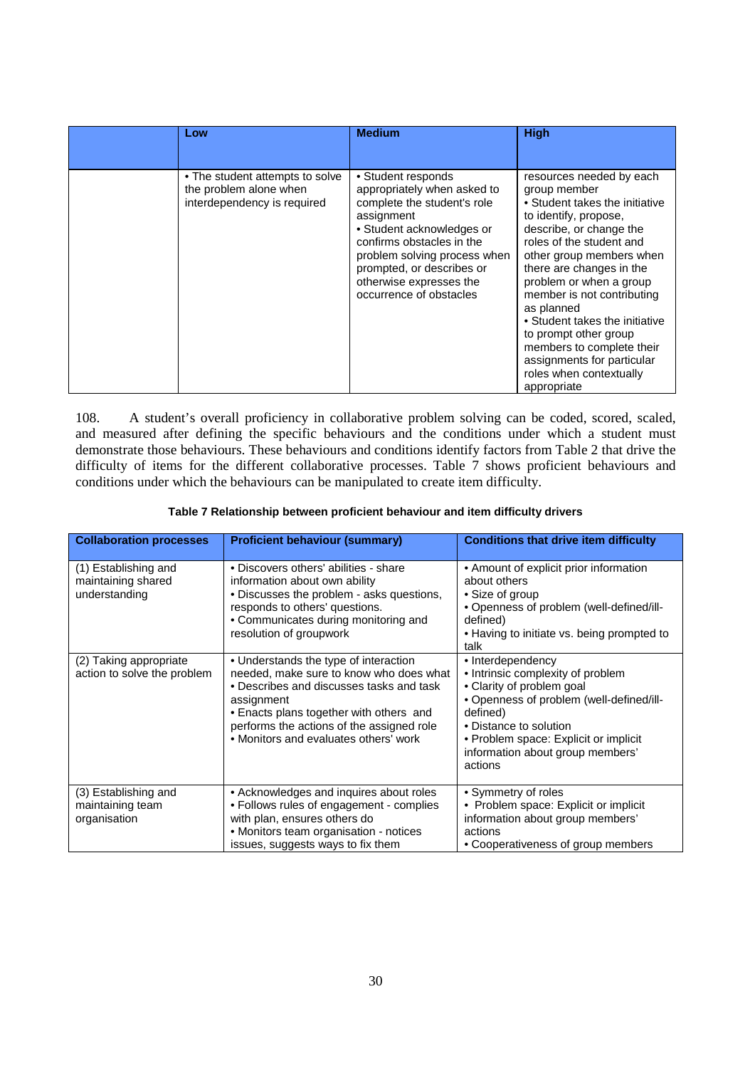| | Low | Medium | High |
|---|---|---|---|
| | • The student attempts to solve the problem alone when interdependency is required | • Student responds appropriately when asked to complete the student's role assignment<br>• Student acknowledges or confirms obstacles in the problem solving process when prompted, or describes or otherwise expresses the occurrence of obstacles | resources needed by each group member<br>• Student takes the initiative to identify, propose, describe, or change the roles of the student and other group members when there are changes in the problem or when a group member is not contributing as planned<br>• Student takes the initiative to prompt other group members to complete their assignments for particular roles when contextually appropriate |

108. A student's overall proficiency in collaborative problem solving can be coded, scored, scaled, and measured after defining the specific behaviours and the conditions under which a student must demonstrate those behaviours. These behaviours and conditions identify factors from Table 2 that drive the difficulty of items for the different collaborative processes. Table 7 shows proficient behaviours and conditions under which the behaviours can be manipulated to create item difficulty.

**Table 7 Relationship between proficient behaviour and item difficulty drivers**

| Collaboration processes | Proficient behaviour (summary) | Conditions that drive item difficulty |
|---|---|---|
| (1) Establishing and maintaining shared understanding | • Discovers others' abilities - share information about own ability<br>• Discusses the problem - asks questions, responds to others' questions.<br>• Communicates during monitoring and resolution of groupwork | • Amount of explicit prior information about others<br>• Size of group<br>• Openness of problem (well-defined/ill-defined)<br>• Having to initiate vs. being prompted to talk |
| (2) Taking appropriate action to solve the problem | • Understands the type of interaction needed, make sure to know who does what<br>• Describes and discusses tasks and task assignment<br>• Enacts plans together with others and performs the actions of the assigned role<br>• Monitors and evaluates others' work | • Interdependency<br>• Intrinsic complexity of problem<br>• Clarity of problem goal<br>• Openness of problem (well-defined/ill-defined)<br>• Distance to solution<br>• Problem space: Explicit or implicit information about group members' actions |
| (3) Establishing and maintaining team organisation | • Acknowledges and inquires about roles<br>• Follows rules of engagement - complies with plan, ensures others do<br>• Monitors team organisation - notices issues, suggests ways to fix them | • Symmetry of roles<br>• Problem space: Explicit or implicit information about group members' actions<br>• Cooperativeness of group members |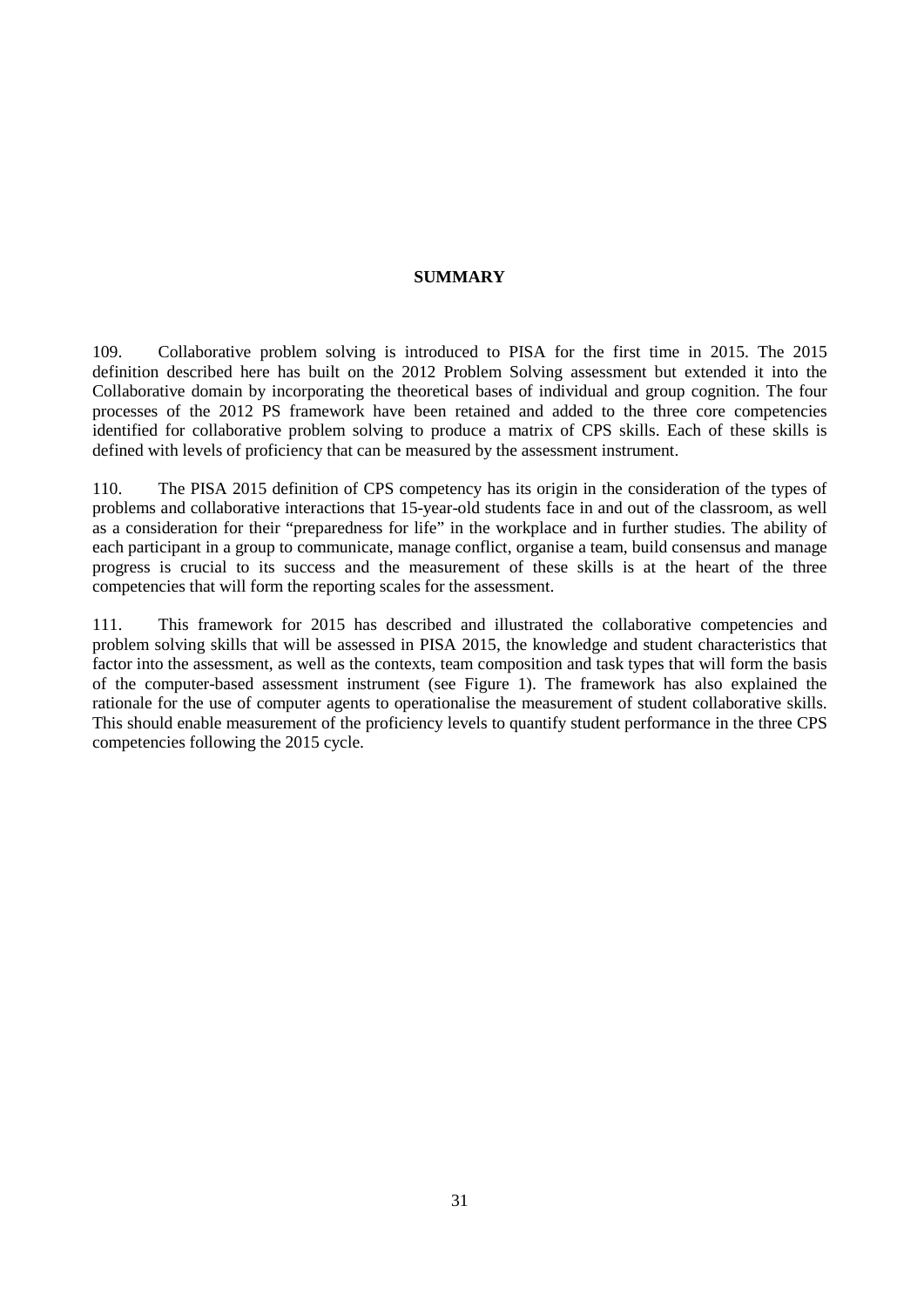## SUMMARY

109. Collaborative problem solving is introduced to PISA for the first time in 2015. The 2015 definition described here has built on the 2012 Problem Solving assessment but extended it into the Collaborative domain by incorporating the theoretical bases of individual and group cognition. The four processes of the 2012 PS framework have been retained and added to the three core competencies identified for collaborative problem solving to produce a matrix of CPS skills. Each of these skills is defined with levels of proficiency that can be measured by the assessment instrument.

110. The PISA 2015 definition of CPS competency has its origin in the consideration of the types of problems and collaborative interactions that 15-year-old students face in and out of the classroom, as well as a consideration for their "preparedness for life" in the workplace and in further studies. The ability of each participant in a group to communicate, manage conflict, organise a team, build consensus and manage progress is crucial to its success and the measurement of these skills is at the heart of the three competencies that will form the reporting scales for the assessment.

111. This framework for 2015 has described and illustrated the collaborative competencies and problem solving skills that will be assessed in PISA 2015, the knowledge and student characteristics that factor into the assessment, as well as the contexts, team composition and task types that will form the basis of the computer-based assessment instrument (see Figure 1). The framework has also explained the rationale for the use of computer agents to operationalise the measurement of student collaborative skills. This should enable measurement of the proficiency levels to quantify student performance in the three CPS competencies following the 2015 cycle.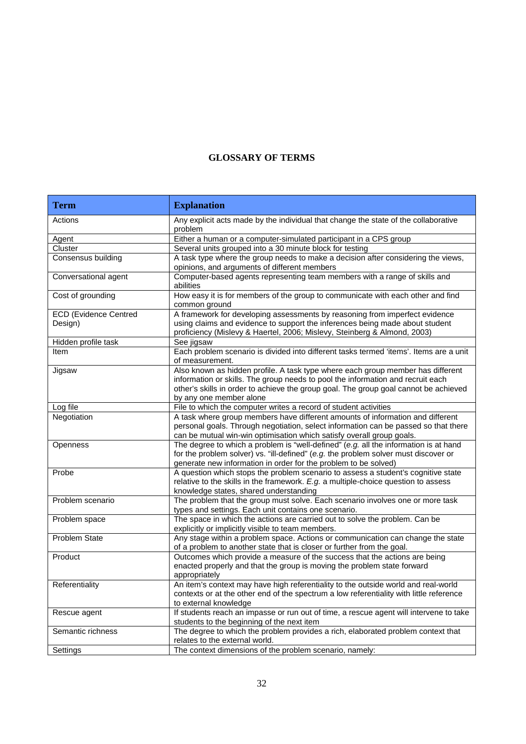## GLOSSARY OF TERMS

| Term | Explanation |
| --- | --- |
| Actions | Any explicit acts made by the individual that change the state of the collaborative problem |
| Agent | Either a human or a computer-simulated participant in a CPS group |
| Cluster | Several units grouped into a 30 minute block for testing |
| Consensus building | A task type where the group needs to make a decision after considering the views, opinions, and arguments of different members |
| Conversational agent | Computer-based agents representing team members with a range of skills and abilities |
| Cost of grounding | How easy it is for members of the group to communicate with each other and find common ground |
| ECD (Evidence Centred Design) | A framework for developing assessments by reasoning from imperfect evidence using claims and evidence to support the inferences being made about student proficiency (Mislevy & Haertel, 2006; Mislevy, Steinberg & Almond, 2003) |
| Hidden profile task | See jigsaw |
| Item | Each problem scenario is divided into different tasks termed 'items'. Items are a unit of measurement. |
| Jigsaw | Also known as hidden profile. A task type where each group member has different information or skills. The group needs to pool the information and recruit each other's skills in order to achieve the group goal. The group goal cannot be achieved by any one member alone |
| Log file | File to which the computer writes a record of student activities |
| Negotiation | A task where group members have different amounts of information and different personal goals. Through negotiation, select information can be passed so that there can be mutual win-win optimisation which satisfy overall group goals. |
| Openness | The degree to which a problem is "well-defined" (*e.g.* all the information is at hand for the problem solver) vs. "ill-defined" (*e.g.* the problem solver must discover or generate new information in order for the problem to be solved) |
| Probe | A question which stops the problem scenario to assess a student's cognitive state relative to the skills in the framework. *E.g.* a multiple-choice question to assess knowledge states, shared understanding |
| Problem scenario | The problem that the group must solve. Each scenario involves one or more task types and settings. Each unit contains one scenario. |
| Problem space | The space in which the actions are carried out to solve the problem. Can be explicitly or implicitly visible to team members. |
| Problem State | Any stage within a problem space. Actions or communication can change the state of a problem to another state that is closer or further from the goal. |
| Product | Outcomes which provide a measure of the success that the actions are being enacted properly and that the group is moving the problem state forward appropriately |
| Referentiality | An item's context may have high referentiality to the outside world and real-world contexts or at the other end of the spectrum a low referentiality with little reference to external knowledge |
| Rescue agent | If students reach an impasse or run out of time, a rescue agent will intervene to take students to the beginning of the next item |
| Semantic richness | The degree to which the problem provides a rich, elaborated problem context that relates to the external world. |
| Settings | The context dimensions of the problem scenario, namely: |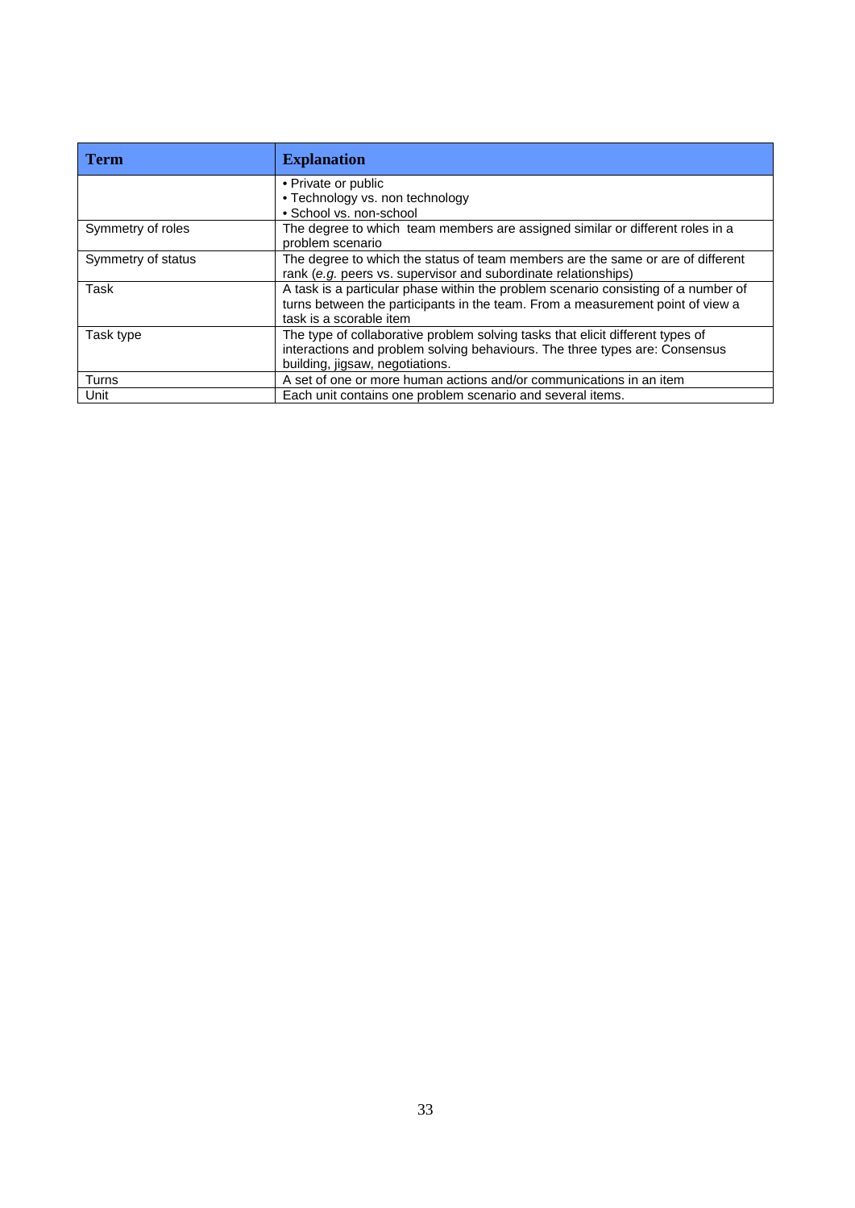| Term | Explanation |
|---|---|
| | • Private or public<br>• Technology vs. non technology<br>• School vs. non-school |
| Symmetry of roles | The degree to which team members are assigned similar or different roles in a problem scenario |
| Symmetry of status | The degree to which the status of team members are the same or are of different rank (*e.g.* peers vs. supervisor and subordinate relationships) |
| Task | A task is a particular phase within the problem scenario consisting of a number of turns between the participants in the team. From a measurement point of view a task is a scorable item |
| Task type | The type of collaborative problem solving tasks that elicit different types of interactions and problem solving behaviours. The three types are: Consensus building, jigsaw, negotiations. |
| Turns | A set of one or more human actions and/or communications in an item |
| Unit | Each unit contains one problem scenario and several items. |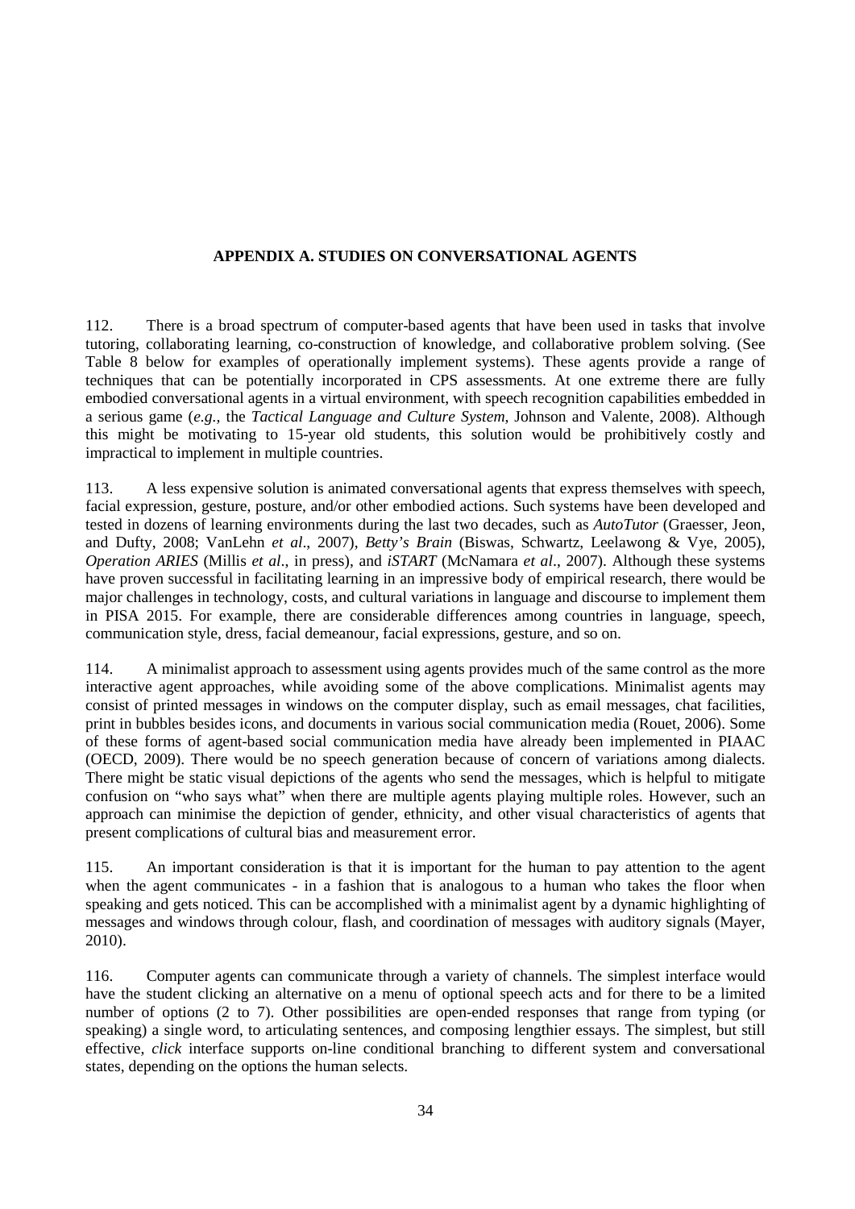## APPENDIX A. STUDIES ON CONVERSATIONAL AGENTS

112. There is a broad spectrum of computer-based agents that have been used in tasks that involve tutoring, collaborating learning, co-construction of knowledge, and collaborative problem solving. (See Table 8 below for examples of operationally implement systems). These agents provide a range of techniques that can be potentially incorporated in CPS assessments. At one extreme there are fully embodied conversational agents in a virtual environment, with speech recognition capabilities embedded in a serious game (*e.g.,* the *Tactical Language and Culture System*, Johnson and Valente, 2008). Although this might be motivating to 15-year old students, this solution would be prohibitively costly and impractical to implement in multiple countries.

113. A less expensive solution is animated conversational agents that express themselves with speech, facial expression, gesture, posture, and/or other embodied actions. Such systems have been developed and tested in dozens of learning environments during the last two decades, such as *AutoTutor* (Graesser, Jeon, and Dufty, 2008; VanLehn *et al*., 2007), *Betty's Brain* (Biswas, Schwartz, Leelawong & Vye, 2005), *Operation ARIES* (Millis *et al*., in press), and *iSTART* (McNamara *et al*., 2007). Although these systems have proven successful in facilitating learning in an impressive body of empirical research, there would be major challenges in technology, costs, and cultural variations in language and discourse to implement them in PISA 2015. For example, there are considerable differences among countries in language, speech, communication style, dress, facial demeanour, facial expressions, gesture, and so on.

114. A minimalist approach to assessment using agents provides much of the same control as the more interactive agent approaches, while avoiding some of the above complications. Minimalist agents may consist of printed messages in windows on the computer display, such as email messages, chat facilities, print in bubbles besides icons, and documents in various social communication media (Rouet, 2006). Some of these forms of agent-based social communication media have already been implemented in PIAAC (OECD, 2009). There would be no speech generation because of concern of variations among dialects. There might be static visual depictions of the agents who send the messages, which is helpful to mitigate confusion on "who says what" when there are multiple agents playing multiple roles. However, such an approach can minimise the depiction of gender, ethnicity, and other visual characteristics of agents that present complications of cultural bias and measurement error.

115. An important consideration is that it is important for the human to pay attention to the agent when the agent communicates - in a fashion that is analogous to a human who takes the floor when speaking and gets noticed. This can be accomplished with a minimalist agent by a dynamic highlighting of messages and windows through colour, flash, and coordination of messages with auditory signals (Mayer, 2010).

116. Computer agents can communicate through a variety of channels. The simplest interface would have the student clicking an alternative on a menu of optional speech acts and for there to be a limited number of options (2 to 7). Other possibilities are open-ended responses that range from typing (or speaking) a single word, to articulating sentences, and composing lengthier essays. The simplest, but still effective, *click* interface supports on-line conditional branching to different system and conversational states, depending on the options the human selects.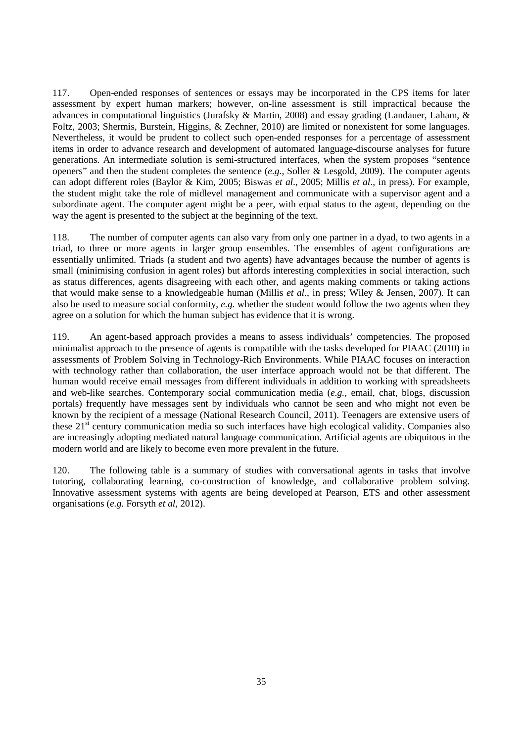117. Open-ended responses of sentences or essays may be incorporated in the CPS items for later assessment by expert human markers; however, on-line assessment is still impractical because the advances in computational linguistics (Jurafsky & Martin, 2008) and essay grading (Landauer, Laham, & Foltz, 2003; Shermis, Burstein, Higgins, & Zechner, 2010) are limited or nonexistent for some languages. Nevertheless, it would be prudent to collect such open-ended responses for a percentage of assessment items in order to advance research and development of automated language-discourse analyses for future generations. An intermediate solution is semi-structured interfaces, when the system proposes "sentence openers" and then the student completes the sentence (*e.g.,* Soller & Lesgold, 2009). The computer agents can adopt different roles (Baylor & Kim, 2005; Biswas *et al*., 2005; Millis *et al*., in press). For example, the student might take the role of midlevel management and communicate with a supervisor agent and a subordinate agent. The computer agent might be a peer, with equal status to the agent, depending on the way the agent is presented to the subject at the beginning of the text.

118. The number of computer agents can also vary from only one partner in a dyad, to two agents in a triad, to three or more agents in larger group ensembles. The ensembles of agent configurations are essentially unlimited. Triads (a student and two agents) have advantages because the number of agents is small (minimising confusion in agent roles) but affords interesting complexities in social interaction, such as status differences, agents disagreeing with each other, and agents making comments or taking actions that would make sense to a knowledgeable human (Millis *et al*., in press; Wiley & Jensen, 2007). It can also be used to measure social conformity, *e.g.* whether the student would follow the two agents when they agree on a solution for which the human subject has evidence that it is wrong.

119. An agent-based approach provides a means to assess individuals' competencies. The proposed minimalist approach to the presence of agents is compatible with the tasks developed for PIAAC (2010) in assessments of Problem Solving in Technology-Rich Environments. While PIAAC focuses on interaction with technology rather than collaboration, the user interface approach would not be that different. The human would receive email messages from different individuals in addition to working with spreadsheets and web-like searches. Contemporary social communication media (*e.g.,* email, chat, blogs, discussion portals) frequently have messages sent by individuals who cannot be seen and who might not even be known by the recipient of a message (National Research Council, 2011). Teenagers are extensive users of these 21st century communication media so such interfaces have high ecological validity. Companies also are increasingly adopting mediated natural language communication. Artificial agents are ubiquitous in the modern world and are likely to become even more prevalent in the future.

120. The following table is a summary of studies with conversational agents in tasks that involve tutoring, collaborating learning, co-construction of knowledge, and collaborative problem solving. Innovative assessment systems with agents are being developed at Pearson, ETS and other assessment organisations (*e.g.* Forsyth *et al*, 2012).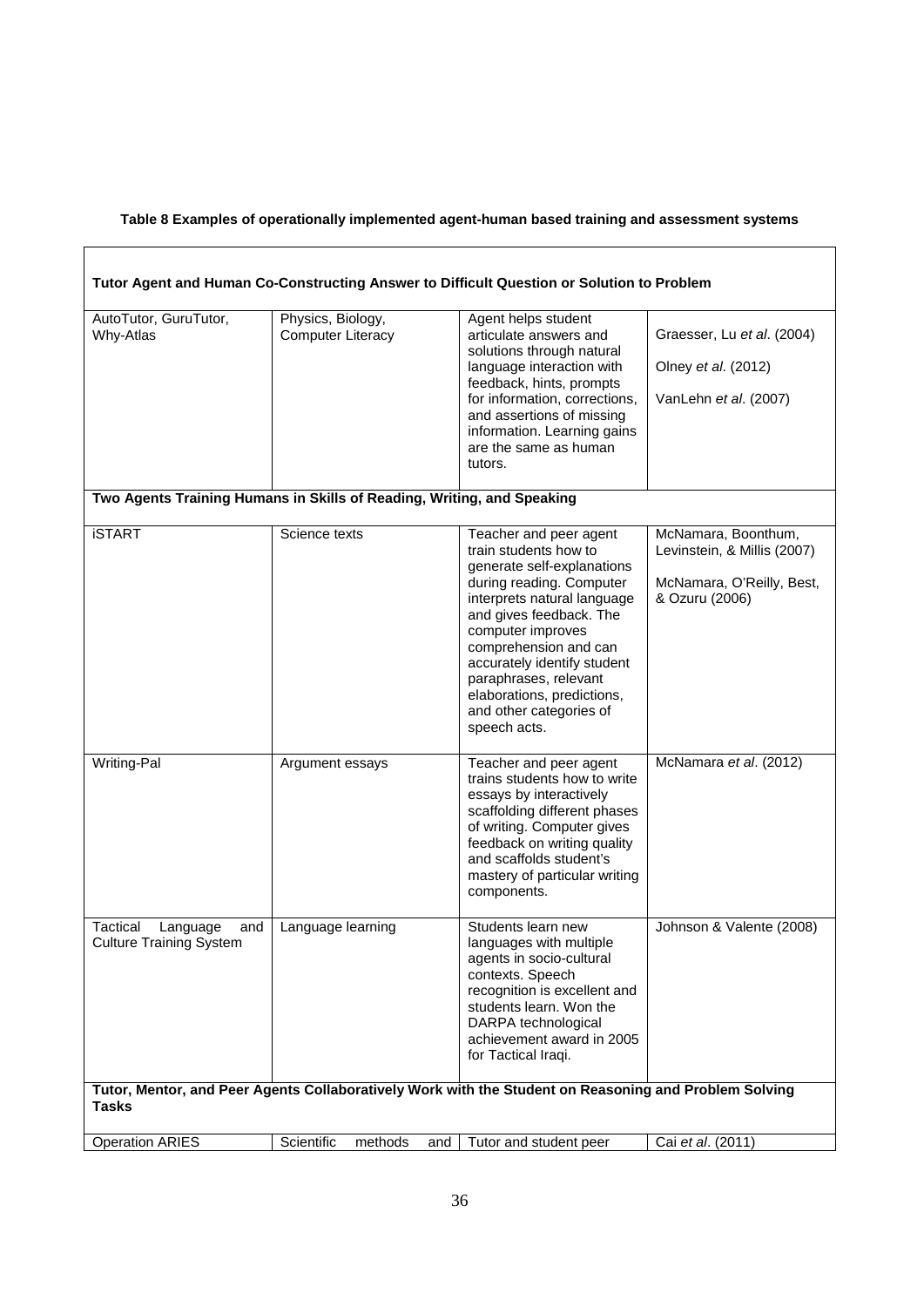**Table 8 Examples of operationally implemented agent-human based training and assessment systems**

| **Tutor Agent and Human Co-Constructing Answer to Difficult Question or Solution to Problem** | | | |
|---|---|---|---|
| AutoTutor, GuruTutor, Why-Atlas | Physics, Biology, Computer Literacy | Agent helps student articulate answers and solutions through natural language interaction with feedback, hints, prompts for information, corrections, and assertions of missing information. Learning gains are the same as human tutors. | Graesser, Lu *et al*. (2004)<br><br>Olney *et al*. (2012)<br><br>VanLehn *et al*. (2007) |
| **Two Agents Training Humans in Skills of Reading, Writing, and Speaking** | | | |
| iSTART | Science texts | Teacher and peer agent train students how to generate self-explanations during reading. Computer interprets natural language and gives feedback. The computer improves comprehension and can accurately identify student paraphrases, relevant elaborations, predictions, and other categories of speech acts. | McNamara, Boonthum, Levinstein, & Millis (2007)<br><br>McNamara, O'Reilly, Best, & Ozuru (2006) |
| Writing-Pal | Argument essays | Teacher and peer agent trains students how to write essays by interactively scaffolding different phases of writing. Computer gives feedback on writing quality and scaffolds student's mastery of particular writing components. | McNamara *et al*. (2012) |
| Tactical Language and Culture Training System | Language learning | Students learn new languages with multiple agents in socio-cultural contexts. Speech recognition is excellent and students learn. Won the DARPA technological achievement award in 2005 for Tactical Iraqi. | Johnson & Valente (2008) |
| **Tutor, Mentor, and Peer Agents Collaboratively Work with the Student on Reasoning and Problem Solving Tasks** | | | |
| Operation ARIES | Scientific methods and | Tutor and student peer | Cai *et al*. (2011) |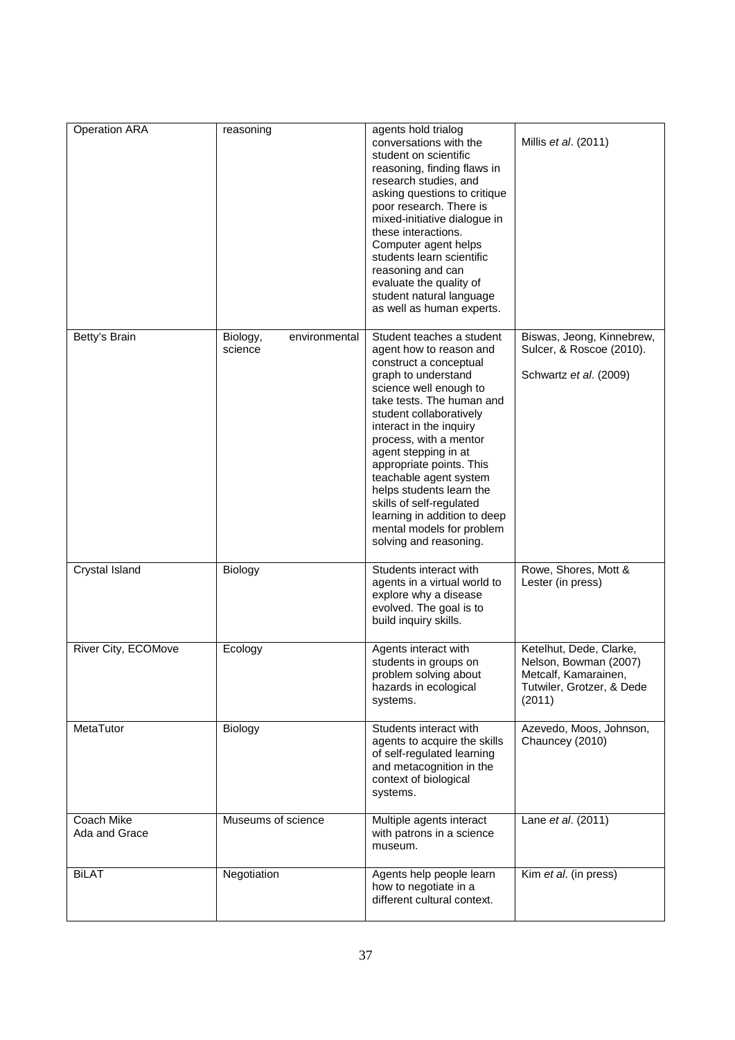| | | | |
|---|---|---|---|
| Operation ARA | reasoning | agents hold trialog conversations with the student on scientific reasoning, finding flaws in research studies, and asking questions to critique poor research. There is mixed-initiative dialogue in these interactions. Computer agent helps students learn scientific reasoning and can evaluate the quality of student natural language as well as human experts. | Millis *et al*. (2011) |
| Betty's Brain | Biology, environmental science | Student teaches a student agent how to reason and construct a conceptual graph to understand science well enough to take tests. The human and student collaboratively interact in the inquiry process, with a mentor agent stepping in at appropriate points. This teachable agent system helps students learn the skills of self-regulated learning in addition to deep mental models for problem solving and reasoning. | Biswas, Jeong, Kinnebrew, Sulcer, & Roscoe (2010). Schwartz *et al*. (2009) |
| Crystal Island | Biology | Students interact with agents in a virtual world to explore why a disease evolved. The goal is to build inquiry skills. | Rowe, Shores, Mott & Lester (in press) |
| River City, ECOMove | Ecology | Agents interact with students in groups on problem solving about hazards in ecological systems. | Ketelhut, Dede, Clarke, Nelson, Bowman (2007) Metcalf, Kamarainen, Tutwiler, Grotzer, & Dede (2011) |
| MetaTutor | Biology | Students interact with agents to acquire the skills of self-regulated learning and metacognition in the context of biological systems. | Azevedo, Moos, Johnson, Chauncey (2010) |
| Coach Mike Ada and Grace | Museums of science | Multiple agents interact with patrons in a science museum. | Lane *et al*. (2011) |
| BiLAT | Negotiation | Agents help people learn how to negotiate in a different cultural context. | Kim *et al*. (in press) |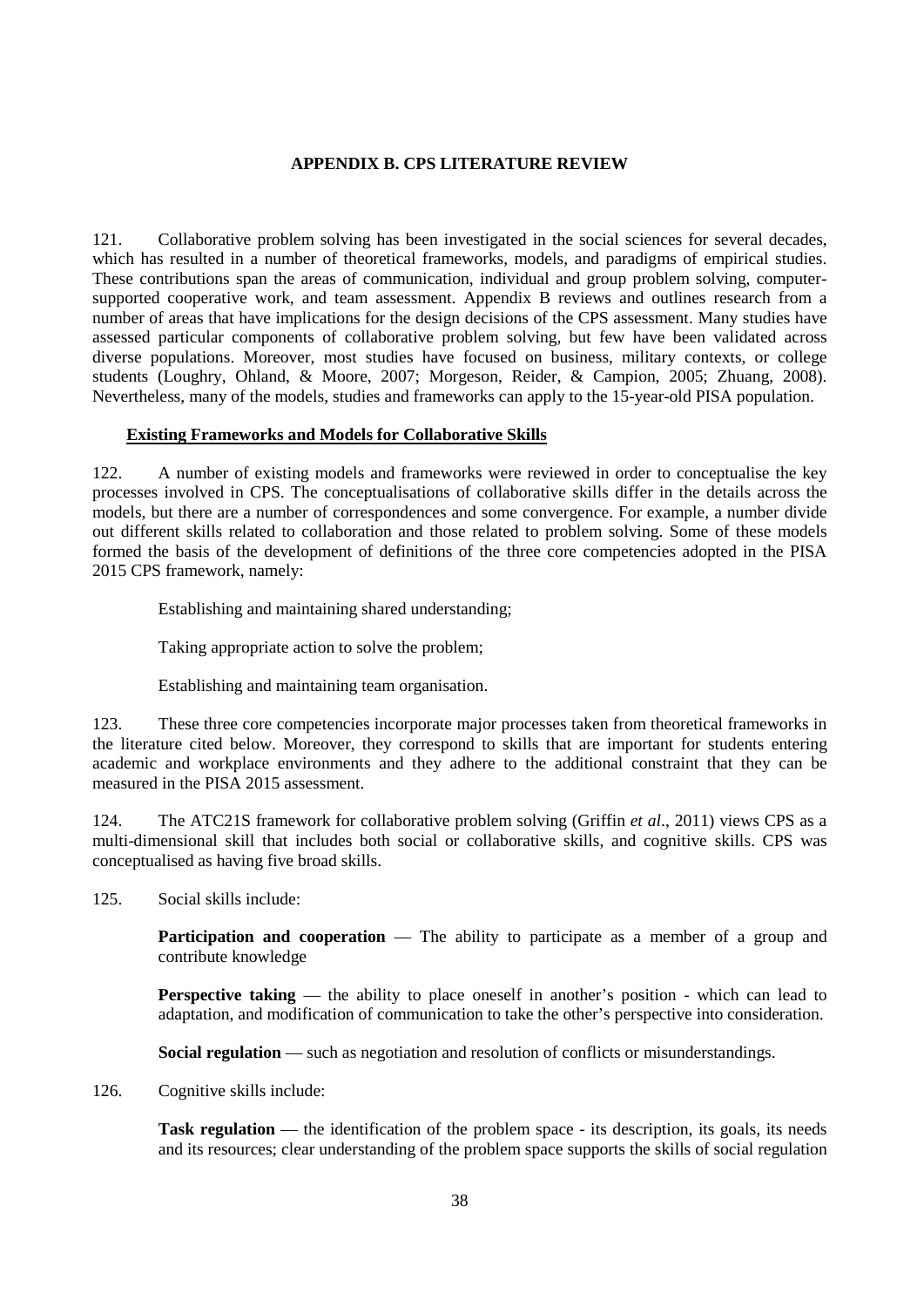## APPENDIX B. CPS LITERATURE REVIEW

121. Collaborative problem solving has been investigated in the social sciences for several decades, which has resulted in a number of theoretical frameworks, models, and paradigms of empirical studies. These contributions span the areas of communication, individual and group problem solving, computer-supported cooperative work, and team assessment. Appendix B reviews and outlines research from a number of areas that have implications for the design decisions of the CPS assessment. Many studies have assessed particular components of collaborative problem solving, but few have been validated across diverse populations. Moreover, most studies have focused on business, military contexts, or college students (Loughry, Ohland, & Moore, 2007; Morgeson, Reider, & Campion, 2005; Zhuang, 2008). Nevertheless, many of the models, studies and frameworks can apply to the 15-year-old PISA population.

### Existing Frameworks and Models for Collaborative Skills

122. A number of existing models and frameworks were reviewed in order to conceptualise the key processes involved in CPS. The conceptualisations of collaborative skills differ in the details across the models, but there are a number of correspondences and some convergence. For example, a number divide out different skills related to collaboration and those related to problem solving. Some of these models formed the basis of the development of definitions of the three core competencies adopted in the PISA 2015 CPS framework, namely:

Establishing and maintaining shared understanding;

Taking appropriate action to solve the problem;

Establishing and maintaining team organisation.

123. These three core competencies incorporate major processes taken from theoretical frameworks in the literature cited below. Moreover, they correspond to skills that are important for students entering academic and workplace environments and they adhere to the additional constraint that they can be measured in the PISA 2015 assessment.

124. The ATC21S framework for collaborative problem solving (Griffin *et al*., 2011) views CPS as a multi-dimensional skill that includes both social or collaborative skills, and cognitive skills. CPS was conceptualised as having five broad skills.

125. Social skills include:

**Participation and cooperation** — The ability to participate as a member of a group and contribute knowledge

**Perspective taking** — the ability to place oneself in another's position - which can lead to adaptation, and modification of communication to take the other's perspective into consideration.

**Social regulation** — such as negotiation and resolution of conflicts or misunderstandings.

126. Cognitive skills include:

**Task regulation** — the identification of the problem space - its description, its goals, its needs and its resources; clear understanding of the problem space supports the skills of social regulation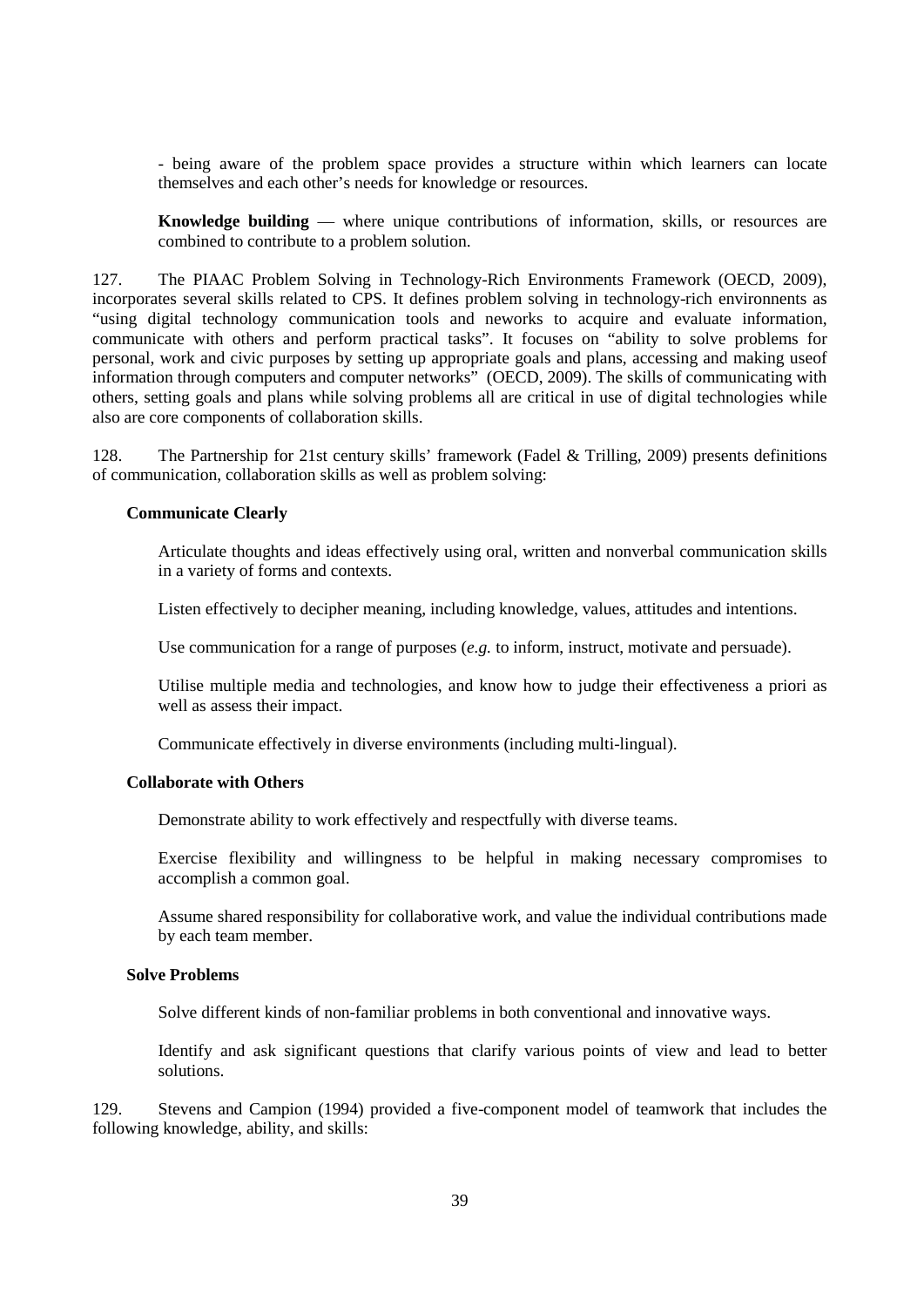- being aware of the problem space provides a structure within which learners can locate themselves and each other's needs for knowledge or resources.

**Knowledge building** — where unique contributions of information, skills, or resources are combined to contribute to a problem solution.

127. The PIAAC Problem Solving in Technology-Rich Environments Framework (OECD, 2009), incorporates several skills related to CPS. It defines problem solving in technology-rich environnents as "using digital technology communication tools and neworks to acquire and evaluate information, communicate with others and perform practical tasks". It focuses on "ability to solve problems for personal, work and civic purposes by setting up appropriate goals and plans, accessing and making useof information through computers and computer networks" (OECD, 2009). The skills of communicating with others, setting goals and plans while solving problems all are critical in use of digital technologies while also are core components of collaboration skills.

128. The Partnership for 21st century skills' framework (Fadel & Trilling, 2009) presents definitions of communication, collaboration skills as well as problem solving:

**Communicate Clearly**

Articulate thoughts and ideas effectively using oral, written and nonverbal communication skills in a variety of forms and contexts.

Listen effectively to decipher meaning, including knowledge, values, attitudes and intentions.

Use communication for a range of purposes (*e.g.* to inform, instruct, motivate and persuade).

Utilise multiple media and technologies, and know how to judge their effectiveness a priori as well as assess their impact.

Communicate effectively in diverse environments (including multi-lingual).

**Collaborate with Others**

Demonstrate ability to work effectively and respectfully with diverse teams.

Exercise flexibility and willingness to be helpful in making necessary compromises to accomplish a common goal.

Assume shared responsibility for collaborative work, and value the individual contributions made by each team member.

**Solve Problems**

Solve different kinds of non-familiar problems in both conventional and innovative ways.

Identify and ask significant questions that clarify various points of view and lead to better solutions.

129. Stevens and Campion (1994) provided a five-component model of teamwork that includes the following knowledge, ability, and skills: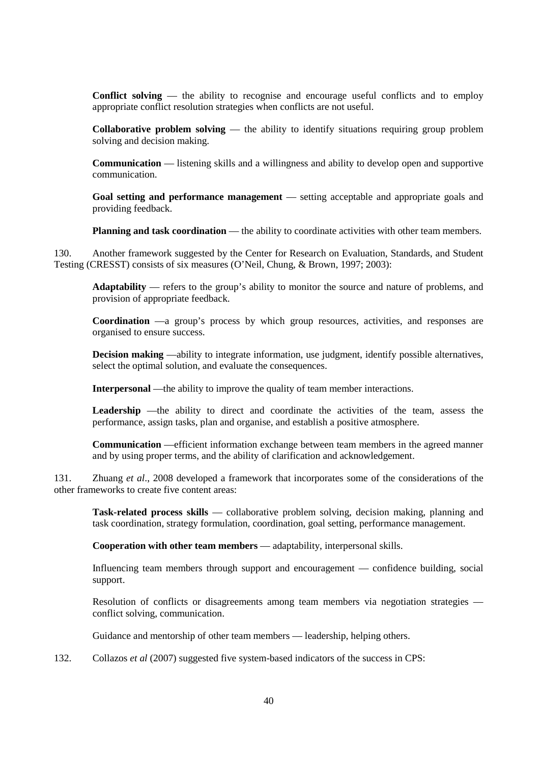**Conflict solving** — the ability to recognise and encourage useful conflicts and to employ appropriate conflict resolution strategies when conflicts are not useful.

**Collaborative problem solving** — the ability to identify situations requiring group problem solving and decision making.

**Communication** — listening skills and a willingness and ability to develop open and supportive communication.

**Goal setting and performance management** — setting acceptable and appropriate goals and providing feedback.

**Planning and task coordination** — the ability to coordinate activities with other team members.

130. Another framework suggested by the Center for Research on Evaluation, Standards, and Student Testing (CRESST) consists of six measures (O'Neil, Chung, & Brown, 1997; 2003):

**Adaptability** — refers to the group's ability to monitor the source and nature of problems, and provision of appropriate feedback.

**Coordination** —a group's process by which group resources, activities, and responses are organised to ensure success.

**Decision making** —ability to integrate information, use judgment, identify possible alternatives, select the optimal solution, and evaluate the consequences.

**Interpersonal** —the ability to improve the quality of team member interactions.

**Leadership** —the ability to direct and coordinate the activities of the team, assess the performance, assign tasks, plan and organise, and establish a positive atmosphere.

**Communication** —efficient information exchange between team members in the agreed manner and by using proper terms, and the ability of clarification and acknowledgement.

131. Zhuang *et al*., 2008 developed a framework that incorporates some of the considerations of the other frameworks to create five content areas:

**Task-related process skills** — collaborative problem solving, decision making, planning and task coordination, strategy formulation, coordination, goal setting, performance management.

**Cooperation with other team members** — adaptability, interpersonal skills.

Influencing team members through support and encouragement — confidence building, social support.

Resolution of conflicts or disagreements among team members via negotiation strategies — conflict solving, communication.

Guidance and mentorship of other team members — leadership, helping others.

132. Collazos *et al* (2007) suggested five system-based indicators of the success in CPS: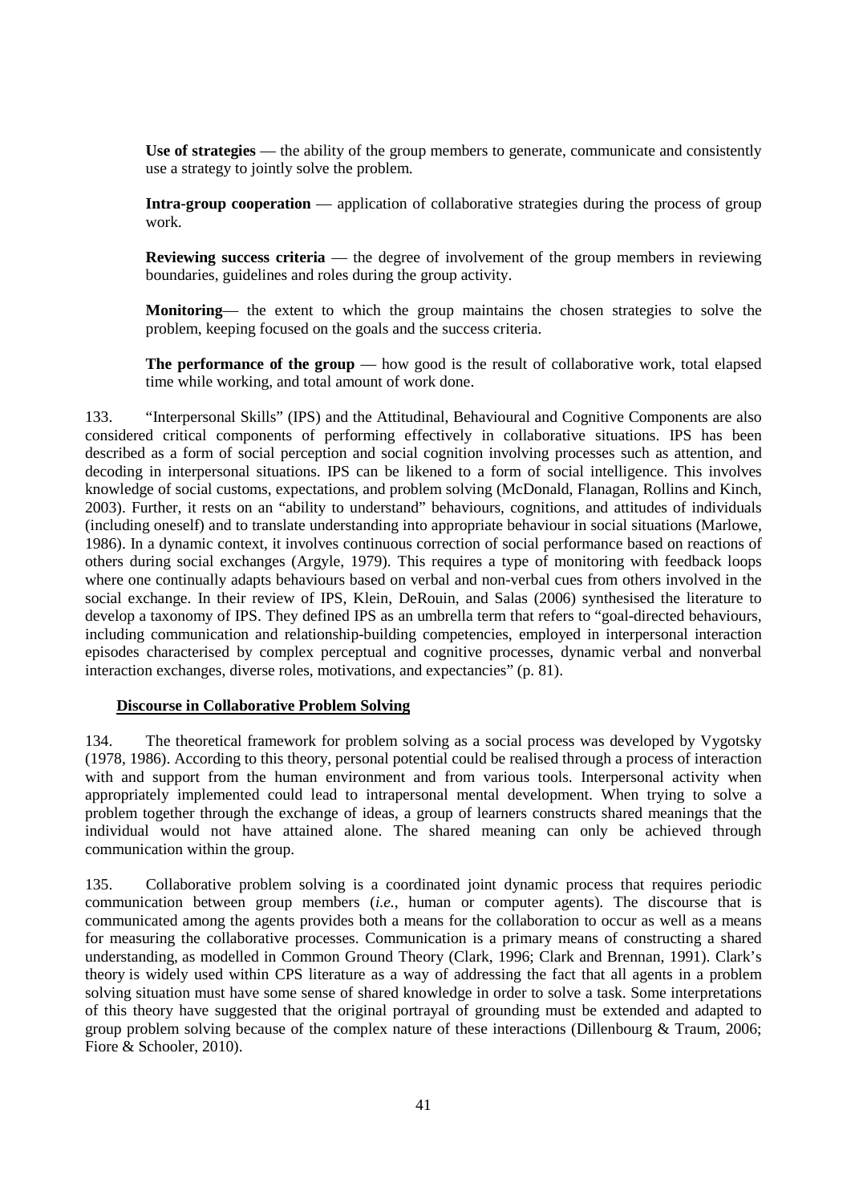**Use of strategies** — the ability of the group members to generate, communicate and consistently use a strategy to jointly solve the problem.

**Intra-group cooperation** — application of collaborative strategies during the process of group work.

**Reviewing success criteria** — the degree of involvement of the group members in reviewing boundaries, guidelines and roles during the group activity.

**Monitoring**— the extent to which the group maintains the chosen strategies to solve the problem, keeping focused on the goals and the success criteria.

**The performance of the group** — how good is the result of collaborative work, total elapsed time while working, and total amount of work done.

133. "Interpersonal Skills" (IPS) and the Attitudinal, Behavioural and Cognitive Components are also considered critical components of performing effectively in collaborative situations. IPS has been described as a form of social perception and social cognition involving processes such as attention, and decoding in interpersonal situations. IPS can be likened to a form of social intelligence. This involves knowledge of social customs, expectations, and problem solving (McDonald, Flanagan, Rollins and Kinch, 2003). Further, it rests on an "ability to understand" behaviours, cognitions, and attitudes of individuals (including oneself) and to translate understanding into appropriate behaviour in social situations (Marlowe, 1986). In a dynamic context, it involves continuous correction of social performance based on reactions of others during social exchanges (Argyle, 1979). This requires a type of monitoring with feedback loops where one continually adapts behaviours based on verbal and non-verbal cues from others involved in the social exchange. In their review of IPS, Klein, DeRouin, and Salas (2006) synthesised the literature to develop a taxonomy of IPS. They defined IPS as an umbrella term that refers to "goal-directed behaviours, including communication and relationship-building competencies, employed in interpersonal interaction episodes characterised by complex perceptual and cognitive processes, dynamic verbal and nonverbal interaction exchanges, diverse roles, motivations, and expectancies" (p. 81).

### Discourse in Collaborative Problem Solving

134. The theoretical framework for problem solving as a social process was developed by Vygotsky (1978, 1986). According to this theory, personal potential could be realised through a process of interaction with and support from the human environment and from various tools. Interpersonal activity when appropriately implemented could lead to intrapersonal mental development. When trying to solve a problem together through the exchange of ideas, a group of learners constructs shared meanings that the individual would not have attained alone. The shared meaning can only be achieved through communication within the group.

135. Collaborative problem solving is a coordinated joint dynamic process that requires periodic communication between group members (*i.e.*, human or computer agents). The discourse that is communicated among the agents provides both a means for the collaboration to occur as well as a means for measuring the collaborative processes. Communication is a primary means of constructing a shared understanding, as modelled in Common Ground Theory (Clark, 1996; Clark and Brennan, 1991). Clark's theory is widely used within CPS literature as a way of addressing the fact that all agents in a problem solving situation must have some sense of shared knowledge in order to solve a task. Some interpretations of this theory have suggested that the original portrayal of grounding must be extended and adapted to group problem solving because of the complex nature of these interactions (Dillenbourg & Traum, 2006; Fiore & Schooler, 2010).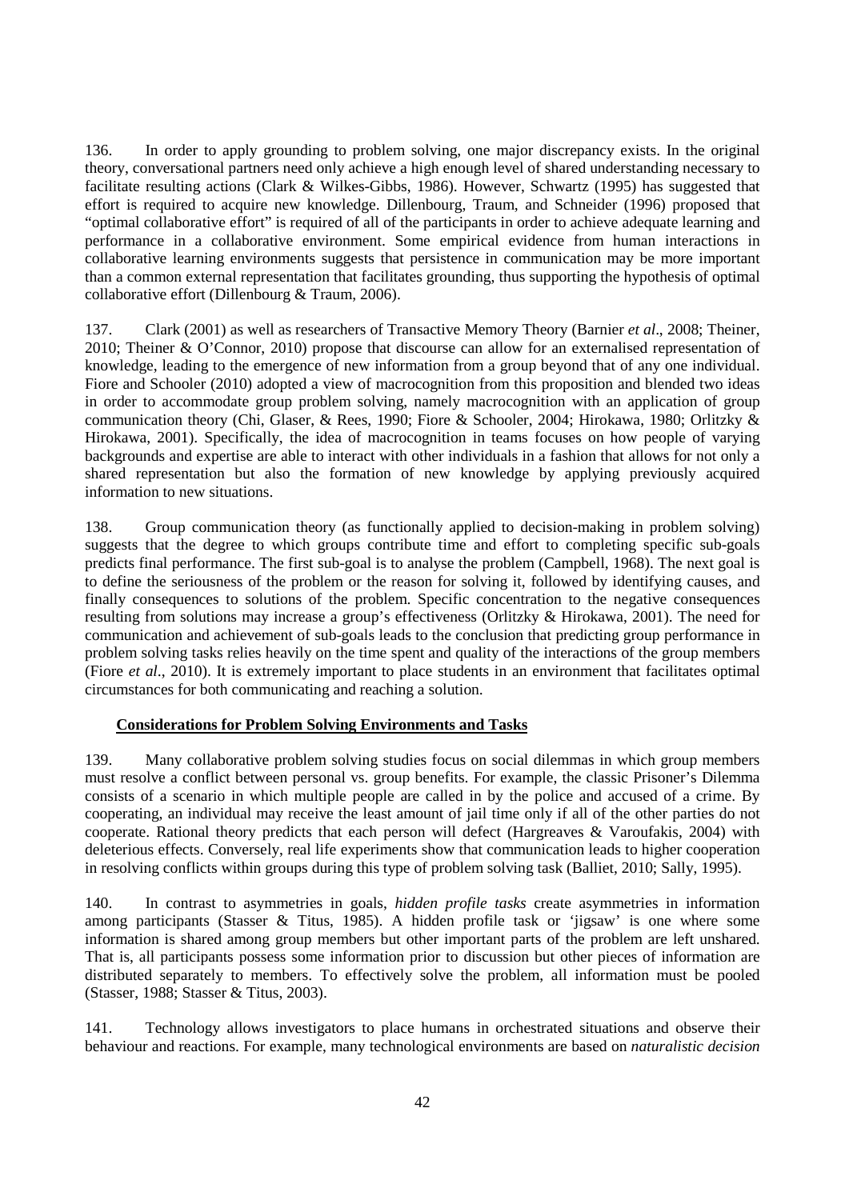136. In order to apply grounding to problem solving, one major discrepancy exists. In the original theory, conversational partners need only achieve a high enough level of shared understanding necessary to facilitate resulting actions (Clark & Wilkes-Gibbs, 1986). However, Schwartz (1995) has suggested that effort is required to acquire new knowledge. Dillenbourg, Traum, and Schneider (1996) proposed that "optimal collaborative effort" is required of all of the participants in order to achieve adequate learning and performance in a collaborative environment. Some empirical evidence from human interactions in collaborative learning environments suggests that persistence in communication may be more important than a common external representation that facilitates grounding, thus supporting the hypothesis of optimal collaborative effort (Dillenbourg & Traum, 2006).

137. Clark (2001) as well as researchers of Transactive Memory Theory (Barnier *et al*., 2008; Theiner, 2010; Theiner & O'Connor, 2010) propose that discourse can allow for an externalised representation of knowledge, leading to the emergence of new information from a group beyond that of any one individual. Fiore and Schooler (2010) adopted a view of macrocognition from this proposition and blended two ideas in order to accommodate group problem solving, namely macrocognition with an application of group communication theory (Chi, Glaser, & Rees, 1990; Fiore & Schooler, 2004; Hirokawa, 1980; Orlitzky & Hirokawa, 2001). Specifically, the idea of macrocognition in teams focuses on how people of varying backgrounds and expertise are able to interact with other individuals in a fashion that allows for not only a shared representation but also the formation of new knowledge by applying previously acquired information to new situations.

138. Group communication theory (as functionally applied to decision-making in problem solving) suggests that the degree to which groups contribute time and effort to completing specific sub-goals predicts final performance. The first sub-goal is to analyse the problem (Campbell, 1968). The next goal is to define the seriousness of the problem or the reason for solving it, followed by identifying causes, and finally consequences to solutions of the problem. Specific concentration to the negative consequences resulting from solutions may increase a group's effectiveness (Orlitzky & Hirokawa, 2001). The need for communication and achievement of sub-goals leads to the conclusion that predicting group performance in problem solving tasks relies heavily on the time spent and quality of the interactions of the group members (Fiore *et al*., 2010). It is extremely important to place students in an environment that facilitates optimal circumstances for both communicating and reaching a solution.

## Considerations for Problem Solving Environments and Tasks

139. Many collaborative problem solving studies focus on social dilemmas in which group members must resolve a conflict between personal vs. group benefits. For example, the classic Prisoner's Dilemma consists of a scenario in which multiple people are called in by the police and accused of a crime. By cooperating, an individual may receive the least amount of jail time only if all of the other parties do not cooperate. Rational theory predicts that each person will defect (Hargreaves & Varoufakis, 2004) with deleterious effects. Conversely, real life experiments show that communication leads to higher cooperation in resolving conflicts within groups during this type of problem solving task (Balliet, 2010; Sally, 1995).

140. In contrast to asymmetries in goals, *hidden profile tasks* create asymmetries in information among participants (Stasser & Titus, 1985). A hidden profile task or 'jigsaw' is one where some information is shared among group members but other important parts of the problem are left unshared. That is, all participants possess some information prior to discussion but other pieces of information are distributed separately to members. To effectively solve the problem, all information must be pooled (Stasser, 1988; Stasser & Titus, 2003).

141. Technology allows investigators to place humans in orchestrated situations and observe their behaviour and reactions. For example, many technological environments are based on *naturalistic decision*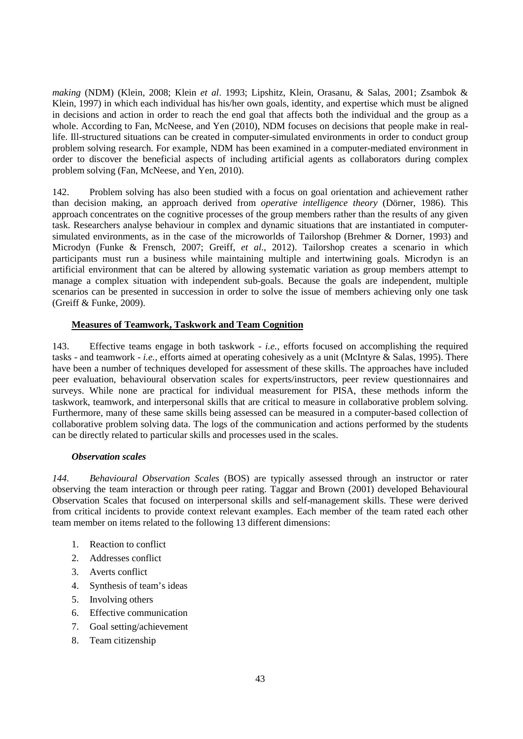*making* (NDM) (Klein, 2008; Klein *et al*. 1993; Lipshitz, Klein, Orasanu, & Salas, 2001; Zsambok & Klein, 1997) in which each individual has his/her own goals, identity, and expertise which must be aligned in decisions and action in order to reach the end goal that affects both the individual and the group as a whole. According to Fan, McNeese, and Yen (2010), NDM focuses on decisions that people make in real-life. Ill-structured situations can be created in computer-simulated environments in order to conduct group problem solving research. For example, NDM has been examined in a computer-mediated environment in order to discover the beneficial aspects of including artificial agents as collaborators during complex problem solving (Fan, McNeese, and Yen, 2010).

142. Problem solving has also been studied with a focus on goal orientation and achievement rather than decision making, an approach derived from *operative intelligence theory* (Dörner, 1986). This approach concentrates on the cognitive processes of the group members rather than the results of any given task. Researchers analyse behaviour in complex and dynamic situations that are instantiated in computer-simulated environments, as in the case of the microworlds of Tailorshop (Brehmer & Dorner, 1993) and Microdyn (Funke & Frensch, 2007; Greiff, *et al*., 2012). Tailorshop creates a scenario in which participants must run a business while maintaining multiple and intertwining goals. Microdyn is an artificial environment that can be altered by allowing systematic variation as group members attempt to manage a complex situation with independent sub-goals. Because the goals are independent, multiple scenarios can be presented in succession in order to solve the issue of members achieving only one task (Greiff & Funke, 2009).

## Measures of Teamwork, Taskwork and Team Cognition

143. Effective teams engage in both taskwork - *i.e.*, efforts focused on accomplishing the required tasks - and teamwork - *i.e.*, efforts aimed at operating cohesively as a unit (McIntyre & Salas, 1995). There have been a number of techniques developed for assessment of these skills. The approaches have included peer evaluation, behavioural observation scales for experts/instructors, peer review questionnaires and surveys. While none are practical for individual measurement for PISA, these methods inform the taskwork, teamwork, and interpersonal skills that are critical to measure in collaborative problem solving. Furthermore, many of these same skills being assessed can be measured in a computer-based collection of collaborative problem solving data. The logs of the communication and actions performed by the students can be directly related to particular skills and processes used in the scales.

### *Observation scales*

*144. Behavioural Observation Scales* (BOS) are typically assessed through an instructor or rater observing the team interaction or through peer rating. Taggar and Brown (2001) developed Behavioural Observation Scales that focused on interpersonal skills and self-management skills. These were derived from critical incidents to provide context relevant examples. Each member of the team rated each other team member on items related to the following 13 different dimensions:

1. Reaction to conflict
2. Addresses conflict
3. Averts conflict
4. Synthesis of team's ideas
5. Involving others
6. Effective communication
7. Goal setting/achievement
8. Team citizenship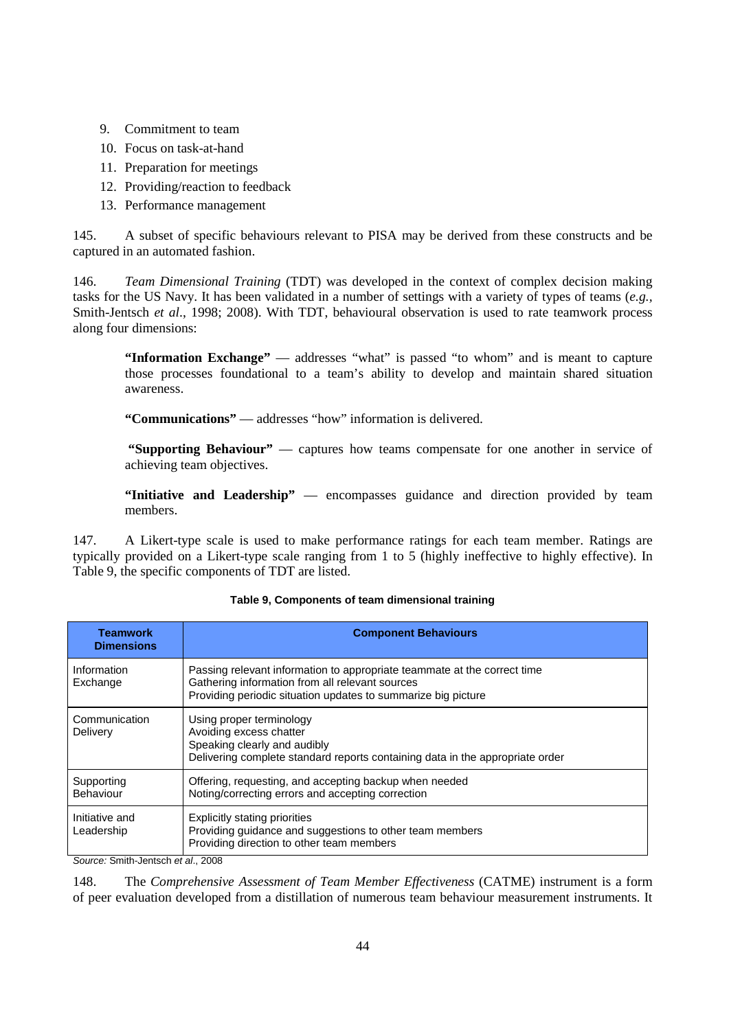9. Commitment to team
10. Focus on task-at-hand
11. Preparation for meetings
12. Providing/reaction to feedback
13. Performance management

145. A subset of specific behaviours relevant to PISA may be derived from these constructs and be captured in an automated fashion.

146. *Team Dimensional Training* (TDT) was developed in the context of complex decision making tasks for the US Navy. It has been validated in a number of settings with a variety of types of teams (*e.g.*, Smith-Jentsch *et al*., 1998; 2008). With TDT, behavioural observation is used to rate teamwork process along four dimensions:

> **"Information Exchange"** — addresses "what" is passed "to whom" and is meant to capture those processes foundational to a team's ability to develop and maintain shared situation awareness.
>
> **"Communications"** — addresses "how" information is delivered.
>
> **"Supporting Behaviour"** — captures how teams compensate for one another in service of achieving team objectives.
>
> **"Initiative and Leadership"** — encompasses guidance and direction provided by team members.

147. A Likert-type scale is used to make performance ratings for each team member. Ratings are typically provided on a Likert-type scale ranging from 1 to 5 (highly ineffective to highly effective). In Table 9, the specific components of TDT are listed.

**Table 9, Components of team dimensional training**

| Teamwork Dimensions | Component Behaviours |
|---|---|
| Information Exchange | Passing relevant information to appropriate teammate at the correct time<br>Gathering information from all relevant sources<br>Providing periodic situation updates to summarize big picture |
| Communication Delivery | Using proper terminology<br>Avoiding excess chatter<br>Speaking clearly and audibly<br>Delivering complete standard reports containing data in the appropriate order |
| Supporting Behaviour | Offering, requesting, and accepting backup when needed<br>Noting/correcting errors and accepting correction |
| Initiative and Leadership | Explicitly stating priorities<br>Providing guidance and suggestions to other team members<br>Providing direction to other team members |

*Source:* Smith-Jentsch *et al*., 2008

148. The *Comprehensive Assessment of Team Member Effectiveness* (CATME) instrument is a form of peer evaluation developed from a distillation of numerous team behaviour measurement instruments. It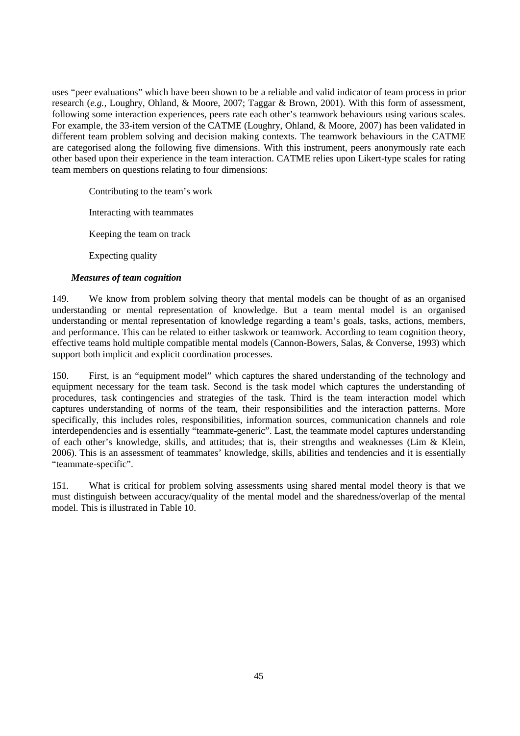uses "peer evaluations" which have been shown to be a reliable and valid indicator of team process in prior research (*e.g.,* Loughry, Ohland, & Moore, 2007; Taggar & Brown, 2001). With this form of assessment, following some interaction experiences, peers rate each other's teamwork behaviours using various scales. For example, the 33-item version of the CATME (Loughry, Ohland, & Moore, 2007) has been validated in different team problem solving and decision making contexts. The teamwork behaviours in the CATME are categorised along the following five dimensions. With this instrument, peers anonymously rate each other based upon their experience in the team interaction. CATME relies upon Likert-type scales for rating team members on questions relating to four dimensions:

Contributing to the team's work

Interacting with teammates

Keeping the team on track

Expecting quality

### *Measures of team cognition*

149. We know from problem solving theory that mental models can be thought of as an organised understanding or mental representation of knowledge. But a team mental model is an organised understanding or mental representation of knowledge regarding a team's goals, tasks, actions, members, and performance. This can be related to either taskwork or teamwork. According to team cognition theory, effective teams hold multiple compatible mental models (Cannon-Bowers, Salas, & Converse, 1993) which support both implicit and explicit coordination processes.

150. First, is an "equipment model" which captures the shared understanding of the technology and equipment necessary for the team task. Second is the task model which captures the understanding of procedures, task contingencies and strategies of the task. Third is the team interaction model which captures understanding of norms of the team, their responsibilities and the interaction patterns. More specifically, this includes roles, responsibilities, information sources, communication channels and role interdependencies and is essentially "teammate-generic". Last, the teammate model captures understanding of each other's knowledge, skills, and attitudes; that is, their strengths and weaknesses (Lim & Klein, 2006). This is an assessment of teammates' knowledge, skills, abilities and tendencies and it is essentially "teammate-specific".

151. What is critical for problem solving assessments using shared mental model theory is that we must distinguish between accuracy/quality of the mental model and the sharedness/overlap of the mental model. This is illustrated in Table 10.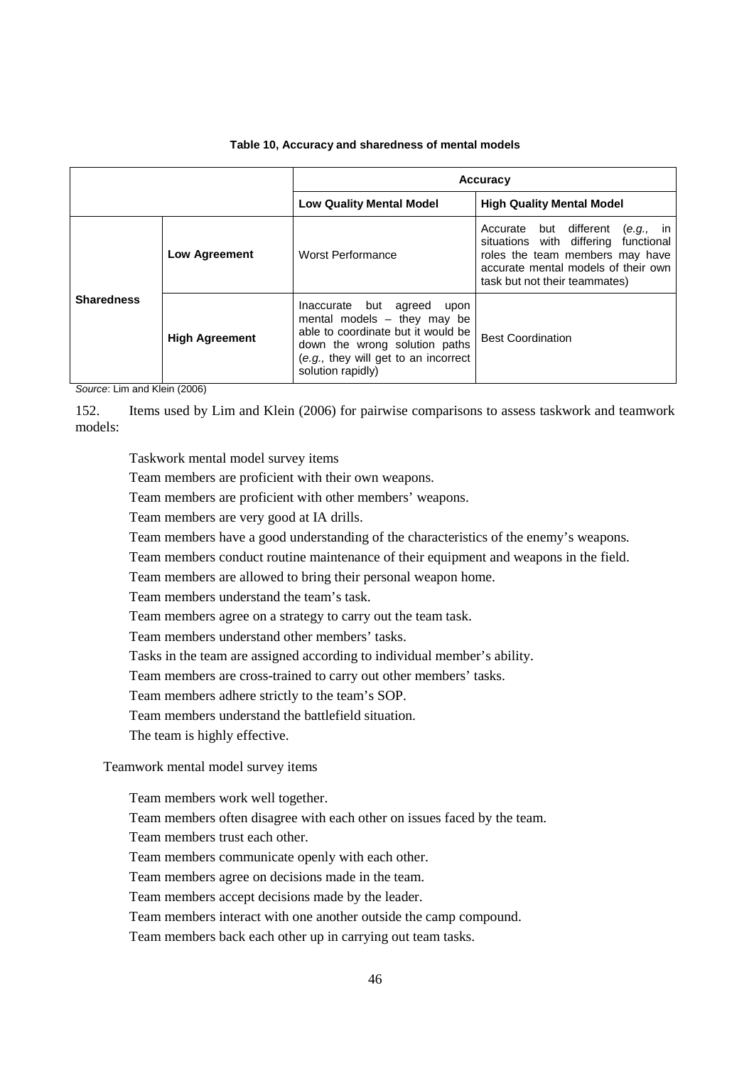**Table 10, Accuracy and sharedness of mental models**

| | | Accuracy | |
|---|---|---|---|
| | | **Low Quality Mental Model** | **High Quality Mental Model** |
| **Sharedness** | **Low Agreement** | Worst Performance | Accurate but different (*e.g.,* in situations with differing functional roles the team members may have accurate mental models of their own task but not their teammates) |
| | **High Agreement** | Inaccurate but agreed upon mental models – they may be able to coordinate but it would be down the wrong solution paths (*e.g.,* they will get to an incorrect solution rapidly) | Best Coordination |

*Source*: Lim and Klein (2006)

152. Items used by Lim and Klein (2006) for pairwise comparisons to assess taskwork and teamwork models:

Taskwork mental model survey items

Team members are proficient with their own weapons.

Team members are proficient with other members' weapons.

Team members are very good at IA drills.

Team members have a good understanding of the characteristics of the enemy's weapons.

Team members conduct routine maintenance of their equipment and weapons in the field.

Team members are allowed to bring their personal weapon home.

Team members understand the team's task.

Team members agree on a strategy to carry out the team task.

Team members understand other members' tasks.

Tasks in the team are assigned according to individual member's ability.

Team members are cross-trained to carry out other members' tasks.

Team members adhere strictly to the team's SOP.

Team members understand the battlefield situation.

The team is highly effective.

Teamwork mental model survey items

Team members work well together.

Team members often disagree with each other on issues faced by the team.

Team members trust each other.

Team members communicate openly with each other.

Team members agree on decisions made in the team.

Team members accept decisions made by the leader.

Team members interact with one another outside the camp compound.

Team members back each other up in carrying out team tasks.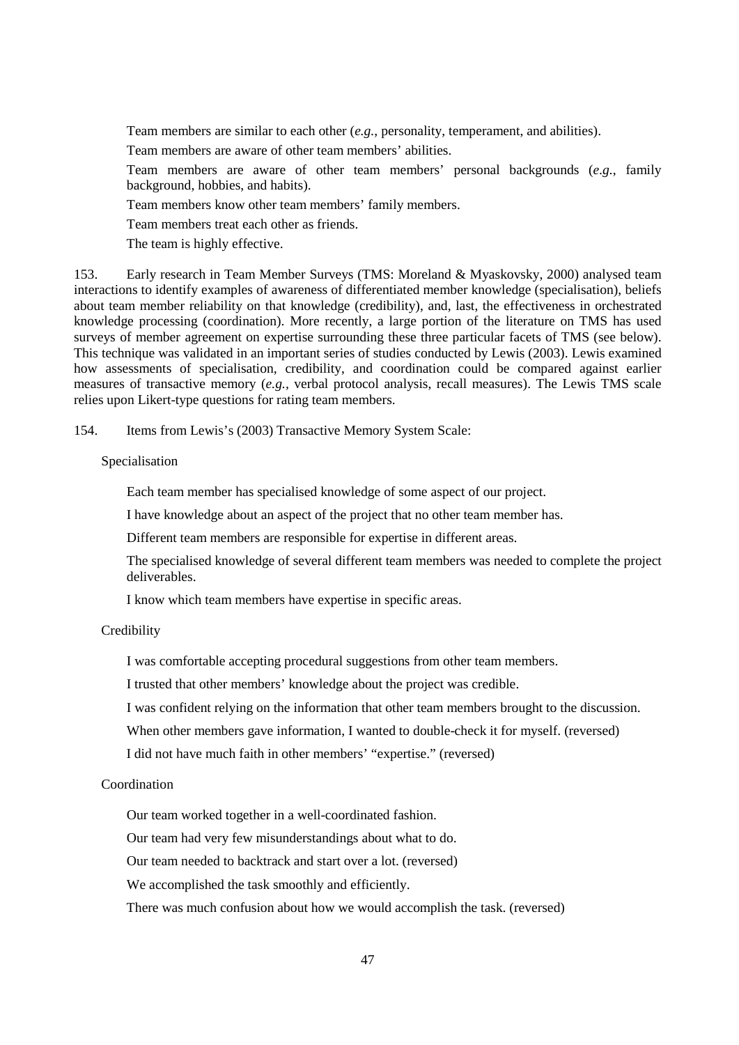Team members are similar to each other (*e.g.*, personality, temperament, and abilities).

Team members are aware of other team members' abilities.

Team members are aware of other team members' personal backgrounds (*e.g.*, family background, hobbies, and habits).

Team members know other team members' family members.

Team members treat each other as friends.

The team is highly effective.

153. Early research in Team Member Surveys (TMS: Moreland & Myaskovsky, 2000) analysed team interactions to identify examples of awareness of differentiated member knowledge (specialisation), beliefs about team member reliability on that knowledge (credibility), and, last, the effectiveness in orchestrated knowledge processing (coordination). More recently, a large portion of the literature on TMS has used surveys of member agreement on expertise surrounding these three particular facets of TMS (see below). This technique was validated in an important series of studies conducted by Lewis (2003). Lewis examined how assessments of specialisation, credibility, and coordination could be compared against earlier measures of transactive memory (*e.g.,* verbal protocol analysis, recall measures). The Lewis TMS scale relies upon Likert-type questions for rating team members.

154. Items from Lewis's (2003) Transactive Memory System Scale:

Specialisation

Each team member has specialised knowledge of some aspect of our project.

I have knowledge about an aspect of the project that no other team member has.

Different team members are responsible for expertise in different areas.

The specialised knowledge of several different team members was needed to complete the project deliverables.

I know which team members have expertise in specific areas.

Credibility

I was comfortable accepting procedural suggestions from other team members.

I trusted that other members' knowledge about the project was credible.

I was confident relying on the information that other team members brought to the discussion.

When other members gave information, I wanted to double-check it for myself. (reversed)

I did not have much faith in other members' "expertise." (reversed)

Coordination

Our team worked together in a well-coordinated fashion.

Our team had very few misunderstandings about what to do.

Our team needed to backtrack and start over a lot. (reversed)

We accomplished the task smoothly and efficiently.

There was much confusion about how we would accomplish the task. (reversed)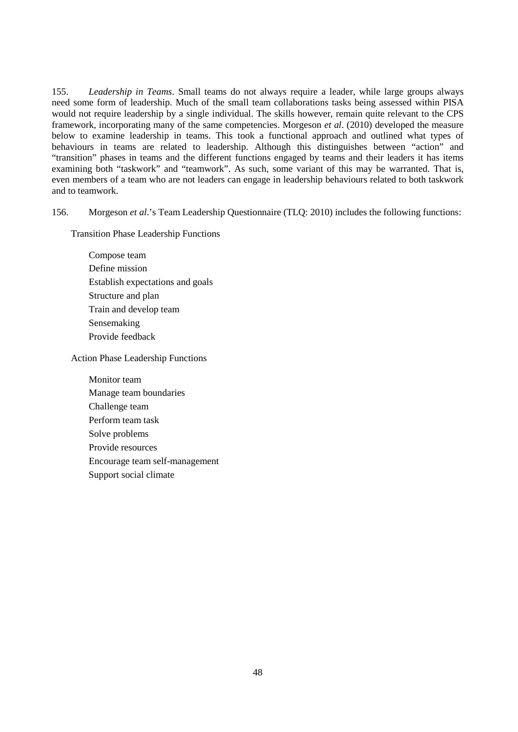155. *Leadership in Teams*. Small teams do not always require a leader, while large groups always need some form of leadership. Much of the small team collaborations tasks being assessed within PISA would not require leadership by a single individual. The skills however, remain quite relevant to the CPS framework, incorporating many of the same competencies. Morgeson *et al*. (2010) developed the measure below to examine leadership in teams. This took a functional approach and outlined what types of behaviours in teams are related to leadership. Although this distinguishes between “action” and “transition” phases in teams and the different functions engaged by teams and their leaders it has items examining both “taskwork” and “teamwork”. As such, some variant of this may be warranted. That is, even members of a team who are not leaders can engage in leadership behaviours related to both taskwork and to teamwork.

156. Morgeson *et al*.’s Team Leadership Questionnaire (TLQ: 2010) includes the following functions:

Transition Phase Leadership Functions

- Compose team
- Define mission
- Establish expectations and goals
- Structure and plan
- Train and develop team
- Sensemaking
- Provide feedback

Action Phase Leadership Functions

- Monitor team
- Manage team boundaries
- Challenge team
- Perform team task
- Solve problems
- Provide resources
- Encourage team self-management
- Support social climate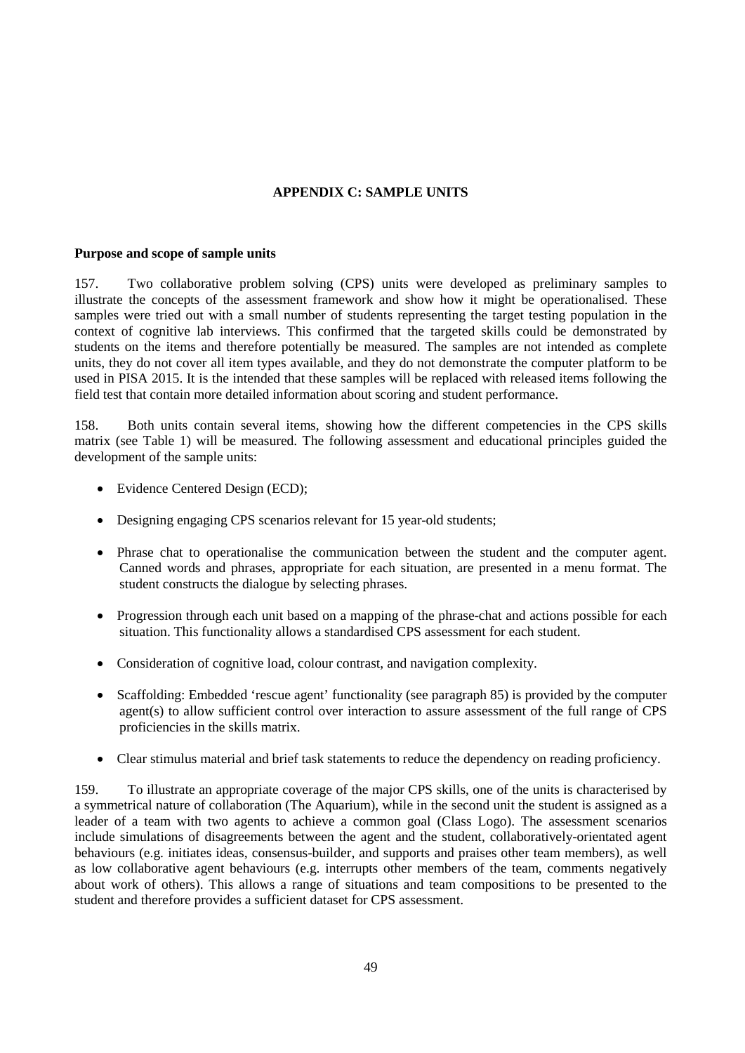## APPENDIX C: SAMPLE UNITS

### Purpose and scope of sample units

157. Two collaborative problem solving (CPS) units were developed as preliminary samples to illustrate the concepts of the assessment framework and show how it might be operationalised. These samples were tried out with a small number of students representing the target testing population in the context of cognitive lab interviews. This confirmed that the targeted skills could be demonstrated by students on the items and therefore potentially be measured. The samples are not intended as complete units, they do not cover all item types available, and they do not demonstrate the computer platform to be used in PISA 2015. It is the intended that these samples will be replaced with released items following the field test that contain more detailed information about scoring and student performance.

158. Both units contain several items, showing how the different competencies in the CPS skills matrix (see Table 1) will be measured. The following assessment and educational principles guided the development of the sample units:

- Evidence Centered Design (ECD);
- Designing engaging CPS scenarios relevant for 15 year-old students;
- Phrase chat to operationalise the communication between the student and the computer agent. Canned words and phrases, appropriate for each situation, are presented in a menu format. The student constructs the dialogue by selecting phrases.
- Progression through each unit based on a mapping of the phrase-chat and actions possible for each situation. This functionality allows a standardised CPS assessment for each student.
- Consideration of cognitive load, colour contrast, and navigation complexity.
- Scaffolding: Embedded 'rescue agent' functionality (see paragraph 85) is provided by the computer agent(s) to allow sufficient control over interaction to assure assessment of the full range of CPS proficiencies in the skills matrix.
- Clear stimulus material and brief task statements to reduce the dependency on reading proficiency.

159. To illustrate an appropriate coverage of the major CPS skills, one of the units is characterised by a symmetrical nature of collaboration (The Aquarium), while in the second unit the student is assigned as a leader of a team with two agents to achieve a common goal (Class Logo). The assessment scenarios include simulations of disagreements between the agent and the student, collaboratively-orientated agent behaviours (e.g. initiates ideas, consensus-builder, and supports and praises other team members), as well as low collaborative agent behaviours (e.g. interrupts other members of the team, comments negatively about work of others). This allows a range of situations and team compositions to be presented to the student and therefore provides a sufficient dataset for CPS assessment.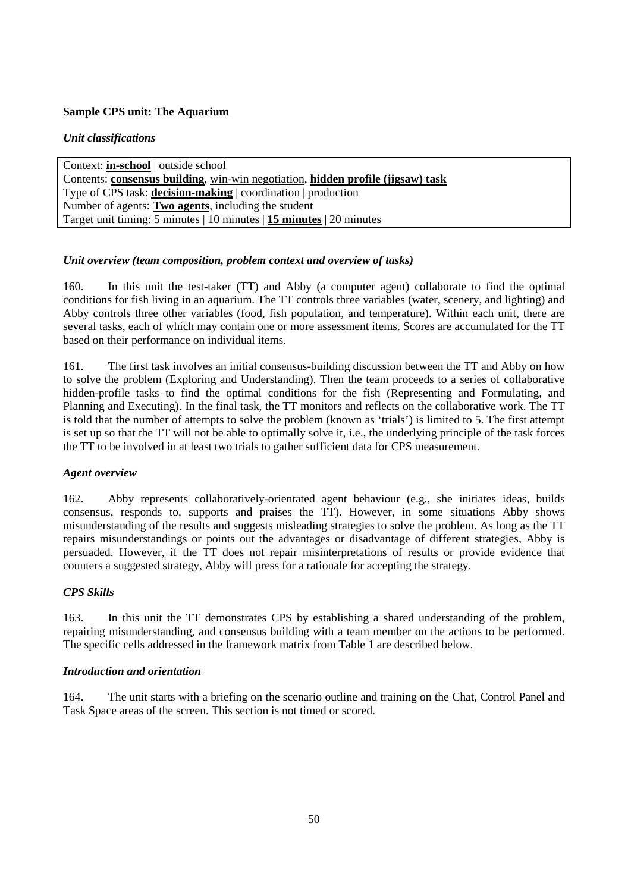**Sample CPS unit: The Aquarium**

***Unit classifications***

| Context: **<u>in-school</u>** \| outside school |
|---|
| Contents: **<u>consensus building</u>**, <u>win-win negotiation</u>, **<u>hidden profile (jigsaw) task</u>** |
| Type of CPS task: **<u>decision-making</u>** \| coordination \| production |
| Number of agents: **<u>Two agents</u>**, including the student |
| Target unit timing: 5 minutes \| 10 minutes \| **<u>15 minutes</u>** \| 20 minutes |

***Unit overview (team composition, problem context and overview of tasks)***

160. In this unit the test-taker (TT) and Abby (a computer agent) collaborate to find the optimal conditions for fish living in an aquarium. The TT controls three variables (water, scenery, and lighting) and Abby controls three other variables (food, fish population, and temperature). Within each unit, there are several tasks, each of which may contain one or more assessment items. Scores are accumulated for the TT based on their performance on individual items.

161. The first task involves an initial consensus-building discussion between the TT and Abby on how to solve the problem (Exploring and Understanding). Then the team proceeds to a series of collaborative hidden-profile tasks to find the optimal conditions for the fish (Representing and Formulating, and Planning and Executing). In the final task, the TT monitors and reflects on the collaborative work. The TT is told that the number of attempts to solve the problem (known as 'trials') is limited to 5. The first attempt is set up so that the TT will not be able to optimally solve it, i.e., the underlying principle of the task forces the TT to be involved in at least two trials to gather sufficient data for CPS measurement.

***Agent overview***

162. Abby represents collaboratively-orientated agent behaviour (e.g., she initiates ideas, builds consensus, responds to, supports and praises the TT). However, in some situations Abby shows misunderstanding of the results and suggests misleading strategies to solve the problem. As long as the TT repairs misunderstandings or points out the advantages or disadvantage of different strategies, Abby is persuaded. However, if the TT does not repair misinterpretations of results or provide evidence that counters a suggested strategy, Abby will press for a rationale for accepting the strategy.

***CPS Skills***

163. In this unit the TT demonstrates CPS by establishing a shared understanding of the problem, repairing misunderstanding, and consensus building with a team member on the actions to be performed. The specific cells addressed in the framework matrix from Table 1 are described below.

***Introduction and orientation***

164. The unit starts with a briefing on the scenario outline and training on the Chat, Control Panel and Task Space areas of the screen. This section is not timed or scored.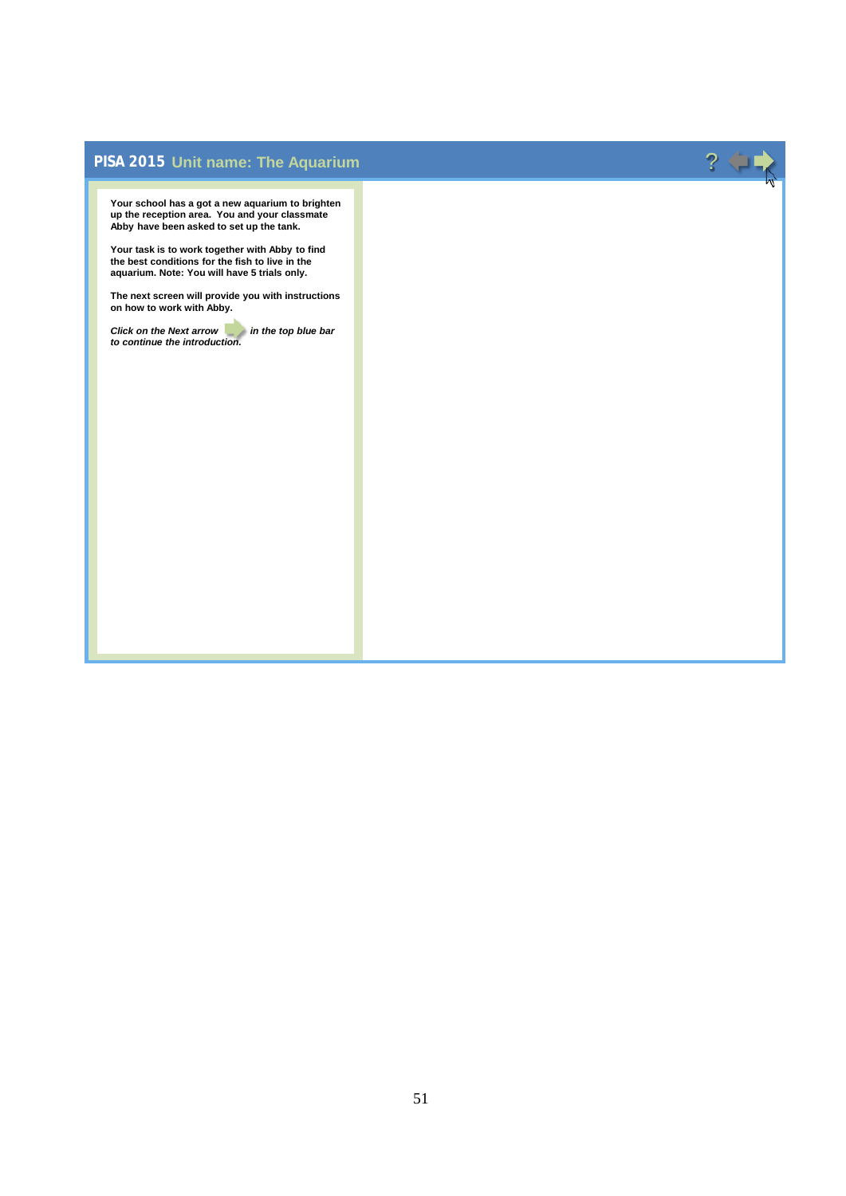**PISA 2015** Unit name: The Aquarium

**Your school has a got a new aquarium to brighten up the reception area. You and your classmate Abby have been asked to set up the tank.**

**Your task is to work together with Abby to find the best conditions for the fish to live in the aquarium. Note: You will have 5 trials only.**

**The next screen will provide you with instructions on how to work with Abby.**

***Click on the Next arrow in the top blue bar to continue the introduction.***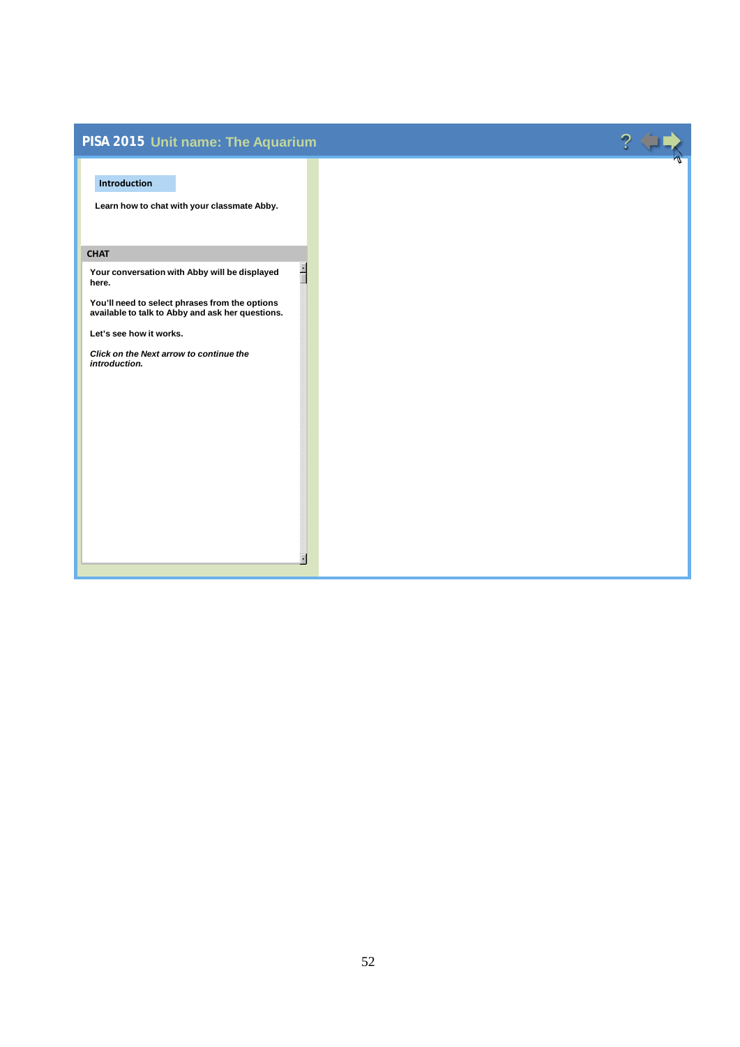**PISA 2015** Unit name: The Aquarium

**Introduction**

Learn how to chat with your classmate Abby.

**CHAT**

Your conversation with Abby will be displayed here.

You'll need to select phrases from the options available to talk to Abby and ask her questions.

Let's see how it works.

*Click on the Next arrow to continue the introduction.*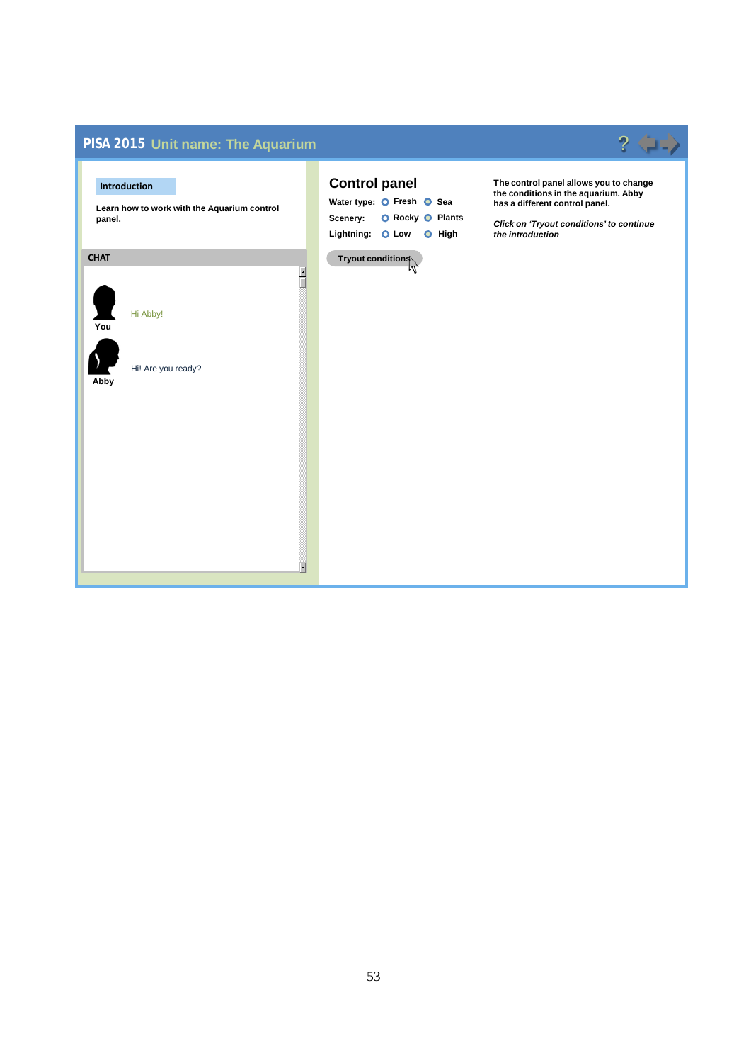**PISA 2015** Unit name: The Aquarium

**Introduction**

**Learn how to work with the Aquarium control panel.**

**CHAT**

**You** — Hi Abby!

**Abby** — Hi! Are you ready?

## Control panel

**Water type:** Fresh  Sea

**Scenery:** Rocky  Plants

**Lightning:** Low  High

Tryout conditions

**The control panel allows you to change the conditions in the aquarium. Abby has a different control panel.**

***Click on 'Tryout conditions' to continue the introduction***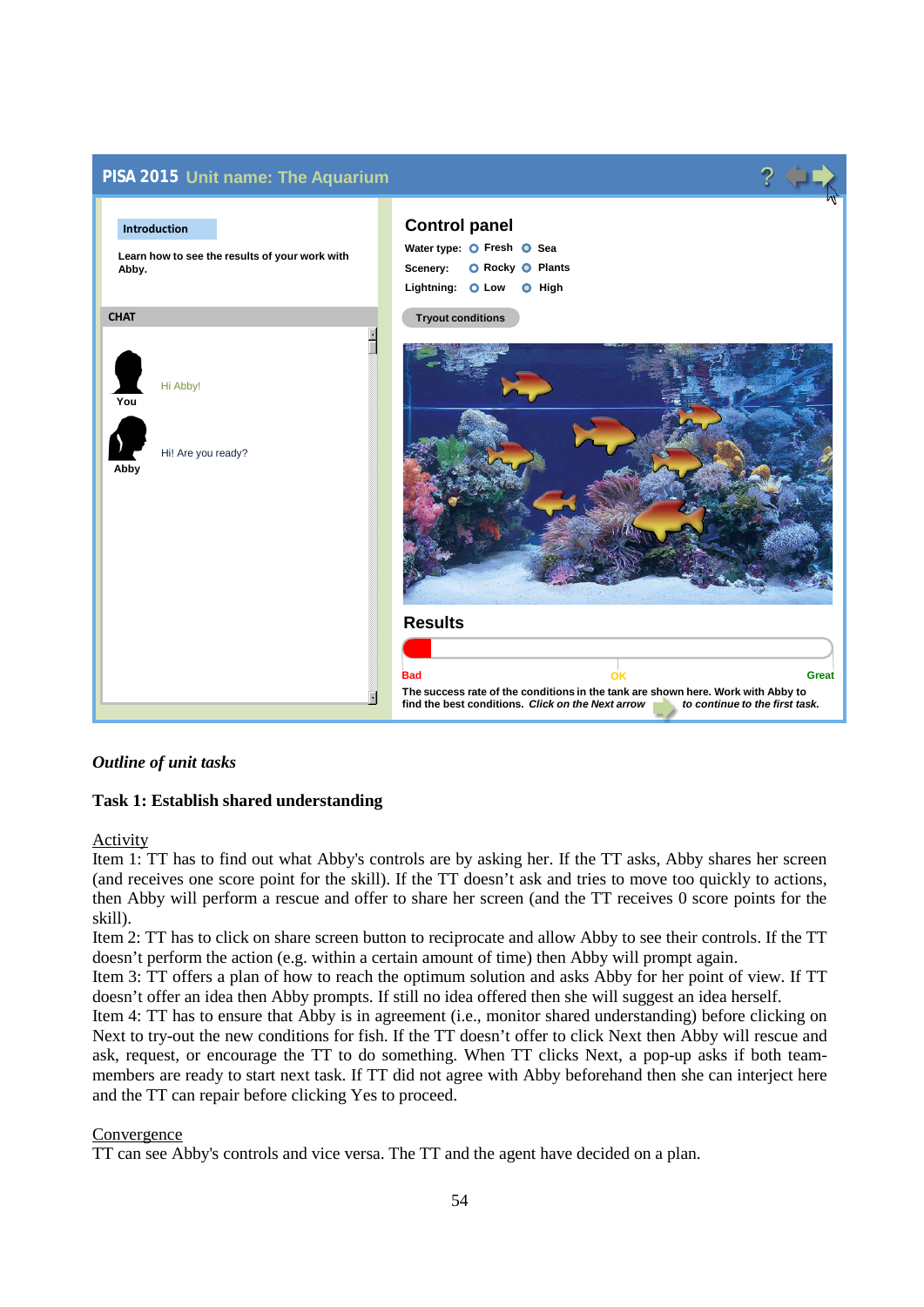PISA 2015 Unit name: The Aquarium

**Introduction**

Learn how to see the results of your work with Abby.

CHAT

You: Hi Abby!

Abby: Hi! Are you ready?

**Control panel**

Water type: Fresh Sea

Scenery: Rocky Plants

Lightning: Low High

Tryout conditions

**Results**

Bad OK Great

The success rate of the conditions in the tank are shown here. Work with Abby to find the best conditions. *Click on the Next arrow to continue to the first task.*

***Outline of unit tasks***

**Task 1: Establish shared understanding**

Activity

Item 1: TT has to find out what Abby's controls are by asking her. If the TT asks, Abby shares her screen (and receives one score point for the skill). If the TT doesn't ask and tries to move too quickly to actions, then Abby will perform a rescue and offer to share her screen (and the TT receives 0 score points for the skill).

Item 2: TT has to click on share screen button to reciprocate and allow Abby to see their controls. If the TT doesn't perform the action (e.g. within a certain amount of time) then Abby will prompt again.

Item 3: TT offers a plan of how to reach the optimum solution and asks Abby for her point of view. If TT doesn't offer an idea then Abby prompts. If still no idea offered then she will suggest an idea herself.

Item 4: TT has to ensure that Abby is in agreement (i.e., monitor shared understanding) before clicking on Next to try-out the new conditions for fish. If the TT doesn't offer to click Next then Abby will rescue and ask, request, or encourage the TT to do something. When TT clicks Next, a pop-up asks if both team-members are ready to start next task. If TT did not agree with Abby beforehand then she can interject here and the TT can repair before clicking Yes to proceed.

Convergence

TT can see Abby's controls and vice versa. The TT and the agent have decided on a plan.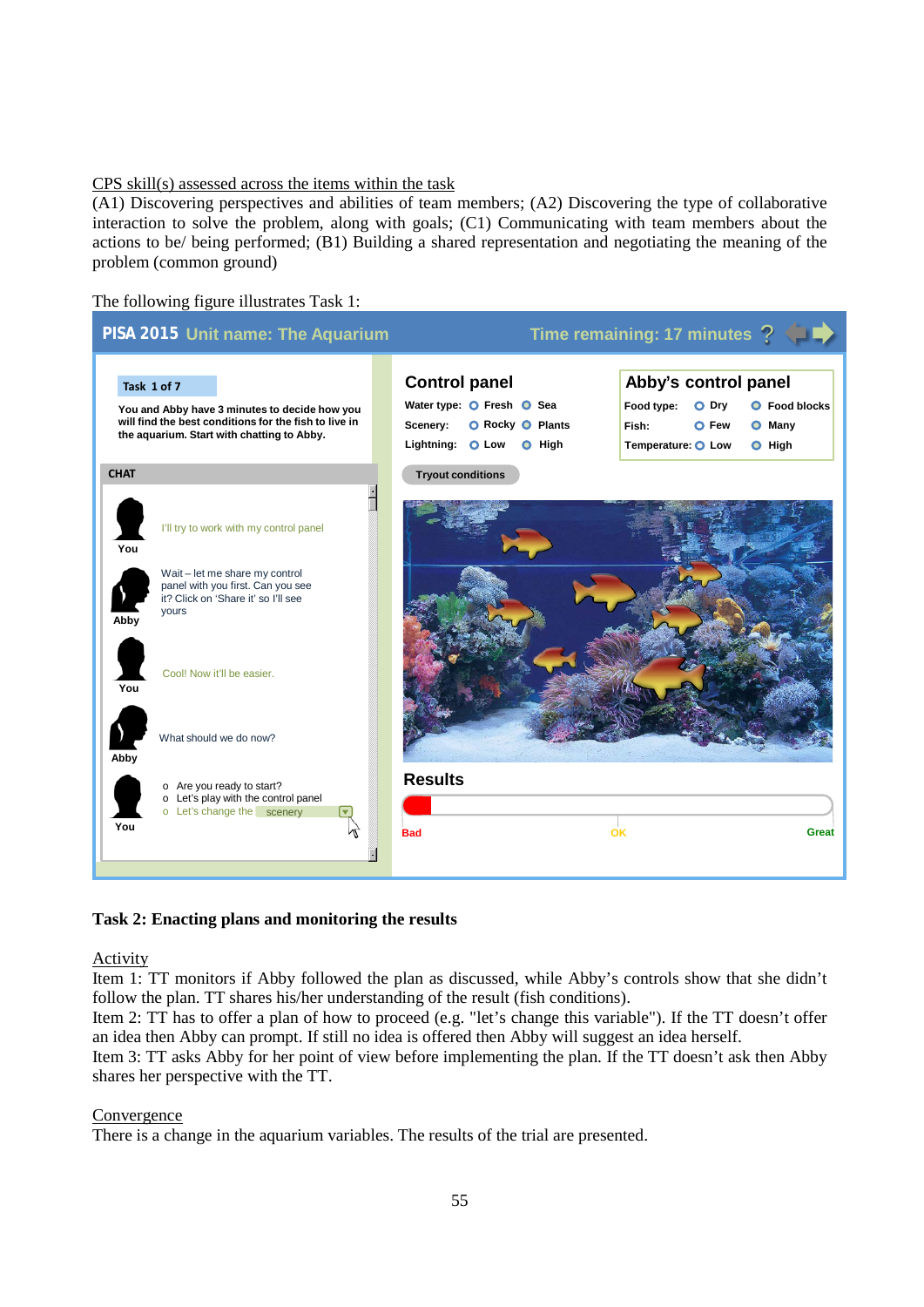<u>CPS skill(s) assessed across the items within the task</u>

(A1) Discovering perspectives and abilities of team members; (A2) Discovering the type of collaborative interaction to solve the problem, along with goals; (C1) Communicating with team members about the actions to be/ being performed; (B1) Building a shared representation and negotiating the meaning of the problem (common ground)

The following figure illustrates Task 1:

**Task 2: Enacting plans and monitoring the results**

<u>Activity</u>

Item 1: TT monitors if Abby followed the plan as discussed, while Abby's controls show that she didn't follow the plan. TT shares his/her understanding of the result (fish conditions).

Item 2: TT has to offer a plan of how to proceed (e.g. "let's change this variable"). If the TT doesn't offer an idea then Abby can prompt. If still no idea is offered then Abby will suggest an idea herself.

Item 3: TT asks Abby for her point of view before implementing the plan. If the TT doesn't ask then Abby shares her perspective with the TT.

<u>Convergence</u>

There is a change in the aquarium variables. The results of the trial are presented.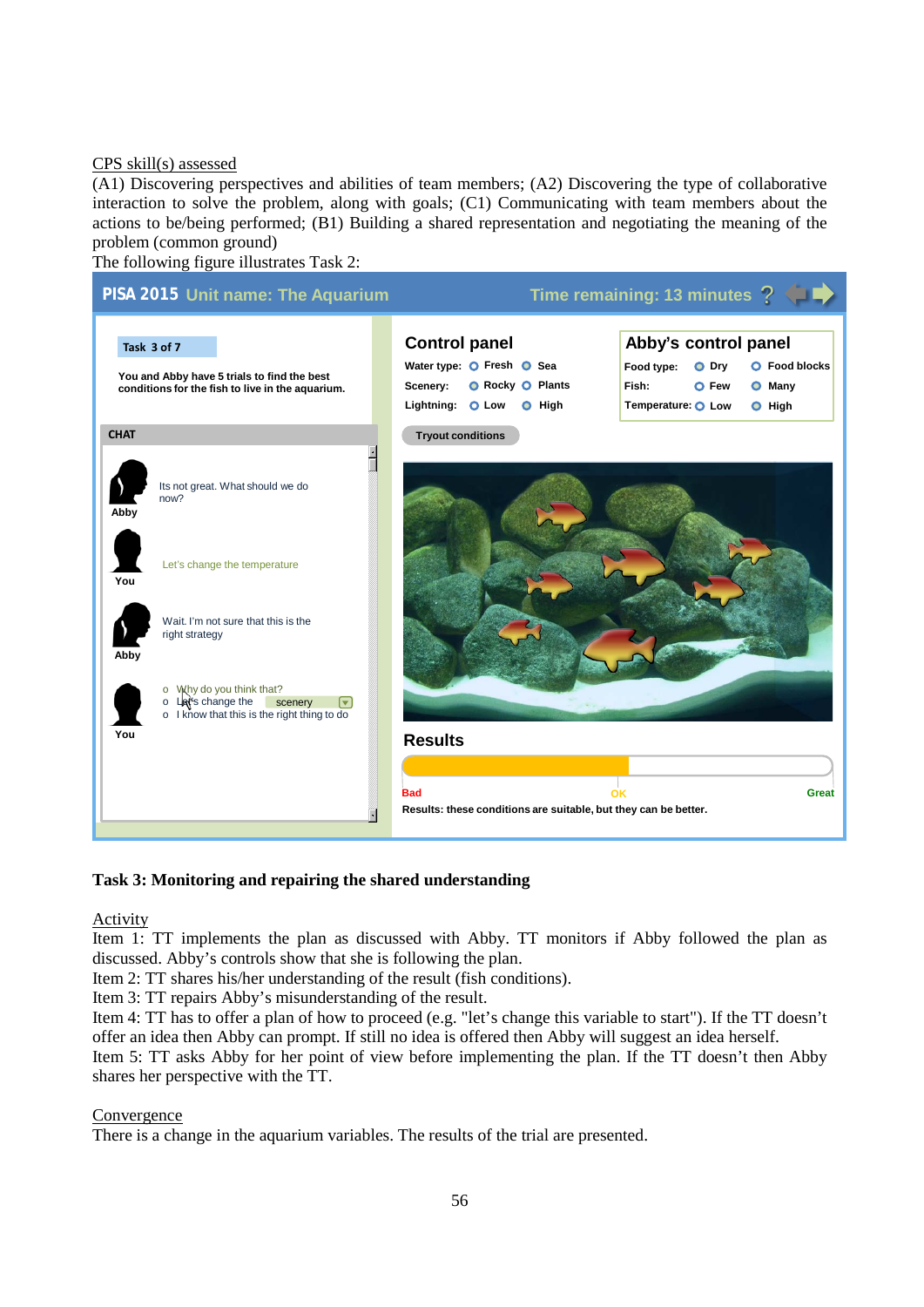CPS skill(s) assessed

(A1) Discovering perspectives and abilities of team members; (A2) Discovering the type of collaborative interaction to solve the problem, along with goals; (C1) Communicating with team members about the actions to be/being performed; (B1) Building a shared representation and negotiating the meaning of the problem (common ground)

The following figure illustrates Task 2:

PISA 2015 Unit name: The Aquarium — Time remaining: 13 minutes

Task 3 of 7

You and Abby have 5 trials to find the best conditions for the fish to live in the aquarium.

CHAT

Abby: Its not great. What should we do now?

You: Let's change the temperature

Abby: Wait. I'm not sure that this is the right strategy

You:
- Why do you think that?
- Let's change the scenery
- I know that this is the right thing to do

Control panel
- Water type: Fresh / Sea
- Scenery: Rocky / Plants
- Lightning: Low / High

Abby's control panel
- Food type: Dry / Food blocks
- Fish: Few / Many
- Temperature: Low / High

Tryout conditions

Results

Bad — OK — Great

Results: these conditions are suitable, but they can be better.

**Task 3: Monitoring and repairing the shared understanding**

Activity

Item 1: TT implements the plan as discussed with Abby. TT monitors if Abby followed the plan as discussed. Abby's controls show that she is following the plan.

Item 2: TT shares his/her understanding of the result (fish conditions).

Item 3: TT repairs Abby's misunderstanding of the result.

Item 4: TT has to offer a plan of how to proceed (e.g. "let's change this variable to start"). If the TT doesn't offer an idea then Abby can prompt. If still no idea is offered then Abby will suggest an idea herself.

Item 5: TT asks Abby for her point of view before implementing the plan. If the TT doesn't then Abby shares her perspective with the TT.

Convergence

There is a change in the aquarium variables. The results of the trial are presented.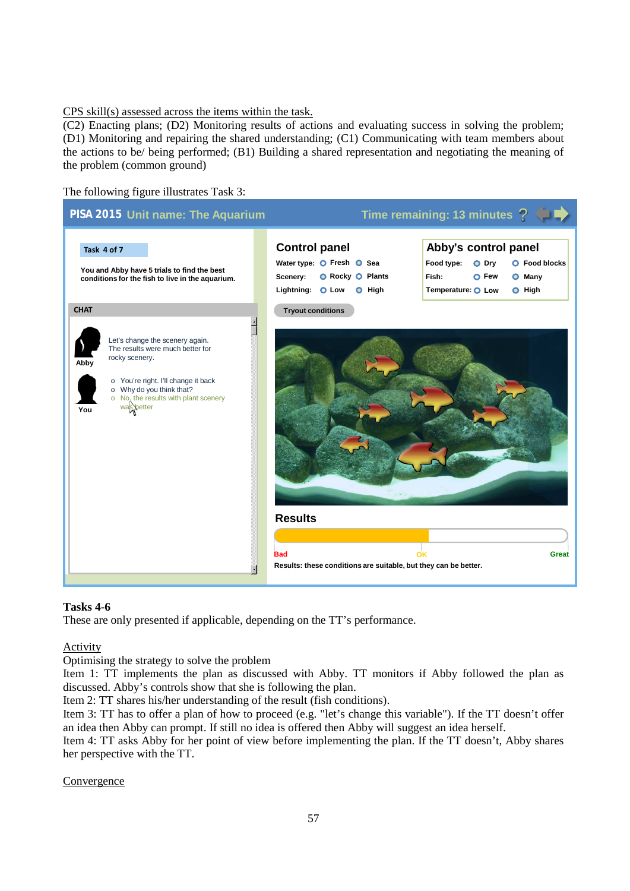CPS skill(s) assessed across the items within the task.
(C2) Enacting plans; (D2) Monitoring results of actions and evaluating success in solving the problem; (D1) Monitoring and repairing the shared understanding; (C1) Communicating with team members about the actions to be/ being performed; (B1) Building a shared representation and negotiating the meaning of the problem (common ground)

The following figure illustrates Task 3:

PISA 2015 Unit name: The Aquarium — Time remaining: 13 minutes

Task 4 of 7

You and Abby have 5 trials to find the best conditions for the fish to live in the aquarium.

CHAT

Abby: Let's change the scenery again. The results were much better for rocky scenery.

You:
- You're right. I'll change it back
- Why do you think that?
- No, the results with plant scenery was better

Control panel

| | | |
|---|---|---|
| Water type: | Fresh | Sea |
| Scenery: | Rocky | Plants |
| Lightning: | Low | High |

Abby's control panel

| | | |
|---|---|---|
| Food type: | Dry | Food blocks |
| Fish: | Few | Many |
| Temperature: | Low | High |

Tryout conditions

Results

Bad — OK — Great

Results: these conditions are suitable, but they can be better.

**Tasks 4-6**
These are only presented if applicable, depending on the TT's performance.

Activity
Optimising the strategy to solve the problem
Item 1: TT implements the plan as discussed with Abby. TT monitors if Abby followed the plan as discussed. Abby's controls show that she is following the plan.
Item 2: TT shares his/her understanding of the result (fish conditions).
Item 3: TT has to offer a plan of how to proceed (e.g. "let's change this variable"). If the TT doesn't offer an idea then Abby can prompt. If still no idea is offered then Abby will suggest an idea herself.
Item 4: TT asks Abby for her point of view before implementing the plan. If the TT doesn't, Abby shares her perspective with the TT.

Convergence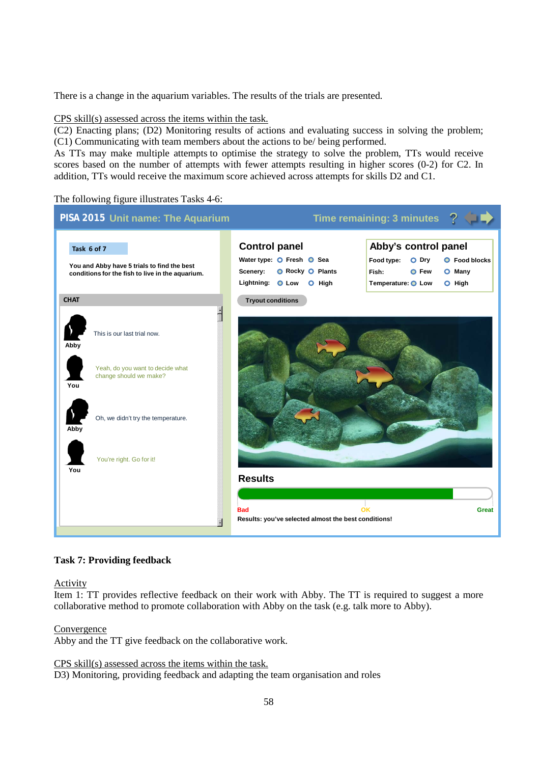There is a change in the aquarium variables. The results of the trials are presented.

CPS skill(s) assessed across the items within the task.

(C2) Enacting plans; (D2) Monitoring results of actions and evaluating success in solving the problem; (C1) Communicating with team members about the actions to be/ being performed.

As TTs may make multiple attempts to optimise the strategy to solve the problem, TTs would receive scores based on the number of attempts with fewer attempts resulting in higher scores (0-2) for C2. In addition, TTs would receive the maximum score achieved across attempts for skills D2 and C1.

The following figure illustrates Tasks 4-6:

PISA 2015 Unit name: The Aquarium — Time remaining: 3 minutes

Task 6 of 7

You and Abby have 5 trials to find the best conditions for the fish to live in the aquarium.

CHAT

Abby: This is our last trial now.

You: Yeah, do you want to decide what change should we make?

Abby: Oh, we didn't try the temperature.

You: You're right. Go for it!

Control panel

Water type: Fresh / Sea
Scenery: Rocky / Plants
Lightning: Low / High

Abby's control panel

Food type: Dry / Food blocks
Fish: Few / Many
Temperature: Low / High

Tryout conditions

Results

Bad — OK — Great

Results: you've selected almost the best conditions!

**Task 7: Providing feedback**

Activity

Item 1: TT provides reflective feedback on their work with Abby. The TT is required to suggest a more collaborative method to promote collaboration with Abby on the task (e.g. talk more to Abby).

Convergence

Abby and the TT give feedback on the collaborative work.

CPS skill(s) assessed across the items within the task.

D3) Monitoring, providing feedback and adapting the team organisation and roles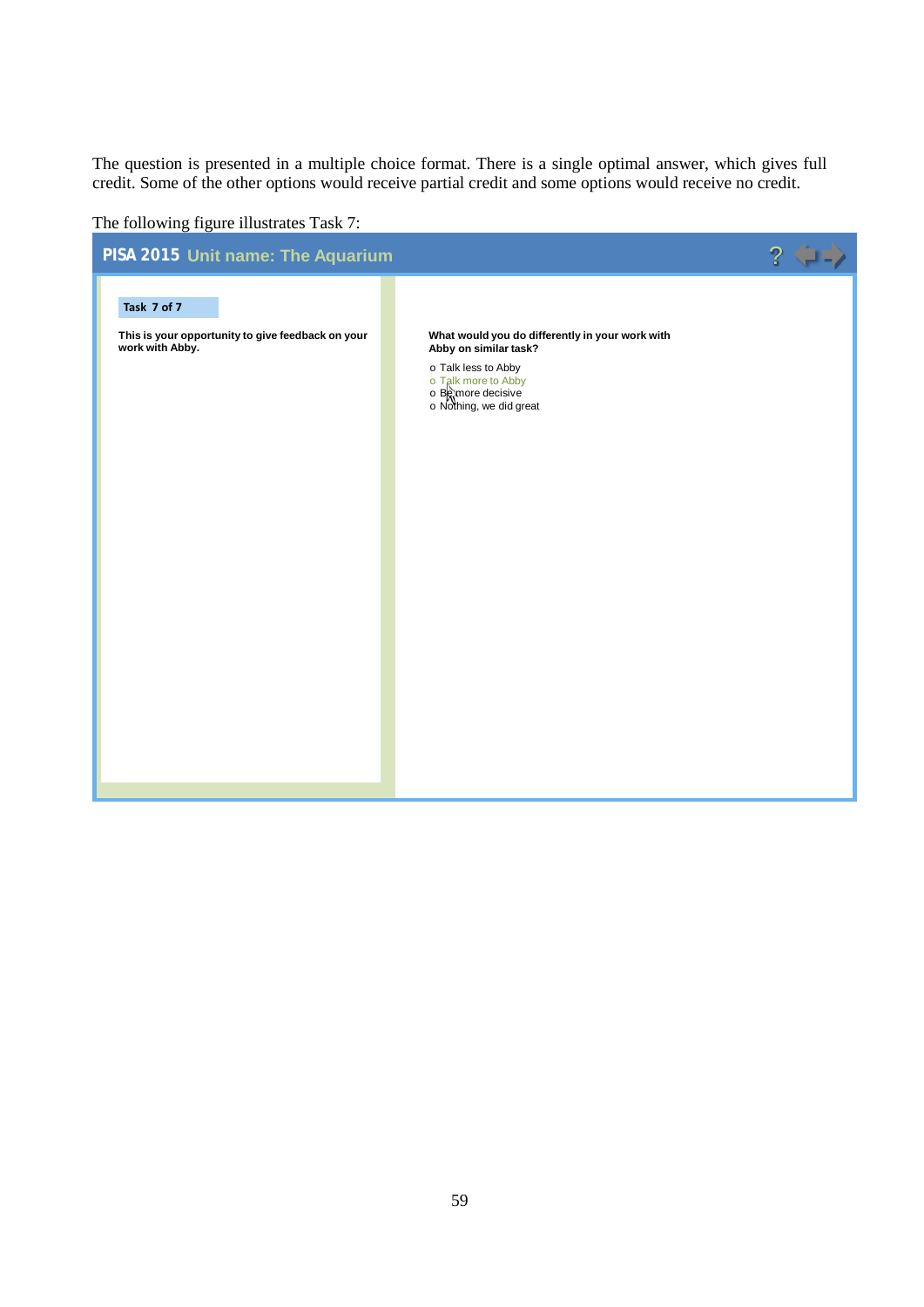The question is presented in a multiple choice format. There is a single optimal answer, which gives full credit. Some of the other options would receive partial credit and some options would receive no credit.

The following figure illustrates Task 7:

**PISA 2015** Unit name: The Aquarium

**Task 7 of 7**

**This is your opportunity to give feedback on your work with Abby.**

**What would you do differently in your work with Abby on similar task?**

- Talk less to Abby
- Talk more to Abby
- Be more decisive
- Nothing, we did great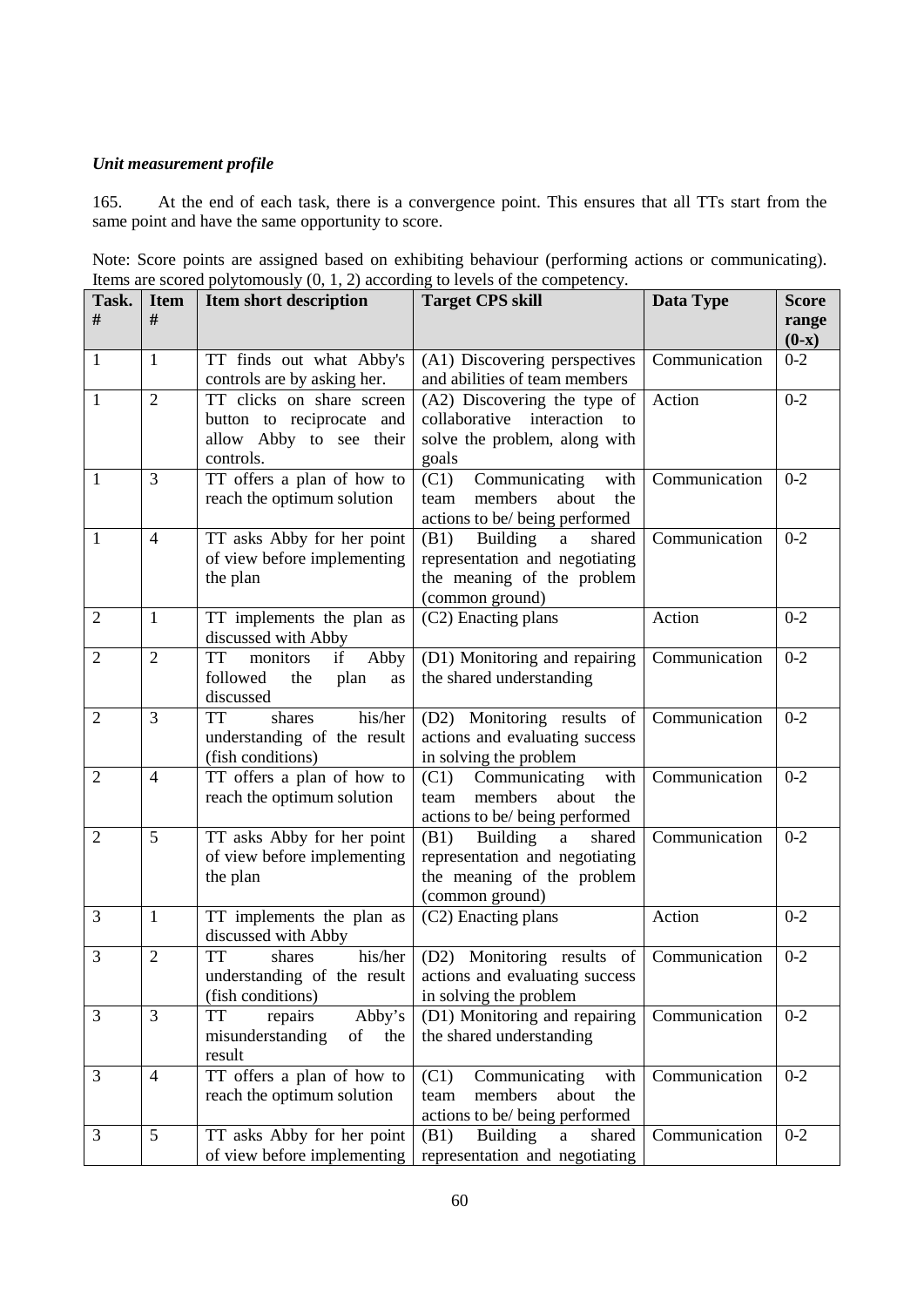*Unit measurement profile*

165. At the end of each task, there is a convergence point. This ensures that all TTs start from the same point and have the same opportunity to score.

Note: Score points are assigned based on exhibiting behaviour (performing actions or communicating). Items are scored polytomously (0, 1, 2) according to levels of the competency.

| Task. # | Item # | Item short description | Target CPS skill | Data Type | Score range (0-x) |
|---|---|---|---|---|---|
| 1 | 1 | TT finds out what Abby's controls are by asking her. | (A1) Discovering perspectives and abilities of team members | Communication | 0-2 |
| 1 | 2 | TT clicks on share screen button to reciprocate and allow Abby to see their controls. | (A2) Discovering the type of collaborative interaction to solve the problem, along with goals | Action | 0-2 |
| 1 | 3 | TT offers a plan of how to reach the optimum solution | (C1) Communicating with team members about the actions to be/ being performed | Communication | 0-2 |
| 1 | 4 | TT asks Abby for her point of view before implementing the plan | (B1) Building a shared representation and negotiating the meaning of the problem (common ground) | Communication | 0-2 |
| 2 | 1 | TT implements the plan as discussed with Abby | (C2) Enacting plans | Action | 0-2 |
| 2 | 2 | TT monitors if Abby followed the plan as discussed | (D1) Monitoring and repairing the shared understanding | Communication | 0-2 |
| 2 | 3 | TT shares his/her understanding of the result (fish conditions) | (D2) Monitoring results of actions and evaluating success in solving the problem | Communication | 0-2 |
| 2 | 4 | TT offers a plan of how to reach the optimum solution | (C1) Communicating with team members about the actions to be/ being performed | Communication | 0-2 |
| 2 | 5 | TT asks Abby for her point of view before implementing the plan | (B1) Building a shared representation and negotiating the meaning of the problem (common ground) | Communication | 0-2 |
| 3 | 1 | TT implements the plan as discussed with Abby | (C2) Enacting plans | Action | 0-2 |
| 3 | 2 | TT shares his/her understanding of the result (fish conditions) | (D2) Monitoring results of actions and evaluating success in solving the problem | Communication | 0-2 |
| 3 | 3 | TT repairs Abby's misunderstanding of the result | (D1) Monitoring and repairing the shared understanding | Communication | 0-2 |
| 3 | 4 | TT offers a plan of how to reach the optimum solution | (C1) Communicating with team members about the actions to be/ being performed | Communication | 0-2 |
| 3 | 5 | TT asks Abby for her point of view before implementing | (B1) Building a shared representation and negotiating | Communication | 0-2 |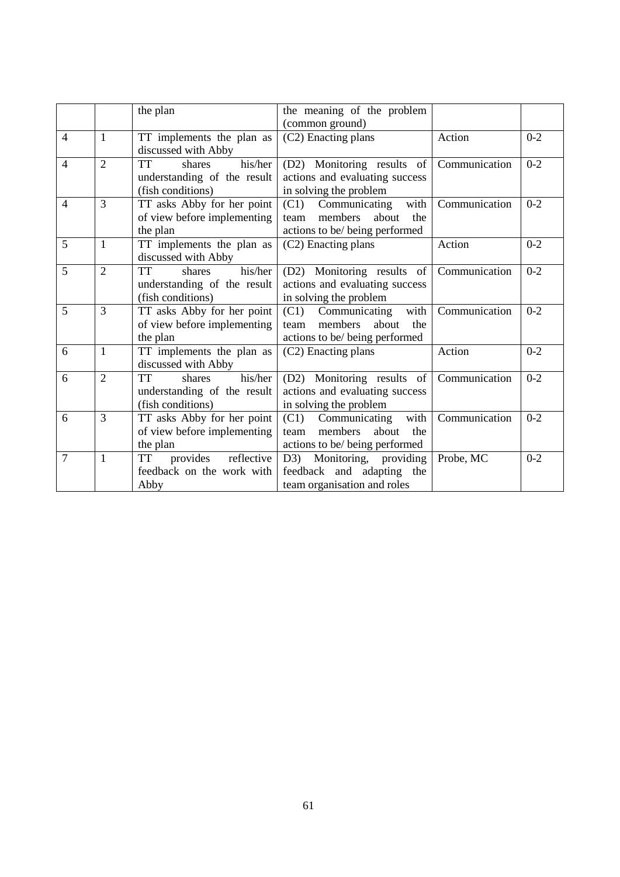|  |  | the plan | the meaning of the problem (common ground) |  |  |
|---|---|---|---|---|---|
| 4 | 1 | TT implements the plan as discussed with Abby | (C2) Enacting plans | Action | 0-2 |
| 4 | 2 | TT shares his/her understanding of the result (fish conditions) | (D2) Monitoring results of actions and evaluating success in solving the problem | Communication | 0-2 |
| 4 | 3 | TT asks Abby for her point of view before implementing the plan | (C1) Communicating with team members about the actions to be/ being performed | Communication | 0-2 |
| 5 | 1 | TT implements the plan as discussed with Abby | (C2) Enacting plans | Action | 0-2 |
| 5 | 2 | TT shares his/her understanding of the result (fish conditions) | (D2) Monitoring results of actions and evaluating success in solving the problem | Communication | 0-2 |
| 5 | 3 | TT asks Abby for her point of view before implementing the plan | (C1) Communicating with team members about the actions to be/ being performed | Communication | 0-2 |
| 6 | 1 | TT implements the plan as discussed with Abby | (C2) Enacting plans | Action | 0-2 |
| 6 | 2 | TT shares his/her understanding of the result (fish conditions) | (D2) Monitoring results of actions and evaluating success in solving the problem | Communication | 0-2 |
| 6 | 3 | TT asks Abby for her point of view before implementing the plan | (C1) Communicating with team members about the actions to be/ being performed | Communication | 0-2 |
| 7 | 1 | TT provides reflective feedback on the work with Abby | D3) Monitoring, providing feedback and adapting the team organisation and roles | Probe, MC | 0-2 |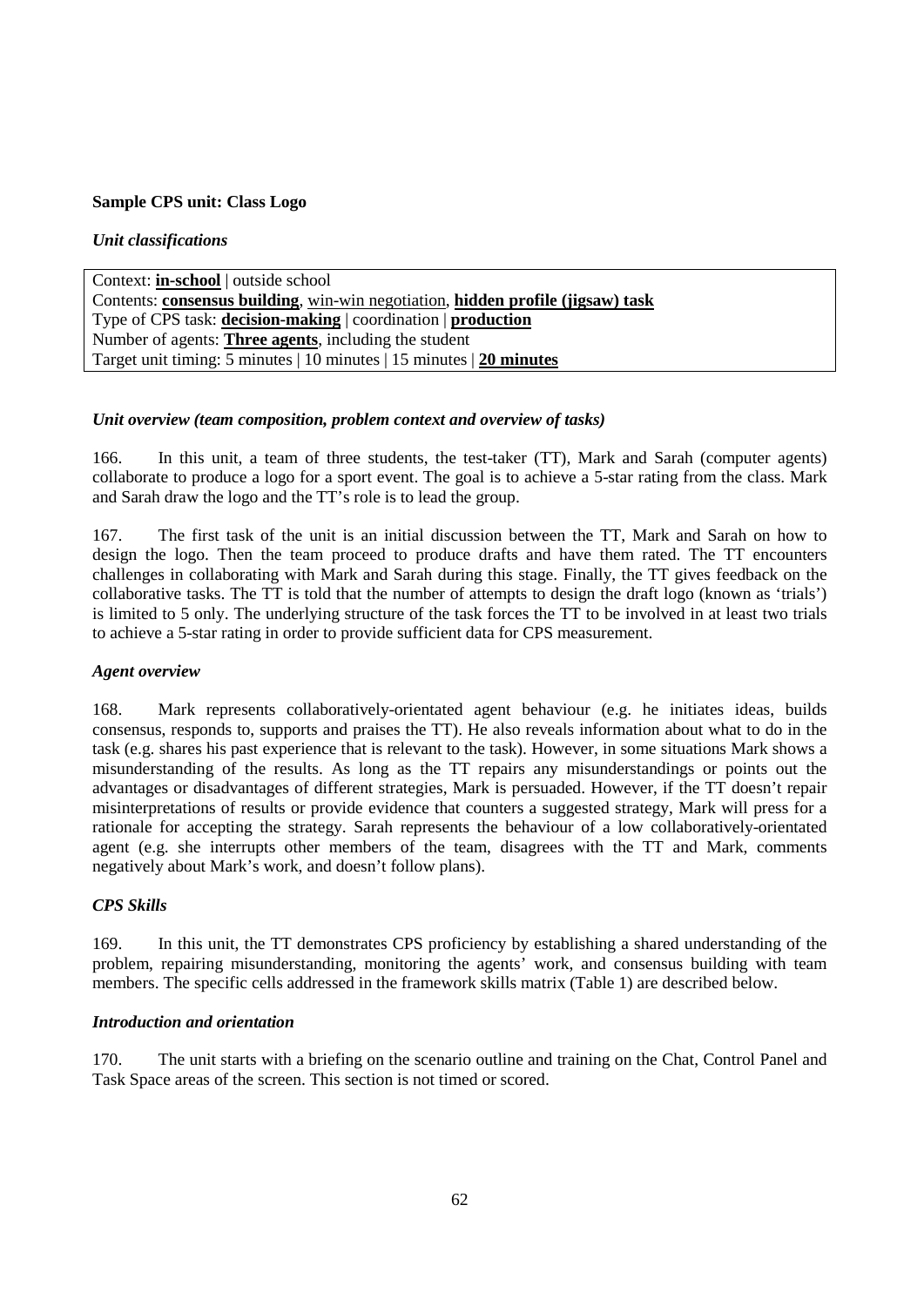**Sample CPS unit: Class Logo**

***Unit classifications***

| Context: **<u>in-school</u>** \| outside school<br>Contents: **<u>consensus building</u>**, <u>win-win negotiation</u>, **<u>hidden profile (jigsaw) task</u>**<br>Type of CPS task: **<u>decision-making</u>** \| coordination \| **<u>production</u>**<br>Number of agents: **<u>Three agents</u>**, including the student<br>Target unit timing: 5 minutes \| 10 minutes \| 15 minutes \| **<u>20 minutes</u>** |
|---|

***Unit overview (team composition, problem context and overview of tasks)***

166. In this unit, a team of three students, the test-taker (TT), Mark and Sarah (computer agents) collaborate to produce a logo for a sport event. The goal is to achieve a 5-star rating from the class. Mark and Sarah draw the logo and the TT's role is to lead the group.

167. The first task of the unit is an initial discussion between the TT, Mark and Sarah on how to design the logo. Then the team proceed to produce drafts and have them rated. The TT encounters challenges in collaborating with Mark and Sarah during this stage. Finally, the TT gives feedback on the collaborative tasks. The TT is told that the number of attempts to design the draft logo (known as 'trials') is limited to 5 only. The underlying structure of the task forces the TT to be involved in at least two trials to achieve a 5-star rating in order to provide sufficient data for CPS measurement.

***Agent overview***

168. Mark represents collaboratively-orientated agent behaviour (e.g. he initiates ideas, builds consensus, responds to, supports and praises the TT). He also reveals information about what to do in the task (e.g. shares his past experience that is relevant to the task). However, in some situations Mark shows a misunderstanding of the results. As long as the TT repairs any misunderstandings or points out the advantages or disadvantages of different strategies, Mark is persuaded. However, if the TT doesn't repair misinterpretations of results or provide evidence that counters a suggested strategy, Mark will press for a rationale for accepting the strategy. Sarah represents the behaviour of a low collaboratively-orientated agent (e.g. she interrupts other members of the team, disagrees with the TT and Mark, comments negatively about Mark's work, and doesn't follow plans).

***CPS Skills***

169. In this unit, the TT demonstrates CPS proficiency by establishing a shared understanding of the problem, repairing misunderstanding, monitoring the agents' work, and consensus building with team members. The specific cells addressed in the framework skills matrix (Table 1) are described below.

***Introduction and orientation***

170. The unit starts with a briefing on the scenario outline and training on the Chat, Control Panel and Task Space areas of the screen. This section is not timed or scored.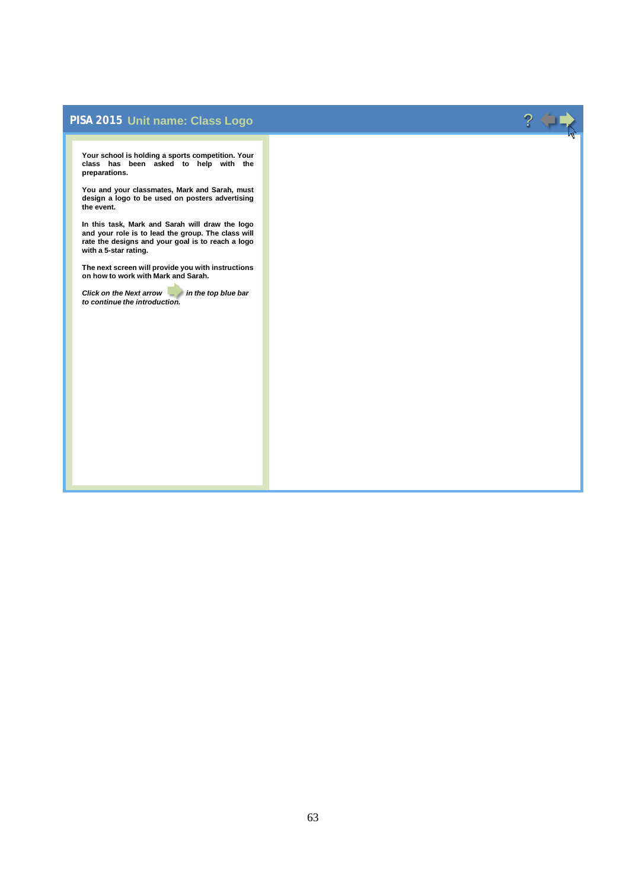**PISA 2015** Unit name: Class Logo

**Your school is holding a sports competition. Your class has been asked to help with the preparations.**

**You and your classmates, Mark and Sarah, must design a logo to be used on posters advertising the event.**

**In this task, Mark and Sarah will draw the logo and your role is to lead the group. The class will rate the designs and your goal is to reach a logo with a 5-star rating.**

**The next screen will provide you with instructions on how to work with Mark and Sarah.**

***Click on the Next arrow in the top blue bar to continue the introduction.***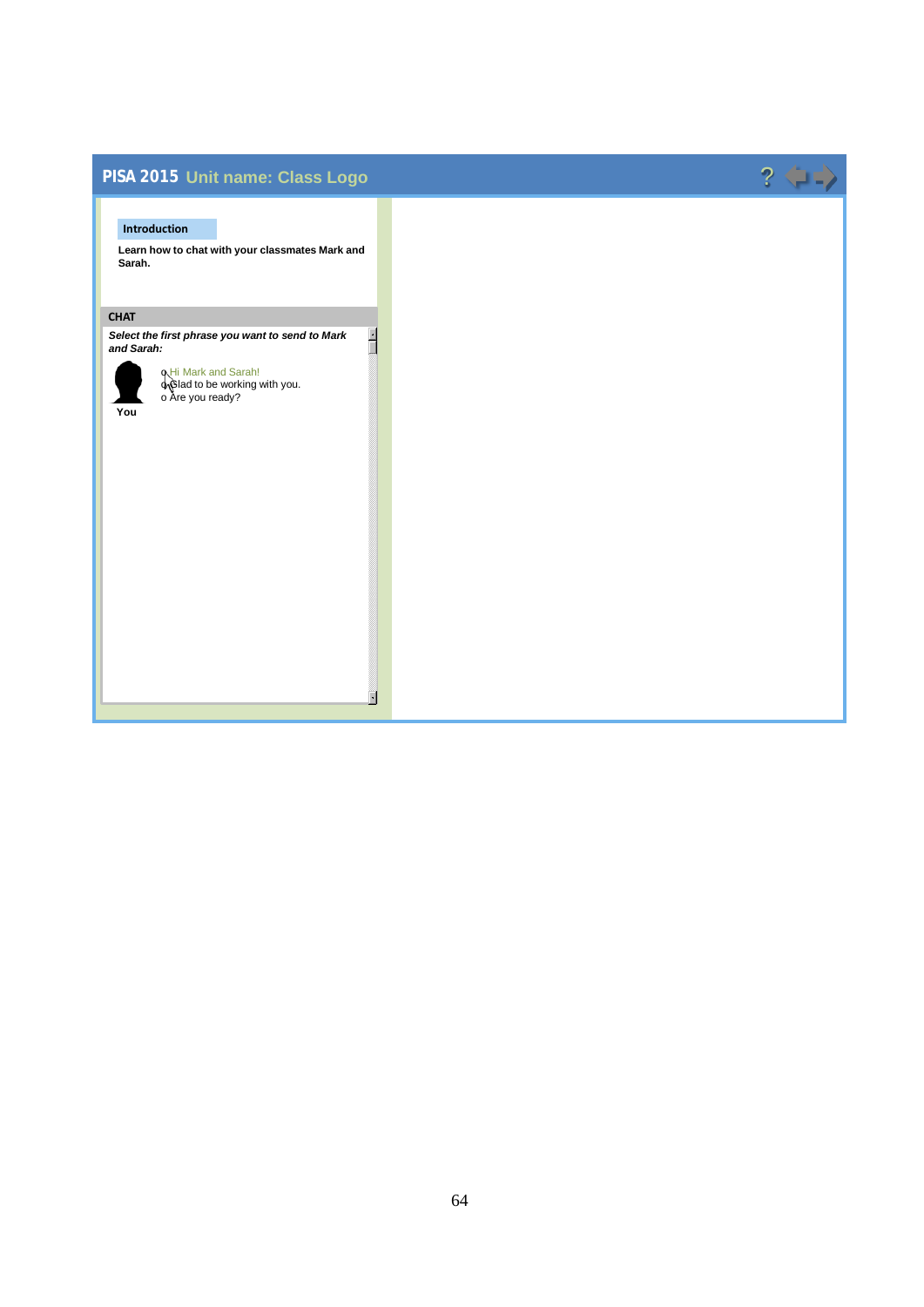**PISA 2015** Unit name: Class Logo

**Introduction**

**Learn how to chat with your classmates Mark and Sarah.**

**CHAT**

***Select the first phrase you want to send to Mark and Sarah:***

**You**

- o Hi Mark and Sarah!
- o Glad to be working with you.
- o Are you ready?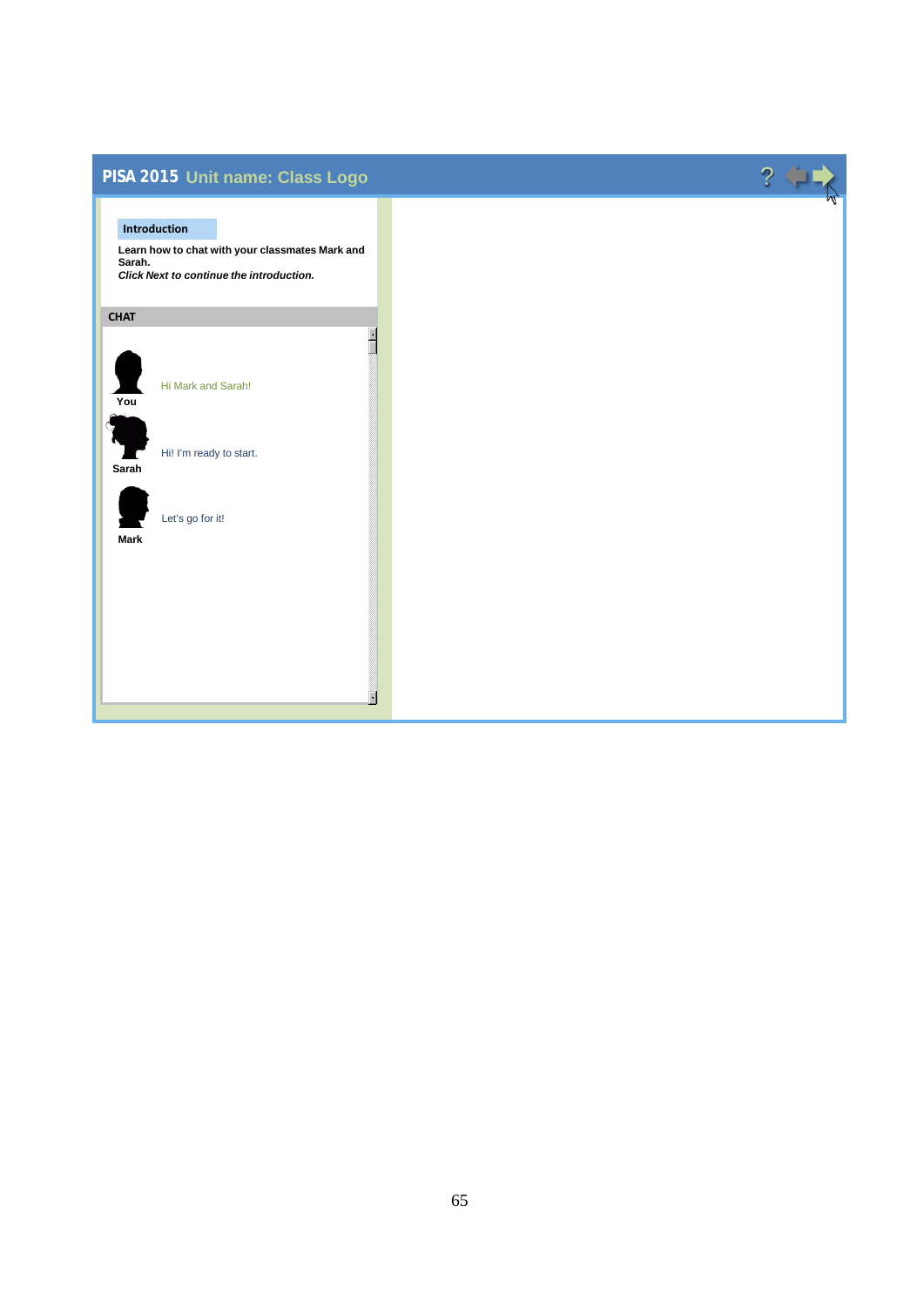**PISA 2015** Unit name: Class Logo

**Introduction**

**Learn how to chat with your classmates Mark and Sarah.**
***Click Next to continue the introduction.***

**CHAT**

**You**: Hi Mark and Sarah!

**Sarah**: Hi! I'm ready to start.

**Mark**: Let's go for it!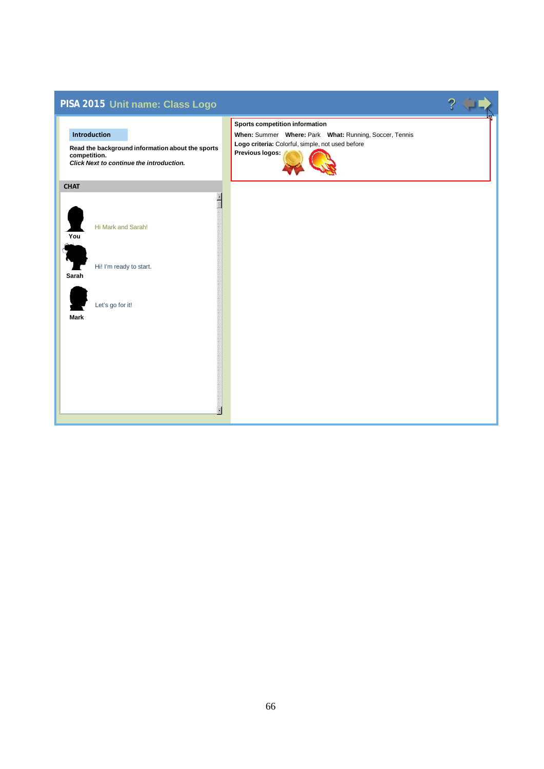**PISA 2015** Unit name: Class Logo

**Introduction**

**Read the background information about the sports competition.**
***Click Next to continue the introduction.***

**CHAT**

**You**: Hi Mark and Sarah!

**Sarah**: Hi! I'm ready to start.

**Mark**: Let's go for it!

**Sports competition information**

**When:** Summer **Where:** Park **What:** Running, Soccer, Tennis

**Logo criteria:** Colorful, simple, not used before

**Previous logos:**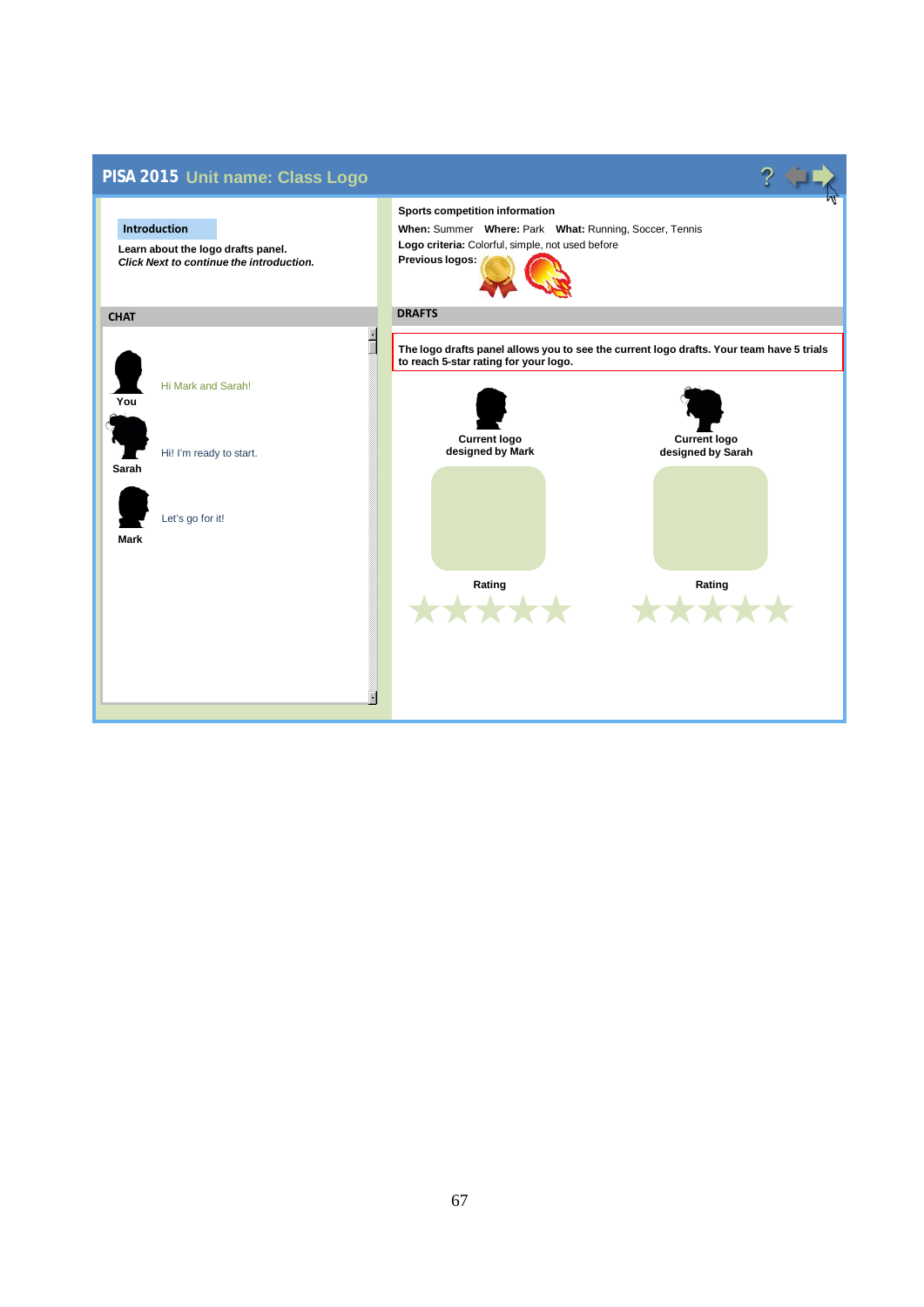**PISA 2015** Unit name: Class Logo

**Introduction**

**Learn about the logo drafts panel.**
***Click Next to continue the introduction.***

**CHAT**

You: Hi Mark and Sarah!

Sarah: Hi! I'm ready to start.

Mark: Let's go for it!

**Sports competition information**

**When:** Summer **Where:** Park **What:** Running, Soccer, Tennis

**Logo criteria:** Colorful, simple, not used before

**Previous logos:**

**DRAFTS**

**The logo drafts panel allows you to see the current logo drafts. Your team have 5 trials to reach 5-star rating for your logo.**

**Current logo designed by Mark**

**Rating**

**Current logo designed by Sarah**

**Rating**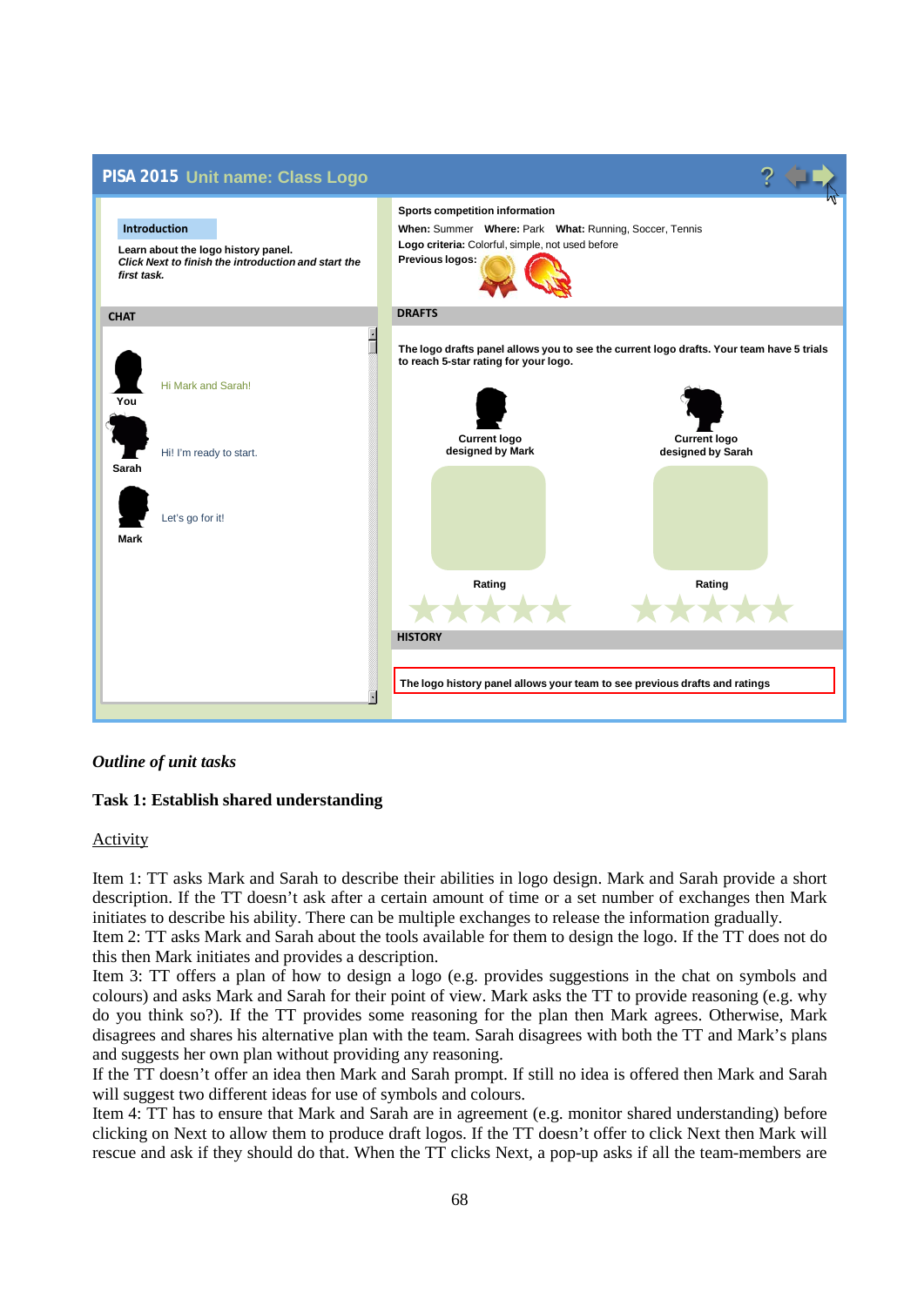PISA 2015 Unit name: Class Logo

**Introduction**

Learn about the logo history panel.
*Click Next to finish the introduction and start the first task.*

**Sports competition information**
**When:** Summer **Where:** Park **What:** Running, Soccer, Tennis
**Logo criteria:** Colorful, simple, not used before
**Previous logos:**

**CHAT**

You: Hi Mark and Sarah!

Sarah: Hi! I'm ready to start.

Mark: Let's go for it!

**DRAFTS**

The logo drafts panel allows you to see the current logo drafts. Your team have 5 trials to reach 5-star rating for your logo.

Current logo designed by Mark — Rating

Current logo designed by Sarah — Rating

**HISTORY**

The logo history panel allows your team to see previous drafts and ratings

***Outline of unit tasks***

**Task 1: Establish shared understanding**

Activity

Item 1: TT asks Mark and Sarah to describe their abilities in logo design. Mark and Sarah provide a short description. If the TT doesn't ask after a certain amount of time or a set number of exchanges then Mark initiates to describe his ability. There can be multiple exchanges to release the information gradually.
Item 2: TT asks Mark and Sarah about the tools available for them to design the logo. If the TT does not do this then Mark initiates and provides a description.
Item 3: TT offers a plan of how to design a logo (e.g. provides suggestions in the chat on symbols and colours) and asks Mark and Sarah for their point of view. Mark asks the TT to provide reasoning (e.g. why do you think so?). If the TT provides some reasoning for the plan then Mark agrees. Otherwise, Mark disagrees and shares his alternative plan with the team. Sarah disagrees with both the TT and Mark's plans and suggests her own plan without providing any reasoning.
If the TT doesn't offer an idea then Mark and Sarah prompt. If still no idea is offered then Mark and Sarah will suggest two different ideas for use of symbols and colours.
Item 4: TT has to ensure that Mark and Sarah are in agreement (e.g. monitor shared understanding) before clicking on Next to allow them to produce draft logos. If the TT doesn't offer to click Next then Mark will rescue and ask if they should do that. When the TT clicks Next, a pop-up asks if all the team-members are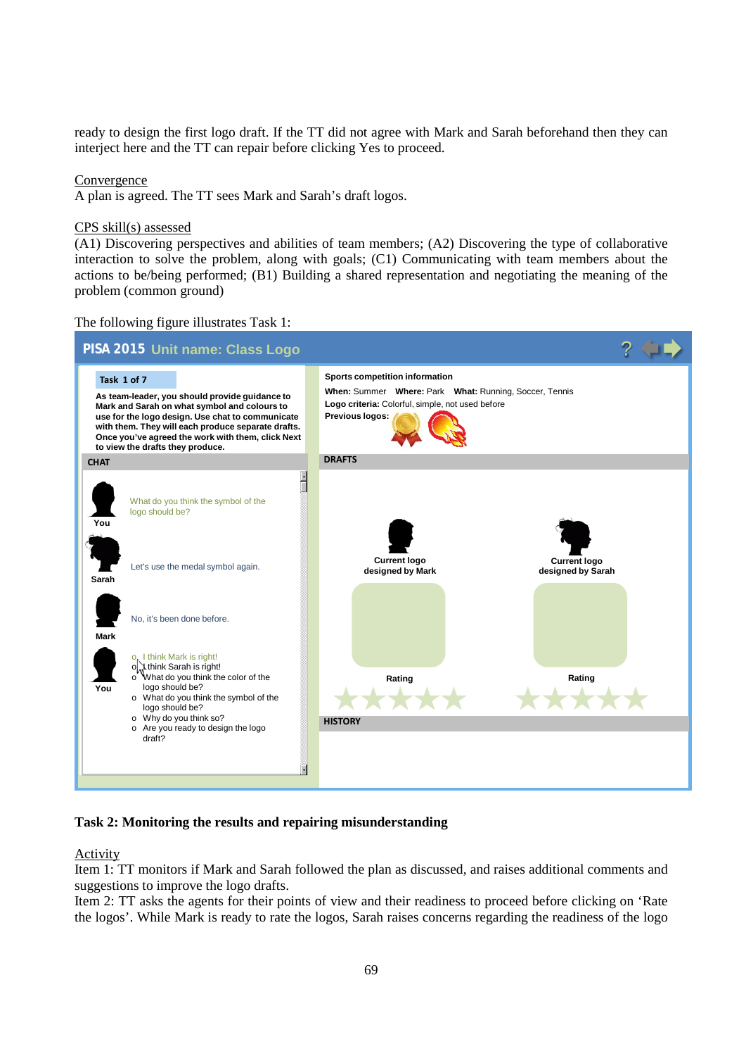ready to design the first logo draft. If the TT did not agree with Mark and Sarah beforehand then they can interject here and the TT can repair before clicking Yes to proceed.

Convergence
A plan is agreed. The TT sees Mark and Sarah's draft logos.

CPS skill(s) assessed
(A1) Discovering perspectives and abilities of team members; (A2) Discovering the type of collaborative interaction to solve the problem, along with goals; (C1) Communicating with team members about the actions to be/being performed; (B1) Building a shared representation and negotiating the meaning of the problem (common ground)

The following figure illustrates Task 1:

PISA 2015 Unit name: Class Logo

Task 1 of 7

As team-leader, you should provide guidance to Mark and Sarah on what symbol and colours to use for the logo design. Use chat to communicate with them. They will each produce separate drafts. Once you've agreed the work with them, click Next to view the drafts they produce.

CHAT

You: What do you think the symbol of the logo should be?

Sarah: Let's use the medal symbol again.

Mark: No, it's been done before.

You:
- I think Mark is right!
- I think Sarah is right!
- What do you think the color of the logo should be?
- What do you think the symbol of the logo should be?
- Why do you think so?
- Are you ready to design the logo draft?

Sports competition information
When: Summer Where: Park What: Running, Soccer, Tennis
Logo criteria: Colorful, simple, not used before
Previous logos:

DRAFTS

Current logo designed by Mark — Rating

Current logo designed by Sarah — Rating

HISTORY

**Task 2: Monitoring the results and repairing misunderstanding**

Activity
Item 1: TT monitors if Mark and Sarah followed the plan as discussed, and raises additional comments and suggestions to improve the logo drafts.
Item 2: TT asks the agents for their points of view and their readiness to proceed before clicking on 'Rate the logos'. While Mark is ready to rate the logos, Sarah raises concerns regarding the readiness of the logo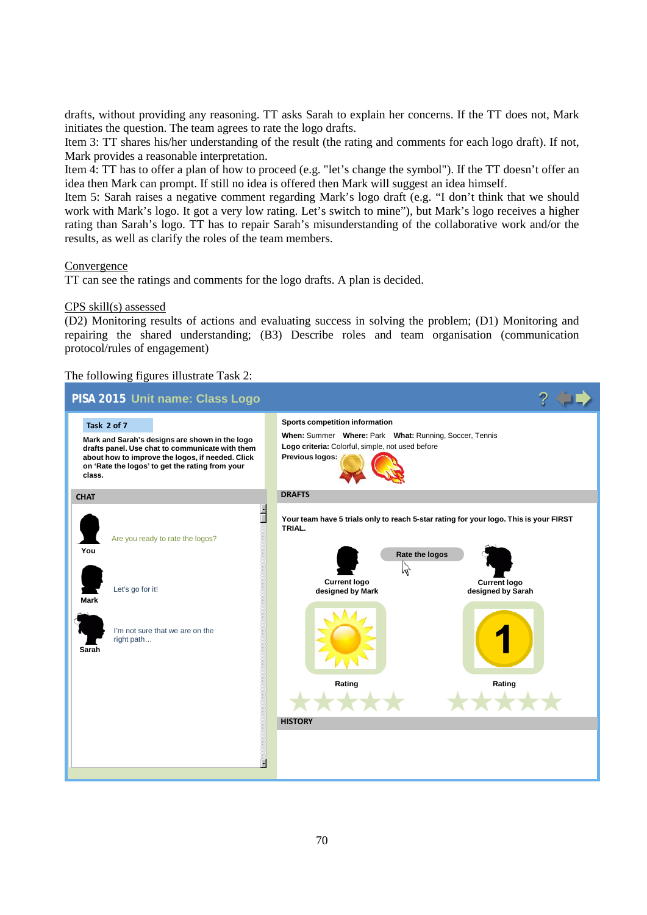drafts, without providing any reasoning. TT asks Sarah to explain her concerns. If the TT does not, Mark initiates the question. The team agrees to rate the logo drafts.

Item 3: TT shares his/her understanding of the result (the rating and comments for each logo draft). If not, Mark provides a reasonable interpretation.

Item 4: TT has to offer a plan of how to proceed (e.g. "let's change the symbol"). If the TT doesn't offer an idea then Mark can prompt. If still no idea is offered then Mark will suggest an idea himself.

Item 5: Sarah raises a negative comment regarding Mark's logo draft (e.g. "I don't think that we should work with Mark's logo. It got a very low rating. Let's switch to mine"), but Mark's logo receives a higher rating than Sarah's logo. TT has to repair Sarah's misunderstanding of the collaborative work and/or the results, as well as clarify the roles of the team members.

Convergence

TT can see the ratings and comments for the logo drafts. A plan is decided.

CPS skill(s) assessed

(D2) Monitoring results of actions and evaluating success in solving the problem; (D1) Monitoring and repairing the shared understanding; (B3) Describe roles and team organisation (communication protocol/rules of engagement)

The following figures illustrate Task 2:

PISA 2015 Unit name: Class Logo

Task 2 of 7

Mark and Sarah's designs are shown in the logo drafts panel. Use chat to communicate with them about how to improve the logos, if needed. Click on 'Rate the logos' to get the rating from your class.

Sports competition information

When: Summer Where: Park What: Running, Soccer, Tennis

Logo criteria: Colorful, simple, not used before

Previous logos:

CHAT

You: Are you ready to rate the logos?

Mark: Let's go for it!

Sarah: I'm not sure that we are on the right path…

DRAFTS

Your team have 5 trials only to reach 5-star rating for your logo. This is your FIRST TRIAL.

Rate the logos

Current logo designed by Mark

Current logo designed by Sarah

Rating

Rating

HISTORY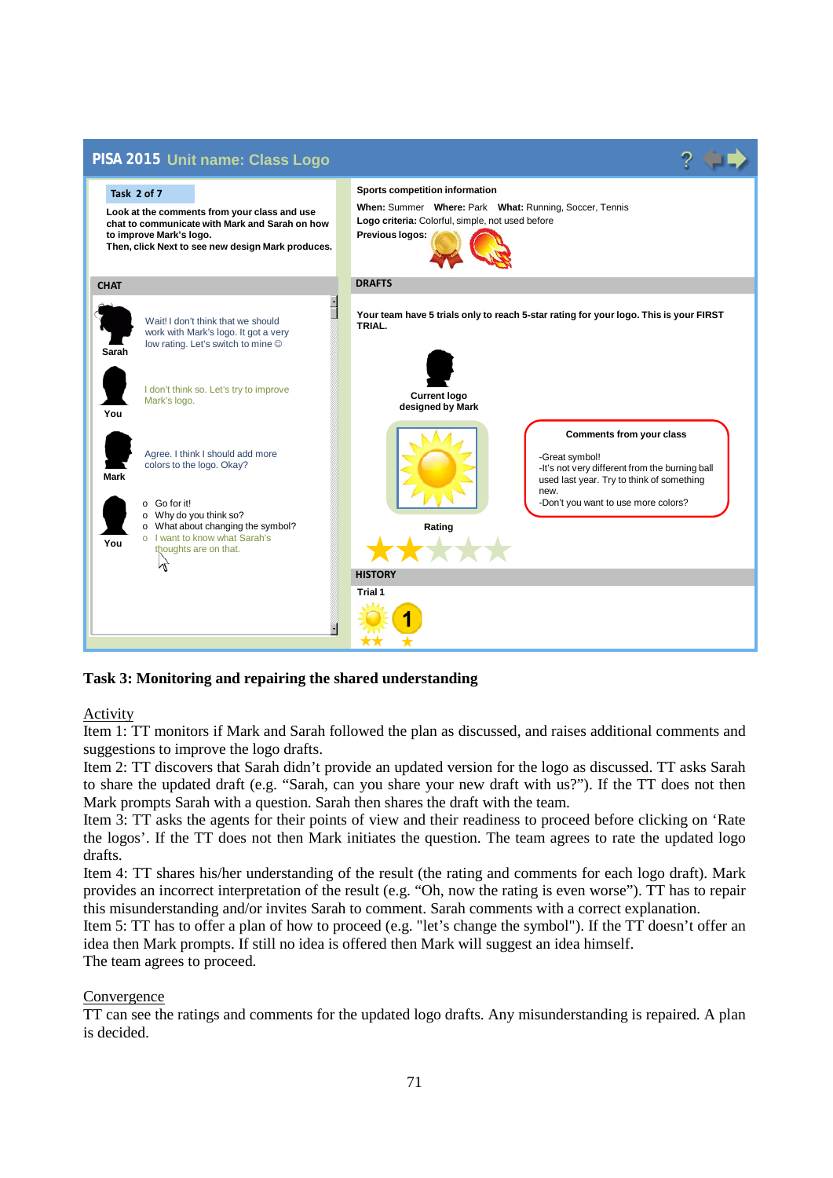PISA 2015 Unit name: Class Logo

Task 2 of 7

**Look at the comments from your class and use chat to communicate with Mark and Sarah on how to improve Mark's logo.**
**Then, click Next to see new design Mark produces.**

**Sports competition information**
**When:** Summer **Where:** Park **What:** Running, Soccer, Tennis
**Logo criteria:** Colorful, simple, not used before
**Previous logos:**

**CHAT**

**Sarah:** Wait! I don't think that we should work with Mark's logo. It got a very low rating. Let's switch to mine ☺

**You:** I don't think so. Let's try to improve Mark's logo.

**Mark:** Agree. I think I should add more colors to the logo. Okay?

**You:**
- Go for it!
- Why do you think so?
- What about changing the symbol?
- I want to know what Sarah's thoughts are on that.

**DRAFTS**

**Your team have 5 trials only to reach 5-star rating for your logo. This is your FIRST TRIAL.**

**Current logo designed by Mark**

**Rating**

**Comments from your class**

-Great symbol!
-It's not very different from the burning ball used last year. Try to think of something new.
-Don't you want to use more colors?

**HISTORY**

**Trial 1**

**Task 3: Monitoring and repairing the shared understanding**

Activity

Item 1: TT monitors if Mark and Sarah followed the plan as discussed, and raises additional comments and suggestions to improve the logo drafts.

Item 2: TT discovers that Sarah didn't provide an updated version for the logo as discussed. TT asks Sarah to share the updated draft (e.g. "Sarah, can you share your new draft with us?"). If the TT does not then Mark prompts Sarah with a question. Sarah then shares the draft with the team.

Item 3: TT asks the agents for their points of view and their readiness to proceed before clicking on 'Rate the logos'. If the TT does not then Mark initiates the question. The team agrees to rate the updated logo drafts.

Item 4: TT shares his/her understanding of the result (the rating and comments for each logo draft). Mark provides an incorrect interpretation of the result (e.g. "Oh, now the rating is even worse"). TT has to repair this misunderstanding and/or invites Sarah to comment. Sarah comments with a correct explanation.

Item 5: TT has to offer a plan of how to proceed (e.g. "let's change the symbol"). If the TT doesn't offer an idea then Mark prompts. If still no idea is offered then Mark will suggest an idea himself.

The team agrees to proceed.

Convergence

TT can see the ratings and comments for the updated logo drafts. Any misunderstanding is repaired. A plan is decided.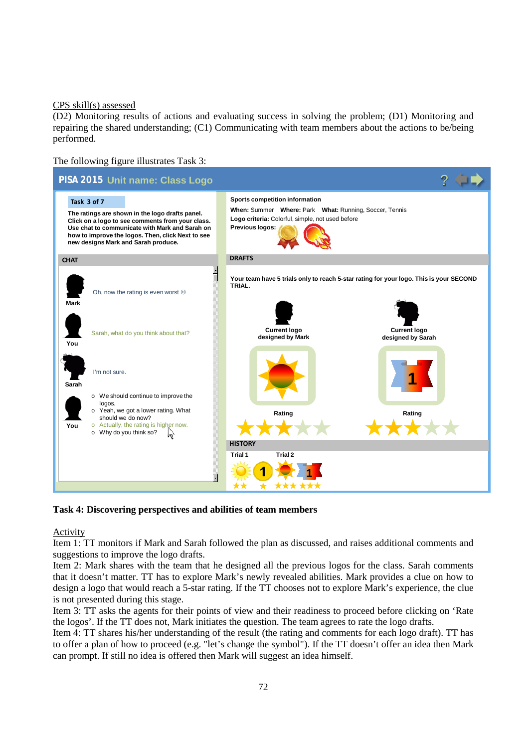CPS skill(s) assessed

(D2) Monitoring results of actions and evaluating success in solving the problem; (D1) Monitoring and repairing the shared understanding; (C1) Communicating with team members about the actions to be/being performed.

The following figure illustrates Task 3:

PISA 2015 Unit name: Class Logo

Task 3 of 7

The ratings are shown in the logo drafts panel. Click on a logo to see comments from your class. Use chat to communicate with Mark and Sarah on how to improve the logos. Then, click Next to see new designs Mark and Sarah produce.

CHAT

Mark: Oh, now the rating is even worst ☹

You: Sarah, what do you think about that?

Sarah: I'm not sure.

You:
- We should continue to improve the logos.
- Yeah, we got a lower rating. What should we do now?
- Actually, the rating is higher now.
- Why do you think so?

Sports competition information

**When:** Summer **Where:** Park **What:** Running, Soccer, Tennis

**Logo criteria:** Colorful, simple, not used before

**Previous logos:**

DRAFTS

Your team have 5 trials only to reach 5-star rating for your logo. This is your SECOND TRIAL.

Current logo designed by Mark — Rating

Current logo designed by Sarah — Rating

HISTORY

Trial 1 Trial 2

**Task 4: Discovering perspectives and abilities of team members**

Activity

Item 1: TT monitors if Mark and Sarah followed the plan as discussed, and raises additional comments and suggestions to improve the logo drafts.

Item 2: Mark shares with the team that he designed all the previous logos for the class. Sarah comments that it doesn't matter. TT has to explore Mark's newly revealed abilities. Mark provides a clue on how to design a logo that would reach a 5-star rating. If the TT chooses not to explore Mark's experience, the clue is not presented during this stage.

Item 3: TT asks the agents for their points of view and their readiness to proceed before clicking on 'Rate the logos'. If the TT does not, Mark initiates the question. The team agrees to rate the logo drafts.

Item 4: TT shares his/her understanding of the result (the rating and comments for each logo draft). TT has to offer a plan of how to proceed (e.g. "let's change the symbol"). If the TT doesn't offer an idea then Mark can prompt. If still no idea is offered then Mark will suggest an idea himself.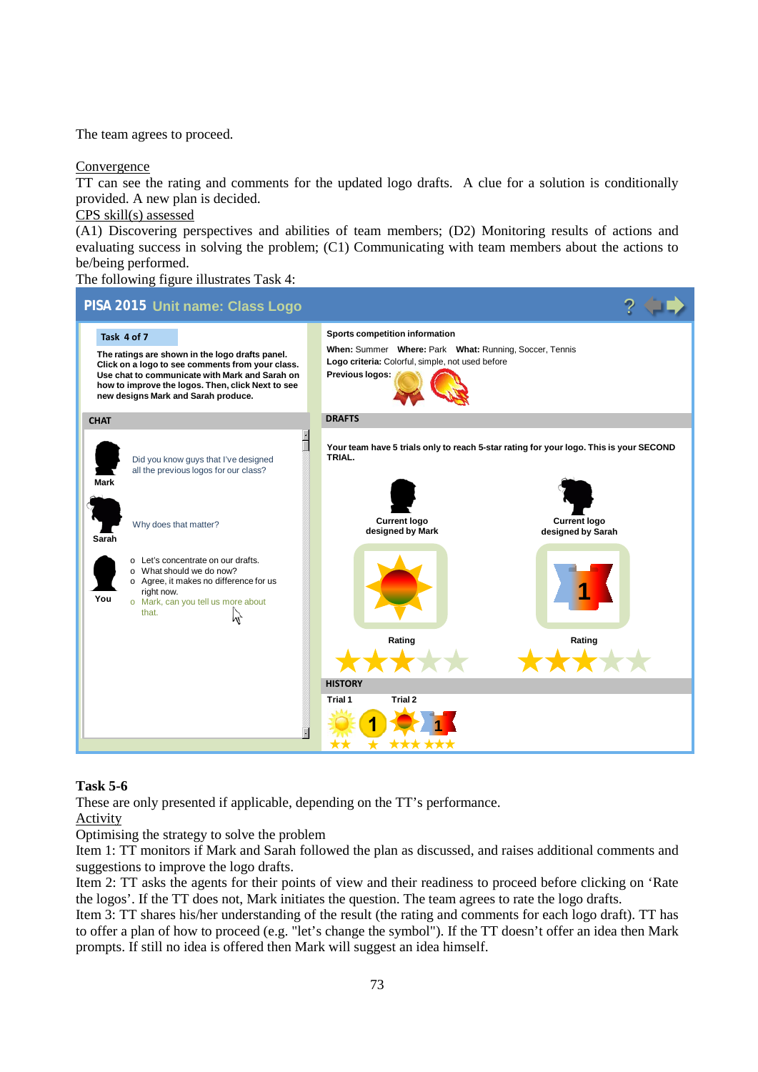The team agrees to proceed.

Convergence
TT can see the rating and comments for the updated logo drafts. A clue for a solution is conditionally provided. A new plan is decided.
CPS skill(s) assessed
(A1) Discovering perspectives and abilities of team members; (D2) Monitoring results of actions and evaluating success in solving the problem; (C1) Communicating with team members about the actions to be/being performed.
The following figure illustrates Task 4:

PISA 2015 Unit name: Class Logo

Task 4 of 7

The ratings are shown in the logo drafts panel. Click on a logo to see comments from your class. Use chat to communicate with Mark and Sarah on how to improve the logos. Then, click Next to see new designs Mark and Sarah produce.

Sports competition information
When: Summer Where: Park What: Running, Soccer, Tennis
Logo criteria: Colorful, simple, not used before
Previous logos:

CHAT

Mark: Did you know guys that I've designed all the previous logos for our class?

Sarah: Why does that matter?

You:
- Let's concentrate on our drafts.
- What should we do now?
- Agree, it makes no difference for us right now.
- Mark, can you tell us more about that.

DRAFTS

Your team have 5 trials only to reach 5-star rating for your logo. This is your SECOND TRIAL.

Current logo designed by Mark — Rating
Current logo designed by Sarah — Rating

HISTORY
Trial 1 Trial 2

### Task 5-6
These are only presented if applicable, depending on the TT's performance.
Activity
Optimising the strategy to solve the problem
Item 1: TT monitors if Mark and Sarah followed the plan as discussed, and raises additional comments and suggestions to improve the logo drafts.
Item 2: TT asks the agents for their points of view and their readiness to proceed before clicking on 'Rate the logos'. If the TT does not, Mark initiates the question. The team agrees to rate the logo drafts.
Item 3: TT shares his/her understanding of the result (the rating and comments for each logo draft). TT has to offer a plan of how to proceed (e.g. "let's change the symbol"). If the TT doesn't offer an idea then Mark prompts. If still no idea is offered then Mark will suggest an idea himself.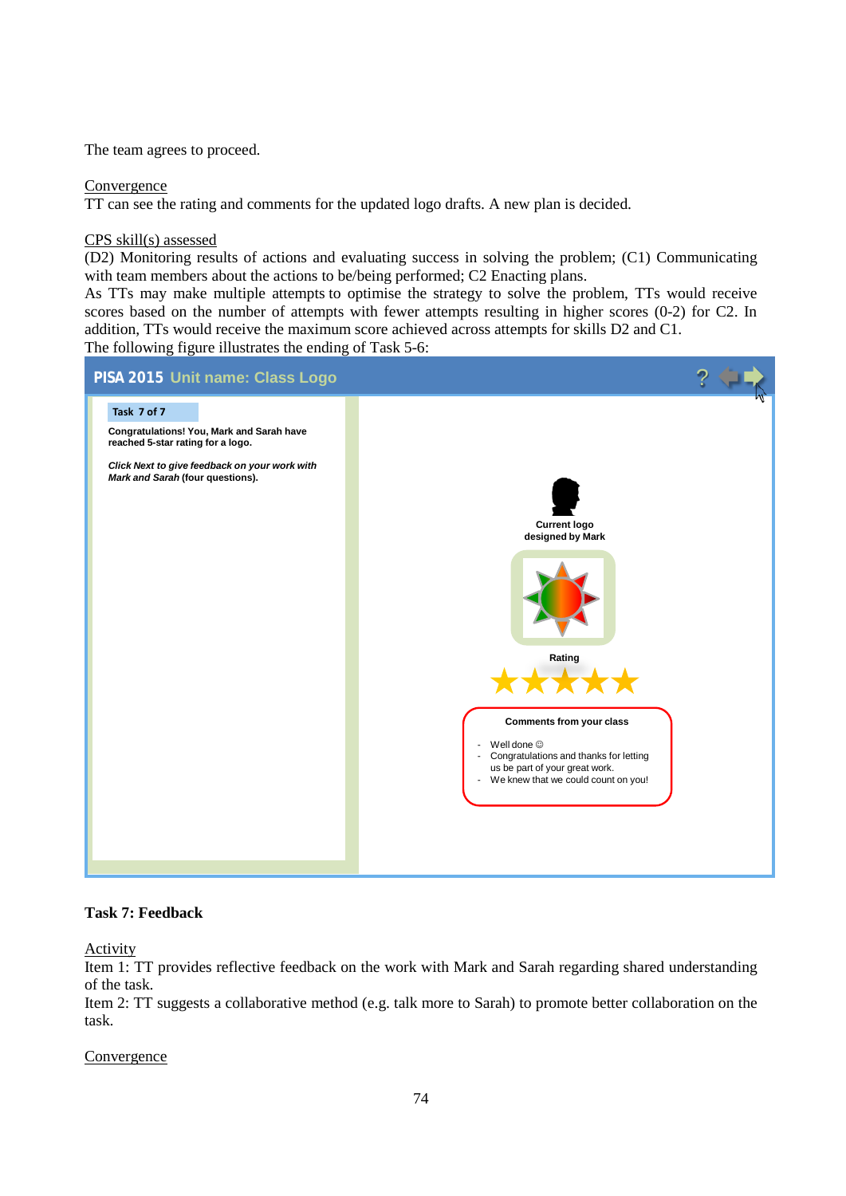The team agrees to proceed.

Convergence

TT can see the rating and comments for the updated logo drafts. A new plan is decided.

CPS skill(s) assessed

(D2) Monitoring results of actions and evaluating success in solving the problem; (C1) Communicating with team members about the actions to be/being performed; C2 Enacting plans.

As TTs may make multiple attempts to optimise the strategy to solve the problem, TTs would receive scores based on the number of attempts with fewer attempts resulting in higher scores (0-2) for C2. In addition, TTs would receive the maximum score achieved across attempts for skills D2 and C1.

The following figure illustrates the ending of Task 5-6:

PISA 2015 Unit name: Class Logo

Task 7 of 7

**Congratulations! You, Mark and Sarah have reached 5-star rating for a logo.**

***Click Next to give feedback on your work with Mark and Sarah*** **(four questions).**

**Current logo designed by Mark**

**Rating**

**Comments from your class**

- Well done ☺
- Congratulations and thanks for letting us be part of your great work.
- We knew that we could count on you!

**Task 7: Feedback**

Activity

Item 1: TT provides reflective feedback on the work with Mark and Sarah regarding shared understanding of the task.

Item 2: TT suggests a collaborative method (e.g. talk more to Sarah) to promote better collaboration on the task.

Convergence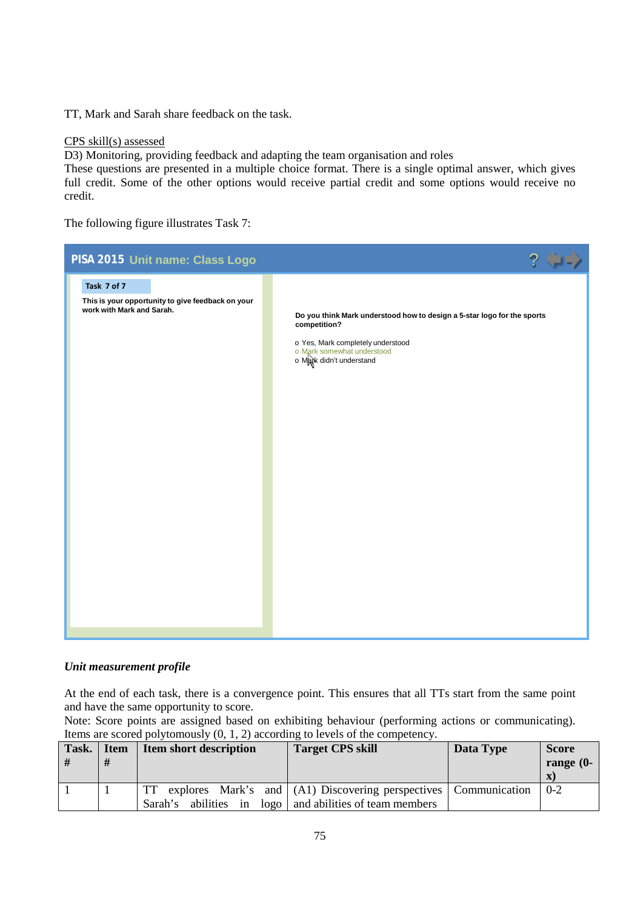TT, Mark and Sarah share feedback on the task.

<u>CPS skill(s) assessed</u>

D3) Monitoring, providing feedback and adapting the team organisation and roles

These questions are presented in a multiple choice format. There is a single optimal answer, which gives full credit. Some of the other options would receive partial credit and some options would receive no credit.

The following figure illustrates Task 7:

PISA 2015 Unit name: Class Logo

Task 7 of 7

This is your opportunity to give feedback on your work with Mark and Sarah.

Do you think Mark understood how to design a 5-star logo for the sports competition?

- o Yes, Mark completely understood
- o Mark somewhat understood
- o Mark didn't understand

### *Unit measurement profile*

At the end of each task, there is a convergence point. This ensures that all TTs start from the same point and have the same opportunity to score.

Note: Score points are assigned based on exhibiting behaviour (performing actions or communicating). Items are scored polytomously (0, 1, 2) according to levels of the competency.

| Task. # | Item # | Item short description | Target CPS skill | Data Type | Score range (0-x) |
|---|---|---|---|---|---|
| 1 | 1 | TT explores Mark's and Sarah's abilities in logo | (A1) Discovering perspectives and abilities of team members | Communication | 0-2 |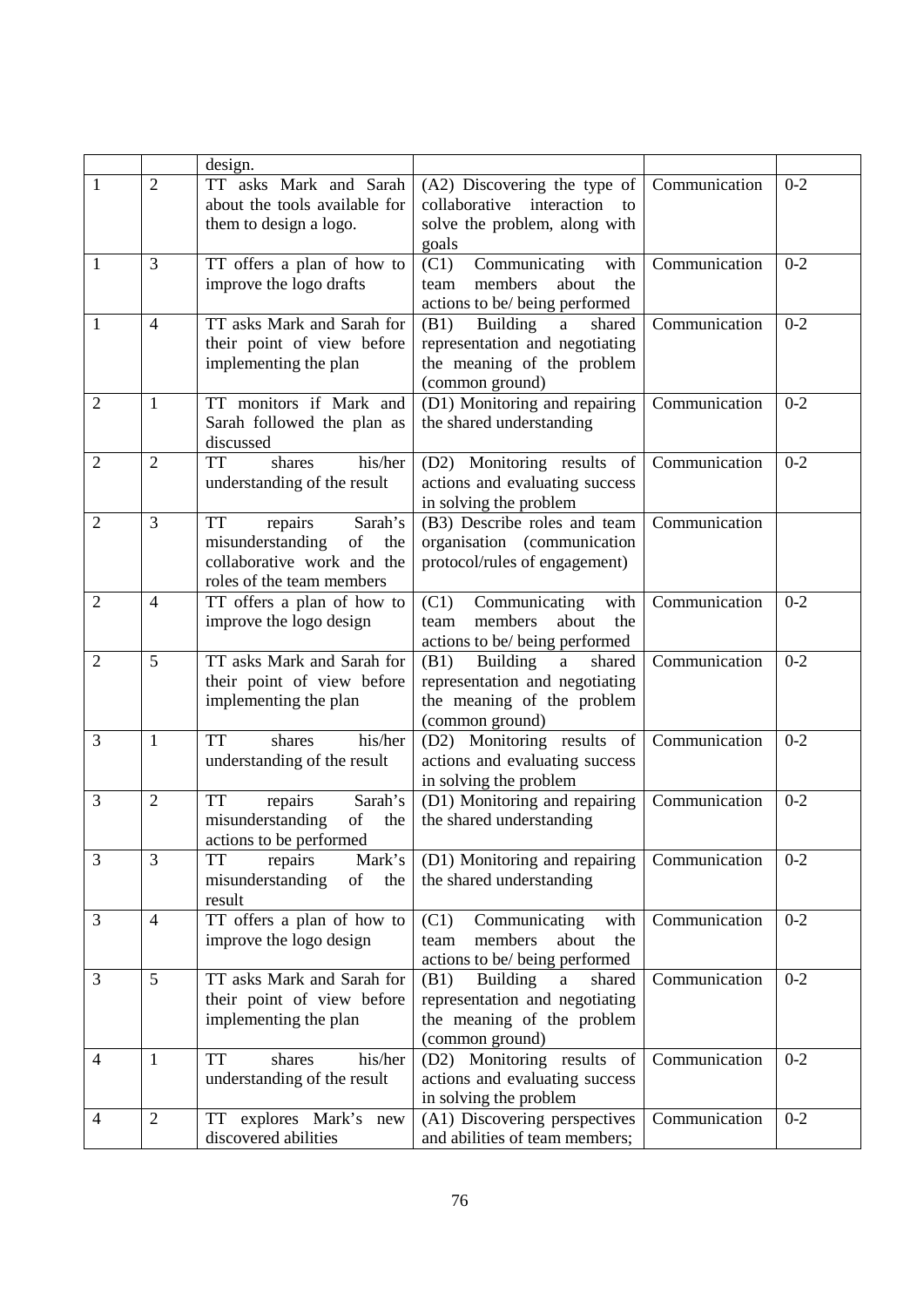|  |  | design. |  |  |  |
|---|---|---|---|---|---|
| 1 | 2 | TT asks Mark and Sarah about the tools available for them to design a logo. | (A2) Discovering the type of collaborative interaction to solve the problem, along with goals | Communication | 0-2 |
| 1 | 3 | TT offers a plan of how to improve the logo drafts | (C1) Communicating with team members about the actions to be/ being performed | Communication | 0-2 |
| 1 | 4 | TT asks Mark and Sarah for their point of view before implementing the plan | (B1) Building a shared representation and negotiating the meaning of the problem (common ground) | Communication | 0-2 |
| 2 | 1 | TT monitors if Mark and Sarah followed the plan as discussed | (D1) Monitoring and repairing the shared understanding | Communication | 0-2 |
| 2 | 2 | TT shares his/her understanding of the result | (D2) Monitoring results of actions and evaluating success in solving the problem | Communication | 0-2 |
| 2 | 3 | TT repairs Sarah's misunderstanding of the collaborative work and the roles of the team members | (B3) Describe roles and team organisation (communication protocol/rules of engagement) | Communication |  |
| 2 | 4 | TT offers a plan of how to improve the logo design | (C1) Communicating with team members about the actions to be/ being performed | Communication | 0-2 |
| 2 | 5 | TT asks Mark and Sarah for their point of view before implementing the plan | (B1) Building a shared representation and negotiating the meaning of the problem (common ground) | Communication | 0-2 |
| 3 | 1 | TT shares his/her understanding of the result | (D2) Monitoring results of actions and evaluating success in solving the problem | Communication | 0-2 |
| 3 | 2 | TT repairs Sarah's misunderstanding of the actions to be performed | (D1) Monitoring and repairing the shared understanding | Communication | 0-2 |
| 3 | 3 | TT repairs Mark's misunderstanding of the result | (D1) Monitoring and repairing the shared understanding | Communication | 0-2 |
| 3 | 4 | TT offers a plan of how to improve the logo design | (C1) Communicating with team members about the actions to be/ being performed | Communication | 0-2 |
| 3 | 5 | TT asks Mark and Sarah for their point of view before implementing the plan | (B1) Building a shared representation and negotiating the meaning of the problem (common ground) | Communication | 0-2 |
| 4 | 1 | TT shares his/her understanding of the result | (D2) Monitoring results of actions and evaluating success in solving the problem | Communication | 0-2 |
| 4 | 2 | TT explores Mark's new discovered abilities | (A1) Discovering perspectives and abilities of team members; | Communication | 0-2 |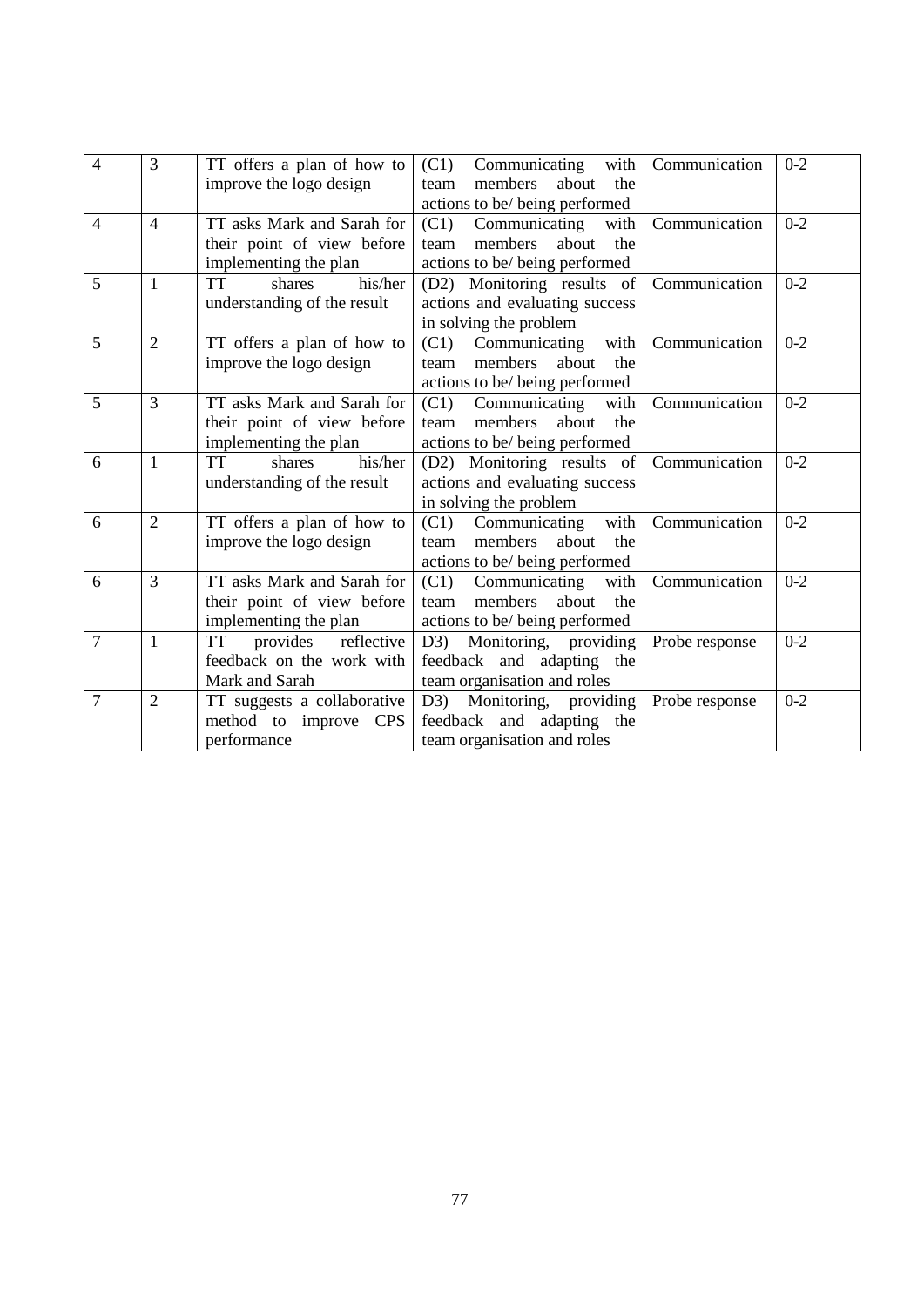| 4 | 3 | TT offers a plan of how to improve the logo design | (C1) Communicating with team members about the actions to be/ being performed | Communication | 0-2 |
|---|---|---|---|---|---|
| 4 | 4 | TT asks Mark and Sarah for their point of view before implementing the plan | (C1) Communicating with team members about the actions to be/ being performed | Communication | 0-2 |
| 5 | 1 | TT shares his/her understanding of the result | (D2) Monitoring results of actions and evaluating success in solving the problem | Communication | 0-2 |
| 5 | 2 | TT offers a plan of how to improve the logo design | (C1) Communicating with team members about the actions to be/ being performed | Communication | 0-2 |
| 5 | 3 | TT asks Mark and Sarah for their point of view before implementing the plan | (C1) Communicating with team members about the actions to be/ being performed | Communication | 0-2 |
| 6 | 1 | TT shares his/her understanding of the result | (D2) Monitoring results of actions and evaluating success in solving the problem | Communication | 0-2 |
| 6 | 2 | TT offers a plan of how to improve the logo design | (C1) Communicating with team members about the actions to be/ being performed | Communication | 0-2 |
| 6 | 3 | TT asks Mark and Sarah for their point of view before implementing the plan | (C1) Communicating with team members about the actions to be/ being performed | Communication | 0-2 |
| 7 | 1 | TT provides reflective feedback on the work with Mark and Sarah | D3) Monitoring, providing feedback and adapting the team organisation and roles | Probe response | 0-2 |
| 7 | 2 | TT suggests a collaborative method to improve CPS performance | D3) Monitoring, providing feedback and adapting the team organisation and roles | Probe response | 0-2 |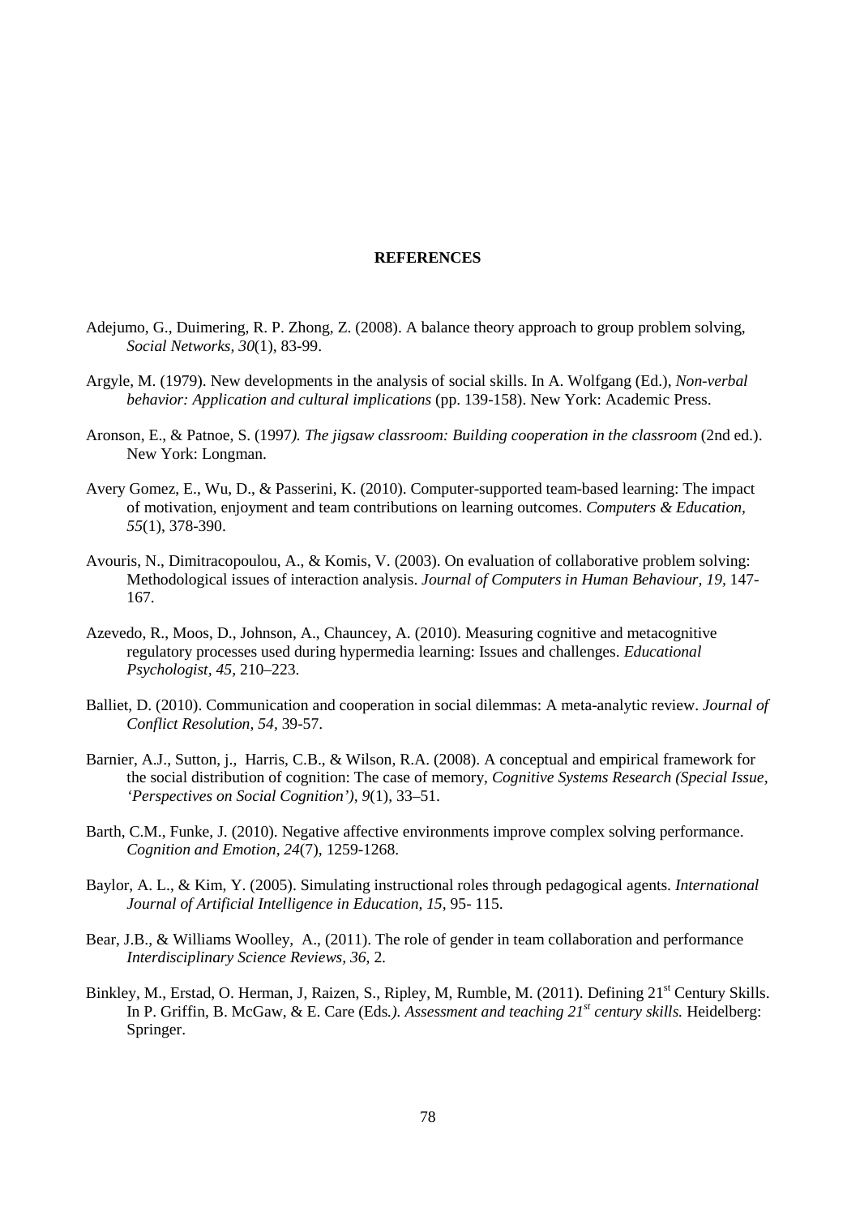## REFERENCES

Adejumo, G., Duimering, R. P. Zhong, Z. (2008). A balance theory approach to group problem solving, *Social Networks, 30*(1), 83-99.

Argyle, M. (1979). New developments in the analysis of social skills. In A. Wolfgang (Ed.), *Non-verbal behavior: Application and cultural implications* (pp. 139-158). New York: Academic Press.

Aronson, E., & Patnoe, S. (1997*). The jigsaw classroom: Building cooperation in the classroom* (2nd ed.). New York: Longman.

Avery Gomez, E., Wu, D., & Passerini, K. (2010). Computer-supported team-based learning: The impact of motivation, enjoyment and team contributions on learning outcomes. *Computers & Education, 55*(1), 378-390.

Avouris, N., Dimitracopoulou, A., & Komis, V. (2003). On evaluation of collaborative problem solving: Methodological issues of interaction analysis. *Journal of Computers in Human Behaviour, 19,* 147-167.

Azevedo, R., Moos, D., Johnson, A., Chauncey, A. (2010). Measuring cognitive and metacognitive regulatory processes used during hypermedia learning: Issues and challenges. *Educational Psychologist, 45,* 210–223.

Balliet, D. (2010). Communication and cooperation in social dilemmas: A meta-analytic review. *Journal of Conflict Resolution, 54*, 39-57.

Barnier, A.J., Sutton, j., Harris, C.B., & Wilson, R.A. (2008). A conceptual and empirical framework for the social distribution of cognition: The case of memory, *Cognitive Systems Research (Special Issue, 'Perspectives on Social Cognition'), 9*(1), 33–51.

Barth, C.M., Funke, J. (2010). Negative affective environments improve complex solving performance. *Cognition and Emotion, 24*(7), 1259-1268.

Baylor, A. L., & Kim, Y. (2005). Simulating instructional roles through pedagogical agents. *International Journal of Artificial Intelligence in Education, 15,* 95- 115.

Bear, J.B., & Williams Woolley, A., (2011). The role of gender in team collaboration and performance *Interdisciplinary Science Reviews, 36,* 2.

Binkley, M., Erstad, O. Herman, J, Raizen, S., Ripley, M, Rumble, M. (2011). Defining 21st Century Skills. In P. Griffin, B. McGaw, & E. Care (Eds*.). Assessment and teaching 21st century skills.* Heidelberg: Springer.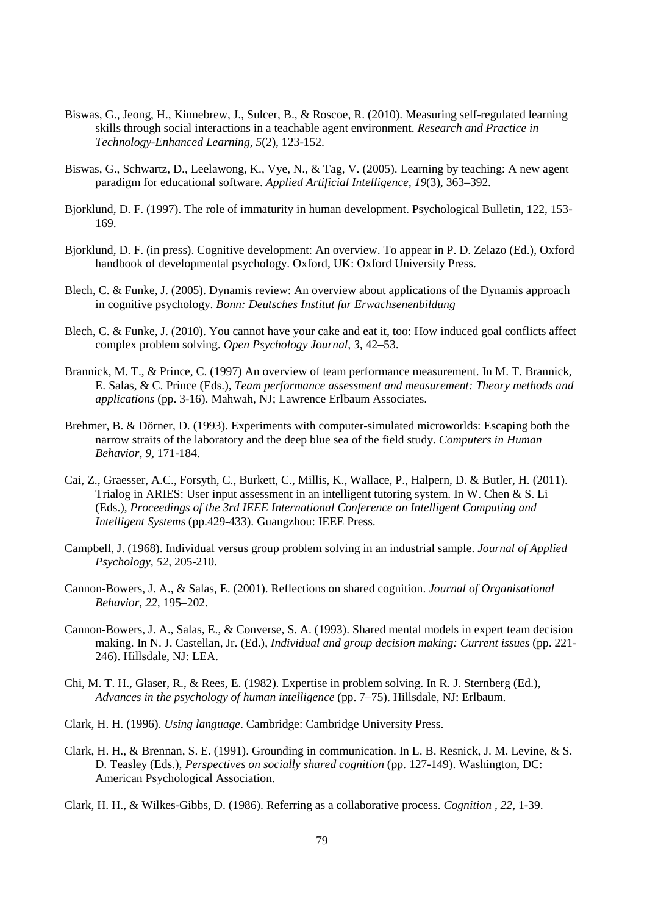Biswas, G., Jeong, H., Kinnebrew, J., Sulcer, B., & Roscoe, R. (2010). Measuring self-regulated learning skills through social interactions in a teachable agent environment. *Research and Practice in Technology-Enhanced Learning*, *5*(2), 123-152.

Biswas, G., Schwartz, D., Leelawong, K., Vye, N., & Tag, V. (2005). Learning by teaching: A new agent paradigm for educational software. *Applied Artificial Intelligence*, *19*(3), 363–392.

Bjorklund, D. F. (1997). The role of immaturity in human development. Psychological Bulletin, 122, 153-169.

Bjorklund, D. F. (in press). Cognitive development: An overview. To appear in P. D. Zelazo (Ed.), Oxford handbook of developmental psychology. Oxford, UK: Oxford University Press.

Blech, C. & Funke, J. (2005). Dynamis review: An overview about applications of the Dynamis approach in cognitive psychology. *Bonn: Deutsches Institut fur Erwachsenenbildung*

Blech, C. & Funke, J. (2010). You cannot have your cake and eat it, too: How induced goal conflicts affect complex problem solving. *Open Psychology Journal*, *3*, 42–53.

Brannick, M. T., & Prince, C. (1997) An overview of team performance measurement. In M. T. Brannick, E. Salas, & C. Prince (Eds.), *Team performance assessment and measurement: Theory methods and applications* (pp. 3-16). Mahwah, NJ; Lawrence Erlbaum Associates.

Brehmer, B. & Dörner, D. (1993). Experiments with computer-simulated microworlds: Escaping both the narrow straits of the laboratory and the deep blue sea of the field study. *Computers in Human Behavior*, *9*, 171-184.

Cai, Z., Graesser, A.C., Forsyth, C., Burkett, C., Millis, K., Wallace, P., Halpern, D. & Butler, H. (2011). Trialog in ARIES: User input assessment in an intelligent tutoring system. In W. Chen & S. Li (Eds.), *Proceedings of the 3rd IEEE International Conference on Intelligent Computing and Intelligent Systems* (pp.429-433). Guangzhou: IEEE Press.

Campbell, J. (1968). Individual versus group problem solving in an industrial sample. *Journal of Applied Psychology, 52,* 205-210.

Cannon-Bowers, J. A., & Salas, E. (2001). Reflections on shared cognition. *Journal of Organisational Behavior, 22,* 195–202.

Cannon-Bowers, J. A., Salas, E., & Converse, S. A. (1993). Shared mental models in expert team decision making. In N. J. Castellan, Jr. (Ed.), *Individual and group decision making: Current issues* (pp. 221-246). Hillsdale, NJ: LEA.

Chi, M. T. H., Glaser, R., & Rees, E. (1982). Expertise in problem solving. In R. J. Sternberg (Ed.), *Advances in the psychology of human intelligence* (pp. 7–75). Hillsdale, NJ: Erlbaum.

Clark, H. H. (1996). *Using language*. Cambridge: Cambridge University Press.

Clark, H. H., & Brennan, S. E. (1991). Grounding in communication. In L. B. Resnick, J. M. Levine, & S. D. Teasley (Eds.), *Perspectives on socially shared cognition* (pp. 127-149). Washington, DC: American Psychological Association.

Clark, H. H., & Wilkes-Gibbs, D. (1986). Referring as a collaborative process. *Cognition , 22,* 1-39.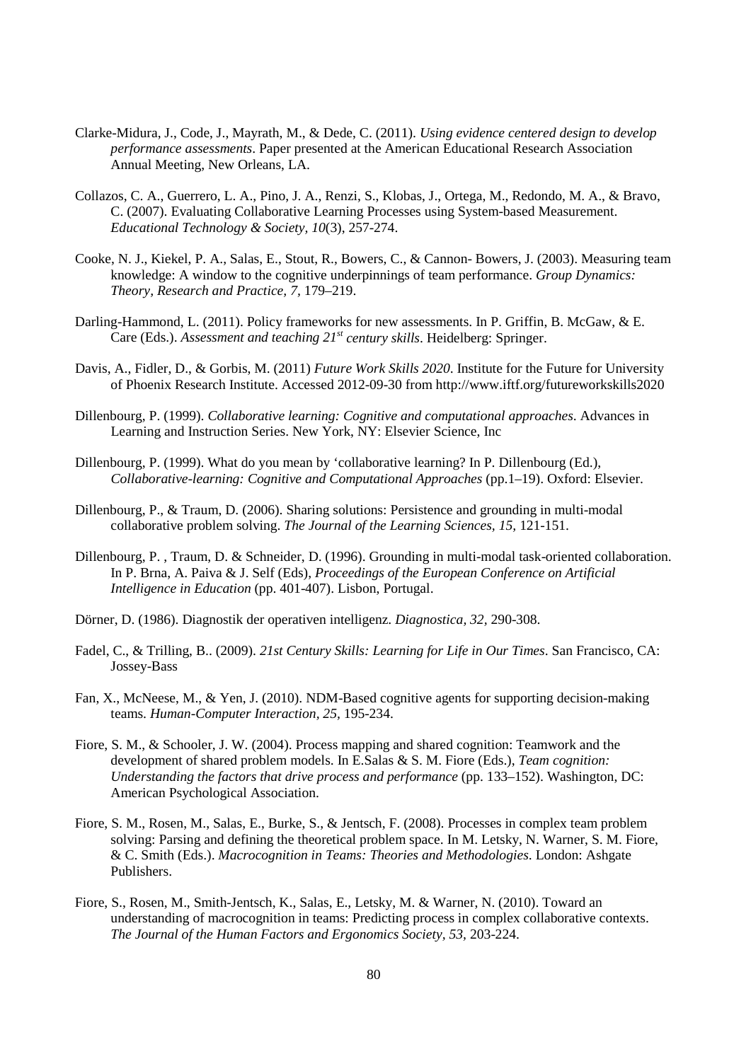Clarke-Midura, J., Code, J., Mayrath, M., & Dede, C. (2011). *Using evidence centered design to develop performance assessments*. Paper presented at the American Educational Research Association Annual Meeting, New Orleans, LA.

Collazos, C. A., Guerrero, L. A., Pino, J. A., Renzi, S., Klobas, J., Ortega, M., Redondo, M. A., & Bravo, C. (2007). Evaluating Collaborative Learning Processes using System-based Measurement. *Educational Technology & Society, 10*(3), 257-274.

Cooke, N. J., Kiekel, P. A., Salas, E., Stout, R., Bowers, C., & Cannon- Bowers, J. (2003). Measuring team knowledge: A window to the cognitive underpinnings of team performance. *Group Dynamics: Theory, Research and Practice, 7,* 179–219.

Darling-Hammond, L. (2011). Policy frameworks for new assessments. In P. Griffin, B. McGaw, & E. Care (Eds.). *Assessment and teaching 21st century skills*. Heidelberg: Springer.

Davis, A., Fidler, D., & Gorbis, M. (2011) *Future Work Skills 2020*. Institute for the Future for University of Phoenix Research Institute. Accessed 2012-09-30 from http://www.iftf.org/futureworkskills2020

Dillenbourg, P. (1999). *Collaborative learning: Cognitive and computational approaches.* Advances in Learning and Instruction Series. New York, NY: Elsevier Science, Inc

Dillenbourg, P. (1999). What do you mean by 'collaborative learning? In P. Dillenbourg (Ed.), *Collaborative-learning: Cognitive and Computational Approaches* (pp.1–19). Oxford: Elsevier.

Dillenbourg, P., & Traum, D. (2006). Sharing solutions: Persistence and grounding in multi-modal collaborative problem solving. *The Journal of the Learning Sciences, 15,* 121-151.

Dillenbourg, P. , Traum, D. & Schneider, D. (1996). Grounding in multi-modal task-oriented collaboration. In P. Brna, A. Paiva & J. Self (Eds), *Proceedings of the European Conference on Artificial Intelligence in Education* (pp. 401-407). Lisbon, Portugal.

Dörner, D. (1986). Diagnostik der operativen intelligenz. *Diagnostica, 32,* 290-308.

Fadel, C., & Trilling, B.. (2009). *21st Century Skills: Learning for Life in Our Times*. San Francisco, CA: Jossey-Bass

Fan, X., McNeese, M., & Yen, J. (2010). NDM-Based cognitive agents for supporting decision-making teams. *Human-Computer Interaction, 25,* 195-234.

Fiore, S. M., & Schooler, J. W. (2004). Process mapping and shared cognition: Teamwork and the development of shared problem models. In E.Salas & S. M. Fiore (Eds.), *Team cognition: Understanding the factors that drive process and performance* (pp. 133–152). Washington, DC: American Psychological Association.

Fiore, S. M., Rosen, M., Salas, E., Burke, S., & Jentsch, F. (2008). Processes in complex team problem solving: Parsing and defining the theoretical problem space. In M. Letsky, N. Warner, S. M. Fiore, & C. Smith (Eds.). *Macrocognition in Teams: Theories and Methodologies*. London: Ashgate Publishers.

Fiore, S., Rosen, M., Smith-Jentsch, K., Salas, E., Letsky, M. & Warner, N. (2010). Toward an understanding of macrocognition in teams: Predicting process in complex collaborative contexts. *The Journal of the Human Factors and Ergonomics Society, 53,* 203-224.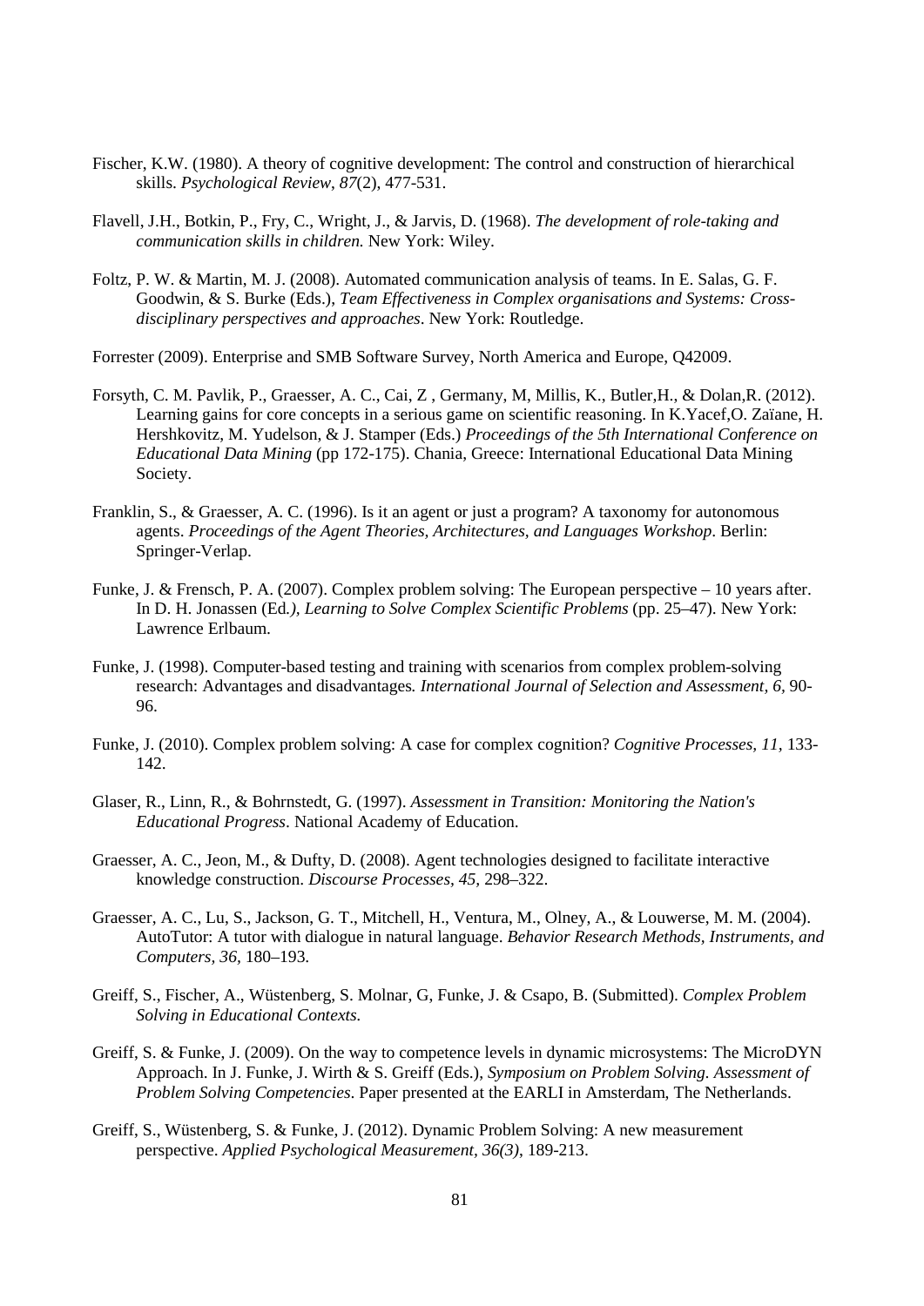Fischer, K.W. (1980). A theory of cognitive development: The control and construction of hierarchical skills. *Psychological Review, 87*(2), 477-531.

Flavell, J.H., Botkin, P., Fry, C., Wright, J., & Jarvis, D. (1968). *The development of role-taking and communication skills in children.* New York: Wiley.

Foltz, P. W. & Martin, M. J. (2008). Automated communication analysis of teams. In E. Salas, G. F. Goodwin, & S. Burke (Eds.), *Team Effectiveness in Complex organisations and Systems: Cross-disciplinary perspectives and approaches*. New York: Routledge.

Forrester (2009). Enterprise and SMB Software Survey, North America and Europe, Q42009.

Forsyth, C. M. Pavlik, P., Graesser, A. C., Cai, Z , Germany, M, Millis, K., Butler,H., & Dolan,R. (2012). Learning gains for core concepts in a serious game on scientific reasoning. In K.Yacef,O. Zaïane, H. Hershkovitz, M. Yudelson, & J. Stamper (Eds.) *Proceedings of the 5th International Conference on Educational Data Mining* (pp 172-175). Chania, Greece: International Educational Data Mining Society.

Franklin, S., & Graesser, A. C. (1996). Is it an agent or just a program? A taxonomy for autonomous agents. *Proceedings of the Agent Theories, Architectures, and Languages Workshop*. Berlin: Springer-Verlap.

Funke, J. & Frensch, P. A. (2007). Complex problem solving: The European perspective – 10 years after. In D. H. Jonassen (Ed*.), Learning to Solve Complex Scientific Problems* (pp. 25–47). New York: Lawrence Erlbaum.

Funke, J. (1998). Computer-based testing and training with scenarios from complex problem-solving research: Advantages and disadvantages*. International Journal of Selection and Assessment, 6,* 90-96.

Funke, J. (2010). Complex problem solving: A case for complex cognition? *Cognitive Processes, 11,* 133-142.

Glaser, R., Linn, R., & Bohrnstedt, G. (1997). *Assessment in Transition: Monitoring the Nation's Educational Progress*. National Academy of Education.

Graesser, A. C., Jeon, M., & Dufty, D. (2008). Agent technologies designed to facilitate interactive knowledge construction. *Discourse Processes, 45,* 298–322.

Graesser, A. C., Lu, S., Jackson, G. T., Mitchell, H., Ventura, M., Olney, A., & Louwerse, M. M. (2004). AutoTutor: A tutor with dialogue in natural language. *Behavior Research Methods, Instruments, and Computers, 36,* 180–193.

Greiff, S., Fischer, A., Wüstenberg, S. Molnar, G, Funke, J. & Csapo, B. (Submitted). *Complex Problem Solving in Educational Contexts.*

Greiff, S. & Funke, J. (2009). On the way to competence levels in dynamic microsystems: The MicroDYN Approach. In J. Funke, J. Wirth & S. Greiff (Eds.), *Symposium on Problem Solving. Assessment of Problem Solving Competencies*. Paper presented at the EARLI in Amsterdam, The Netherlands.

Greiff, S., Wüstenberg, S. & Funke, J. (2012). Dynamic Problem Solving: A new measurement perspective. *Applied Psychological Measurement, 36(3)*, 189-213.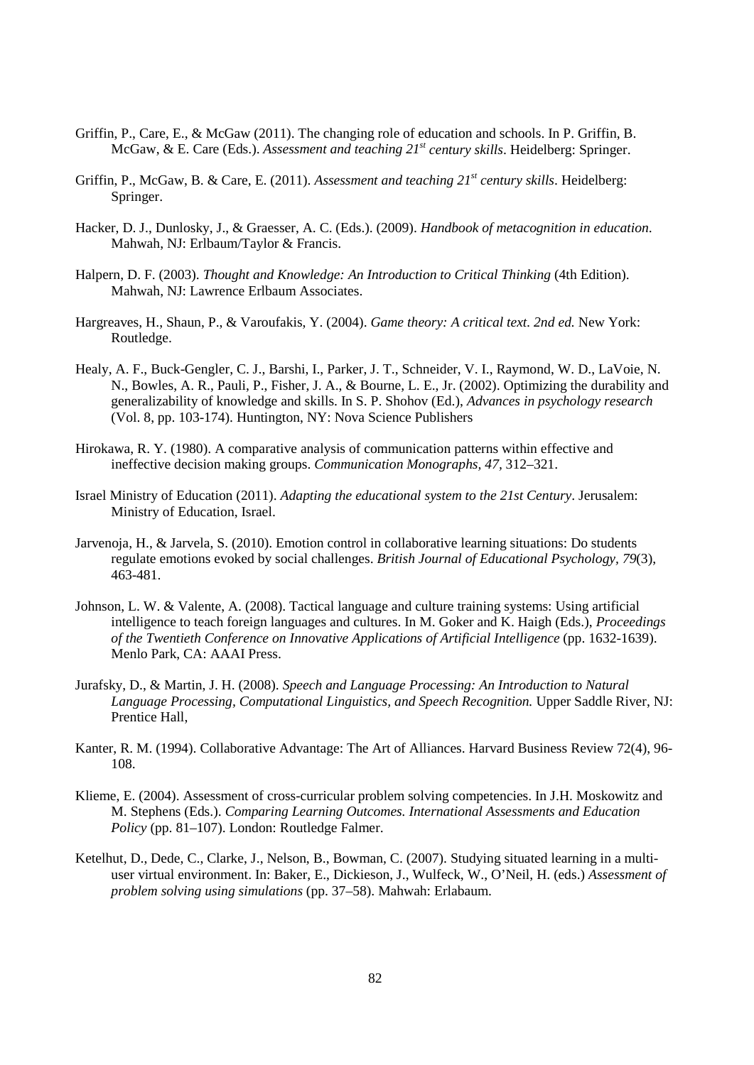Griffin, P., Care, E., & McGaw (2011). The changing role of education and schools. In P. Griffin, B. McGaw, & E. Care (Eds.). *Assessment and teaching 21st century skills*. Heidelberg: Springer.

Griffin, P., McGaw, B. & Care, E. (2011). *Assessment and teaching 21st century skills*. Heidelberg: Springer.

Hacker, D. J., Dunlosky, J., & Graesser, A. C. (Eds.). (2009). *Handbook of metacognition in education*. Mahwah, NJ: Erlbaum/Taylor & Francis.

Halpern, D. F. (2003). *Thought and Knowledge: An Introduction to Critical Thinking* (4th Edition). Mahwah, NJ: Lawrence Erlbaum Associates.

Hargreaves, H., Shaun, P., & Varoufakis, Y. (2004). *Game theory: A critical text. 2nd ed.* New York: Routledge.

Healy, A. F., Buck-Gengler, C. J., Barshi, I., Parker, J. T., Schneider, V. I., Raymond, W. D., LaVoie, N. N., Bowles, A. R., Pauli, P., Fisher, J. A., & Bourne, L. E., Jr. (2002). Optimizing the durability and generalizability of knowledge and skills. In S. P. Shohov (Ed.), *Advances in psychology research* (Vol. 8, pp. 103-174). Huntington, NY: Nova Science Publishers

Hirokawa, R. Y. (1980). A comparative analysis of communication patterns within effective and ineffective decision making groups. *Communication Monographs, 47*, 312–321.

Israel Ministry of Education (2011). *Adapting the educational system to the 21st Century*. Jerusalem: Ministry of Education, Israel.

Jarvenoja, H., & Jarvela, S. (2010). Emotion control in collaborative learning situations: Do students regulate emotions evoked by social challenges. *British Journal of Educational Psychology, 79*(3), 463-481.

Johnson, L. W. & Valente, A. (2008). Tactical language and culture training systems: Using artificial intelligence to teach foreign languages and cultures. In M. Goker and K. Haigh (Eds.), *Proceedings of the Twentieth Conference on Innovative Applications of Artificial Intelligence* (pp. 1632-1639). Menlo Park, CA: AAAI Press.

Jurafsky, D., & Martin, J. H. (2008). *Speech and Language Processing: An Introduction to Natural Language Processing, Computational Linguistics, and Speech Recognition.* Upper Saddle River, NJ: Prentice Hall,

Kanter, R. M. (1994). Collaborative Advantage: The Art of Alliances. Harvard Business Review 72(4), 96-108.

Klieme, E. (2004). Assessment of cross-curricular problem solving competencies. In J.H. Moskowitz and M. Stephens (Eds.). *Comparing Learning Outcomes. International Assessments and Education Policy* (pp. 81–107). London: Routledge Falmer.

Ketelhut, D., Dede, C., Clarke, J., Nelson, B., Bowman, C. (2007). Studying situated learning in a multi-user virtual environment. In: Baker, E., Dickieson, J., Wulfeck, W., O'Neil, H. (eds.) *Assessment of problem solving using simulations* (pp. 37–58). Mahwah: Erlabaum.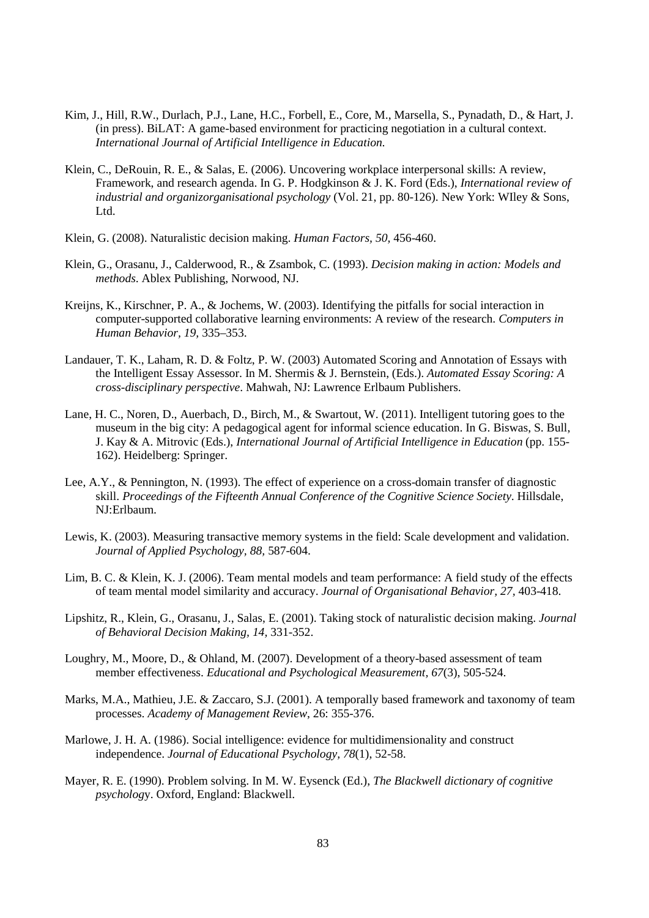Kim, J., Hill, R.W., Durlach, P.J., Lane, H.C., Forbell, E., Core, M., Marsella, S., Pynadath, D., & Hart, J. (in press). BiLAT: A game-based environment for practicing negotiation in a cultural context. *International Journal of Artificial Intelligence in Education.*

Klein, C., DeRouin, R. E., & Salas, E. (2006). Uncovering workplace interpersonal skills: A review, Framework, and research agenda. In G. P. Hodgkinson & J. K. Ford (Eds.), *International review of industrial and organizorganisational psychology* (Vol. 21, pp. 80-126). New York: WIley & Sons, Ltd.

Klein, G. (2008). Naturalistic decision making. *Human Factors, 50,* 456-460.

Klein, G., Orasanu, J., Calderwood, R., & Zsambok, C. (1993). *Decision making in action: Models and methods.* Ablex Publishing, Norwood, NJ.

Kreijns, K., Kirschner, P. A., & Jochems, W. (2003). Identifying the pitfalls for social interaction in computer-supported collaborative learning environments: A review of the research. *Computers in Human Behavior, 19,* 335–353.

Landauer, T. K., Laham, R. D. & Foltz, P. W. (2003) Automated Scoring and Annotation of Essays with the Intelligent Essay Assessor. In M. Shermis & J. Bernstein, (Eds.). *Automated Essay Scoring: A cross-disciplinary perspective*. Mahwah, NJ: Lawrence Erlbaum Publishers.

Lane, H. C., Noren, D., Auerbach, D., Birch, M., & Swartout, W. (2011). Intelligent tutoring goes to the museum in the big city: A pedagogical agent for informal science education. In G. Biswas, S. Bull, J. Kay & A. Mitrovic (Eds.), *International Journal of Artificial Intelligence in Education* (pp. 155-162). Heidelberg: Springer.

Lee, A.Y., & Pennington, N. (1993). The effect of experience on a cross-domain transfer of diagnostic skill. *Proceedings of the Fifteenth Annual Conference of the Cognitive Science Society*. Hillsdale, NJ:Erlbaum.

Lewis, K. (2003). Measuring transactive memory systems in the field: Scale development and validation. *Journal of Applied Psychology, 88,* 587-604.

Lim, B. C. & Klein, K. J. (2006). Team mental models and team performance: A field study of the effects of team mental model similarity and accuracy. *Journal of Organisational Behavior, 27,* 403-418.

Lipshitz, R., Klein, G., Orasanu, J., Salas, E. (2001). Taking stock of naturalistic decision making. *Journal of Behavioral Decision Making, 14,* 331-352.

Loughry, M., Moore, D., & Ohland, M. (2007). Development of a theory-based assessment of team member effectiveness. *Educational and Psychological Measurement*, *67*(3), 505-524.

Marks, M.A., Mathieu, J.E. & Zaccaro, S.J. (2001). A temporally based framework and taxonomy of team processes. *Academy of Management Review*, 26: 355-376.

Marlowe, J. H. A. (1986). Social intelligence: evidence for multidimensionality and construct independence. *Journal of Educational Psychology, 78*(1), 52-58.

Mayer, R. E. (1990). Problem solving. In M. W. Eysenck (Ed.), *The Blackwell dictionary of cognitive psychology*. Oxford, England: Blackwell.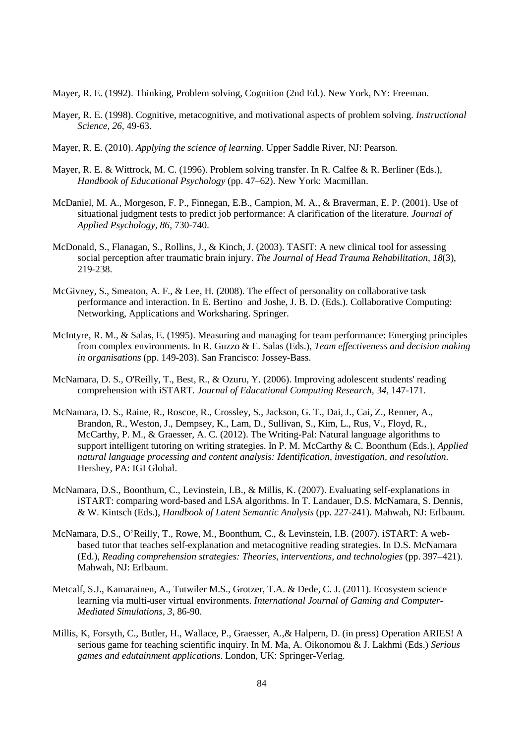Mayer, R. E. (1992). Thinking, Problem solving, Cognition (2nd Ed.). New York, NY: Freeman.

Mayer, R. E. (1998). Cognitive, metacognitive, and motivational aspects of problem solving. *Instructional Science, 26,* 49-63.

Mayer, R. E. (2010). *Applying the science of learning*. Upper Saddle River, NJ: Pearson.

Mayer, R. E. & Wittrock, M. C. (1996). Problem solving transfer. In R. Calfee & R. Berliner (Eds.), *Handbook of Educational Psychology* (pp. 47–62). New York: Macmillan.

McDaniel, M. A., Morgeson, F. P., Finnegan, E.B., Campion, M. A., & Braverman, E. P. (2001). Use of situational judgment tests to predict job performance: A clarification of the literature. *Journal of Applied Psychology, 86,* 730-740.

McDonald, S., Flanagan, S., Rollins, J., & Kinch, J. (2003). TASIT: A new clinical tool for assessing social perception after traumatic brain injury. *The Journal of Head Trauma Rehabilitation, 18*(3), 219-238.

McGivney, S., Smeaton, A. F., & Lee, H. (2008). The effect of personality on collaborative task performance and interaction. In E. Bertino and Joshe, J. B. D. (Eds.). Collaborative Computing: Networking, Applications and Worksharing. Springer.

McIntyre, R. M., & Salas, E. (1995). Measuring and managing for team performance: Emerging principles from complex environments. In R. Guzzo & E. Salas (Eds.), *Team effectiveness and decision making in organisations* (pp. 149-203). San Francisco: Jossey-Bass.

McNamara, D. S., O'Reilly, T., Best, R., & Ozuru, Y. (2006). Improving adolescent students' reading comprehension with iSTART. *Journal of Educational Computing Research, 34,* 147-171.

McNamara, D. S., Raine, R., Roscoe, R., Crossley, S., Jackson, G. T., Dai, J., Cai, Z., Renner, A., Brandon, R., Weston, J., Dempsey, K., Lam, D., Sullivan, S., Kim, L., Rus, V., Floyd, R., McCarthy, P. M., & Graesser, A. C. (2012). The Writing-Pal: Natural language algorithms to support intelligent tutoring on writing strategies. In P. M. McCarthy & C. Boonthum (Eds.), *Applied natural language processing and content analysis: Identification, investigation, and resolution*. Hershey, PA: IGI Global.

McNamara, D.S., Boonthum, C., Levinstein, I.B., & Millis, K. (2007). Evaluating self-explanations in iSTART: comparing word-based and LSA algorithms. In T. Landauer, D.S. McNamara, S. Dennis, & W. Kintsch (Eds.), *Handbook of Latent Semantic Analysis* (pp. 227-241). Mahwah, NJ: Erlbaum.

McNamara, D.S., O'Reilly, T., Rowe, M., Boonthum, C., & Levinstein, I.B. (2007). iSTART: A web-based tutor that teaches self-explanation and metacognitive reading strategies. In D.S. McNamara (Ed.), *Reading comprehension strategies: Theories, interventions, and technologies* (pp. 397–421). Mahwah, NJ: Erlbaum.

Metcalf, S.J., Kamarainen, A., Tutwiler M.S., Grotzer, T.A. & Dede, C. J. (2011). Ecosystem science learning via multi-user virtual environments. *International Journal of Gaming and Computer-Mediated Simulations, 3,* 86-90.

Millis, K, Forsyth, C., Butler, H., Wallace, P., Graesser, A.,& Halpern, D. (in press) Operation ARIES! A serious game for teaching scientific inquiry. In M. Ma, A. Oikonomou & J. Lakhmi (Eds.) *Serious games and edutainment applications*. London, UK: Springer-Verlag.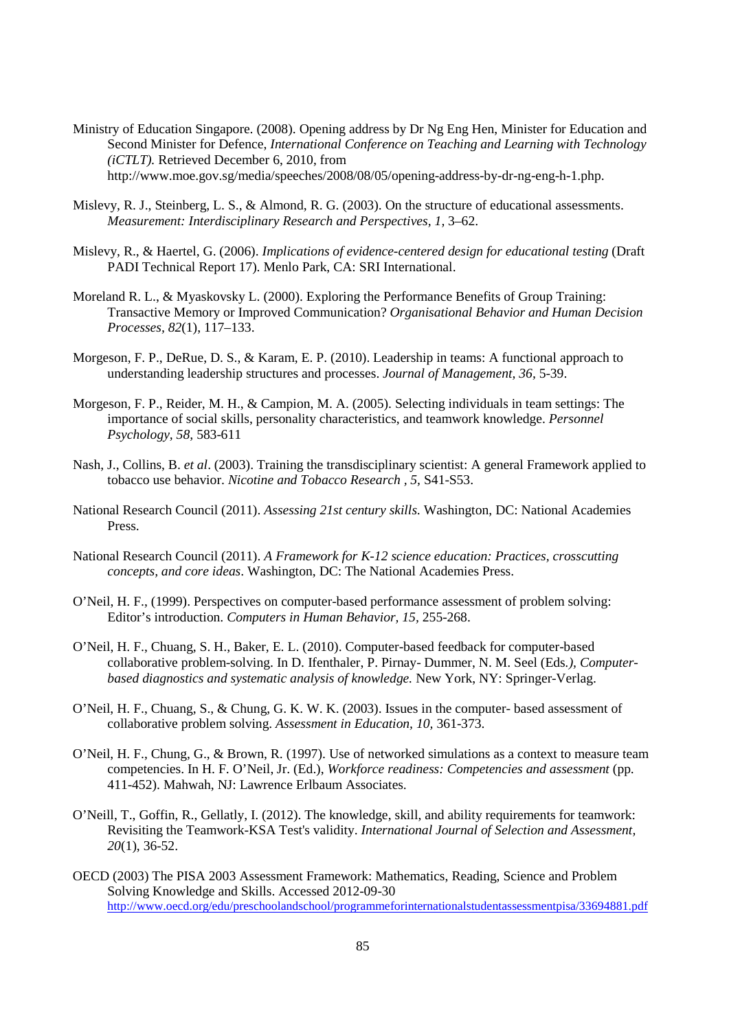Ministry of Education Singapore. (2008). Opening address by Dr Ng Eng Hen, Minister for Education and Second Minister for Defence, *International Conference on Teaching and Learning with Technology (iCTLT).* Retrieved December 6, 2010, from http://www.moe.gov.sg/media/speeches/2008/08/05/opening-address-by-dr-ng-eng-h-1.php.

Mislevy, R. J., Steinberg, L. S., & Almond, R. G. (2003). On the structure of educational assessments. *Measurement: Interdisciplinary Research and Perspectives, 1,* 3–62.

Mislevy, R., & Haertel, G. (2006). *Implications of evidence-centered design for educational testing* (Draft PADI Technical Report 17). Menlo Park, CA: SRI International.

Moreland R. L., & Myaskovsky L. (2000). Exploring the Performance Benefits of Group Training: Transactive Memory or Improved Communication? *Organisational Behavior and Human Decision Processes, 82*(1), 117–133.

Morgeson, F. P., DeRue, D. S., & Karam, E. P. (2010). Leadership in teams: A functional approach to understanding leadership structures and processes. *Journal of Management, 36,* 5-39.

Morgeson, F. P., Reider, M. H., & Campion, M. A. (2005). Selecting individuals in team settings: The importance of social skills, personality characteristics, and teamwork knowledge. *Personnel Psychology, 58,* 583-611

Nash, J., Collins, B. *et al*. (2003). Training the transdisciplinary scientist: A general Framework applied to tobacco use behavior. *Nicotine and Tobacco Research , 5,* S41-S53.

National Research Council (2011). *Assessing 21st century skills.* Washington, DC: National Academies Press.

National Research Council (2011). *A Framework for K-12 science education: Practices, crosscutting concepts, and core ideas*. Washington, DC: The National Academies Press.

O'Neil, H. F., (1999). Perspectives on computer-based performance assessment of problem solving: Editor's introduction. *Computers in Human Behavior, 15,* 255-268.

O'Neil, H. F., Chuang, S. H., Baker, E. L. (2010). Computer-based feedback for computer-based collaborative problem-solving. In D. Ifenthaler, P. Pirnay- Dummer, N. M. Seel (Eds*.), Computer-based diagnostics and systematic analysis of knowledge.* New York, NY: Springer-Verlag.

O'Neil, H. F., Chuang, S., & Chung, G. K. W. K. (2003). Issues in the computer- based assessment of collaborative problem solving. *Assessment in Education, 10,* 361-373.

O'Neil, H. F., Chung, G., & Brown, R. (1997). Use of networked simulations as a context to measure team competencies. In H. F. O'Neil, Jr. (Ed.), *Workforce readiness: Competencies and assessment* (pp. 411-452). Mahwah, NJ: Lawrence Erlbaum Associates.

O'Neill, T., Goffin, R., Gellatly, I. (2012). The knowledge, skill, and ability requirements for teamwork: Revisiting the Teamwork-KSA Test's validity. *International Journal of Selection and Assessment, 20*(1), 36-52.

OECD (2003) The PISA 2003 Assessment Framework: Mathematics, Reading, Science and Problem Solving Knowledge and Skills. Accessed 2012-09-30 http://www.oecd.org/edu/preschoolandschool/programmeforinternationalstudentassessmentpisa/33694881.pdf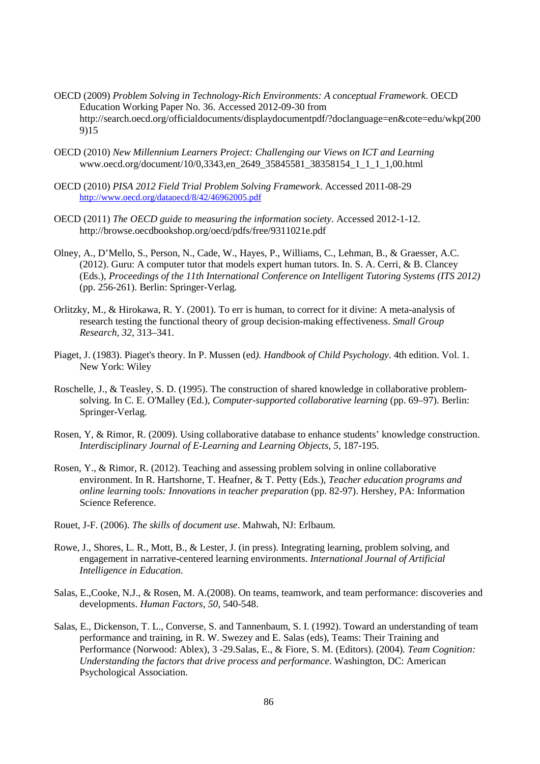OECD (2009) *Problem Solving in Technology-Rich Environments: A conceptual Framework*. OECD Education Working Paper No. 36. Accessed 2012-09-30 from http://search.oecd.org/officialdocuments/displaydocumentpdf/?doclanguage=en&cote=edu/wkp(2009)15

OECD (2010) *New Millennium Learners Project: Challenging our Views on ICT and Learning* www.oecd.org/document/10/0,3343,en_2649_35845581_38358154_1_1_1_1,00.html

OECD (2010) *PISA 2012 Field Trial Problem Solving Framework*. Accessed 2011-08-29 http://www.oecd.org/dataoecd/8/42/46962005.pdf

OECD (2011) *The OECD guide to measuring the information society*. Accessed 2012-1-12. http://browse.oecdbookshop.org/oecd/pdfs/free/9311021e.pdf

Olney, A., D'Mello, S., Person, N., Cade, W., Hayes, P., Williams, C., Lehman, B., & Graesser, A.C. (2012). Guru: A computer tutor that models expert human tutors. In. S. A. Cerri, & B. Clancey (Eds.), *Proceedings of the 11th International Conference on Intelligent Tutoring Systems (ITS 2012)* (pp. 256-261). Berlin: Springer-Verlag.

Orlitzky, M., & Hirokawa, R. Y. (2001). To err is human, to correct for it divine: A meta-analysis of research testing the functional theory of group decision-making effectiveness. *Small Group Research, 32,* 313–341.

Piaget, J. (1983). Piaget's theory. In P. Mussen (ed*). Handbook of Child Psychology*. 4th edition. Vol. 1. New York: Wiley

Roschelle, J., & Teasley, S. D. (1995). The construction of shared knowledge in collaborative problem-solving. In C. E. O'Malley (Ed.), *Computer-supported collaborative learning* (pp. 69–97). Berlin: Springer-Verlag.

Rosen, Y, & Rimor, R. (2009). Using collaborative database to enhance students' knowledge construction. *Interdisciplinary Journal of E-Learning and Learning Objects, 5,* 187-195.

Rosen, Y., & Rimor, R. (2012). Teaching and assessing problem solving in online collaborative environment. In R. Hartshorne, T. Heafner, & T. Petty (Eds.), *Teacher education programs and online learning tools: Innovations in teacher preparation* (pp. 82-97). Hershey, PA: Information Science Reference.

Rouet, J-F. (2006). *The skills of document use*. Mahwah, NJ: Erlbaum.

Rowe, J., Shores, L. R., Mott, B., & Lester, J. (in press). Integrating learning, problem solving, and engagement in narrative-centered learning environments. *International Journal of Artificial Intelligence in Education*.

Salas, E.,Cooke, N.J., & Rosen, M. A.(2008). On teams, teamwork, and team performance: discoveries and developments. *Human Factors, 50,* 540-548.

Salas, E., Dickenson, T. L., Converse, S. and Tannenbaum, S. I. (1992). Toward an understanding of team performance and training, in R. W. Swezey and E. Salas (eds), Teams: Their Training and Performance (Norwood: Ablex), 3 -29.Salas, E., & Fiore, S. M. (Editors). (2004). *Team Cognition: Understanding the factors that drive process and performance*. Washington, DC: American Psychological Association.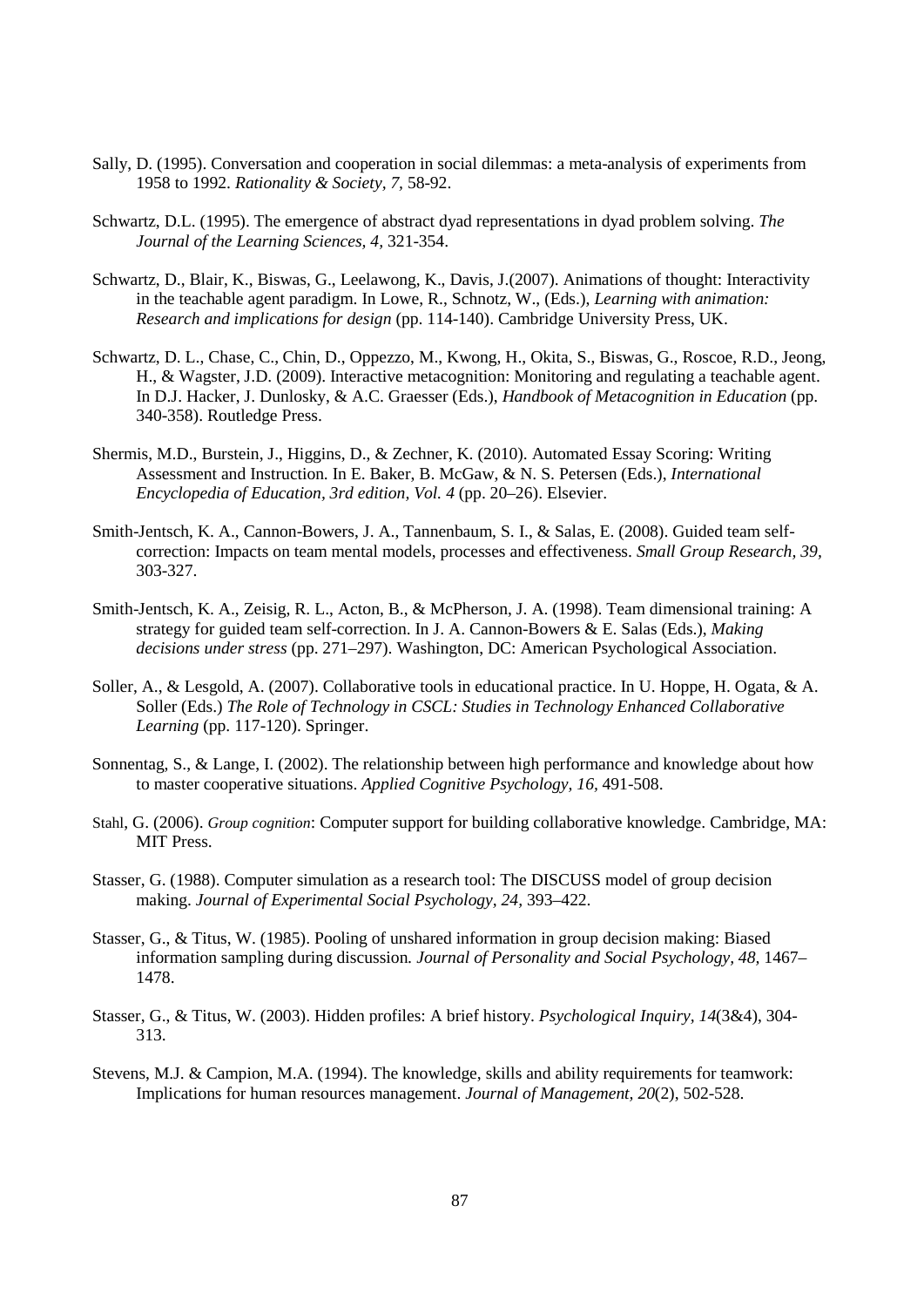Sally, D. (1995). Conversation and cooperation in social dilemmas: a meta-analysis of experiments from 1958 to 1992. *Rationality & Society, 7,* 58-92.

Schwartz, D.L. (1995). The emergence of abstract dyad representations in dyad problem solving. *The Journal of the Learning Sciences, 4,* 321-354.

Schwartz, D., Blair, K., Biswas, G., Leelawong, K., Davis, J.(2007). Animations of thought: Interactivity in the teachable agent paradigm. In Lowe, R., Schnotz, W., (Eds.), *Learning with animation: Research and implications for design* (pp. 114-140). Cambridge University Press, UK.

Schwartz, D. L., Chase, C., Chin, D., Oppezzo, M., Kwong, H., Okita, S., Biswas, G., Roscoe, R.D., Jeong, H., & Wagster, J.D. (2009). Interactive metacognition: Monitoring and regulating a teachable agent. In D.J. Hacker, J. Dunlosky, & A.C. Graesser (Eds.), *Handbook of Metacognition in Education* (pp. 340-358). Routledge Press.

Shermis, M.D., Burstein, J., Higgins, D., & Zechner, K. (2010). Automated Essay Scoring: Writing Assessment and Instruction. In E. Baker, B. McGaw, & N. S. Petersen (Eds.), *International Encyclopedia of Education, 3rd edition, Vol. 4* (pp. 20–26). Elsevier.

Smith-Jentsch, K. A., Cannon-Bowers, J. A., Tannenbaum, S. I., & Salas, E. (2008). Guided team self-correction: Impacts on team mental models, processes and effectiveness. *Small Group Research, 39,* 303-327.

Smith-Jentsch, K. A., Zeisig, R. L., Acton, B., & McPherson, J. A. (1998). Team dimensional training: A strategy for guided team self-correction. In J. A. Cannon-Bowers & E. Salas (Eds.), *Making decisions under stress* (pp. 271–297). Washington, DC: American Psychological Association.

Soller, A., & Lesgold, A. (2007). Collaborative tools in educational practice. In U. Hoppe, H. Ogata, & A. Soller (Eds.) *The Role of Technology in CSCL: Studies in Technology Enhanced Collaborative Learning* (pp. 117-120). Springer.

Sonnentag, S., & Lange, I. (2002). The relationship between high performance and knowledge about how to master cooperative situations. *Applied Cognitive Psychology, 16,* 491-508.

Stahl, G. (2006). *Group cognition*: Computer support for building collaborative knowledge. Cambridge, MA: MIT Press.

Stasser, G. (1988). Computer simulation as a research tool: The DISCUSS model of group decision making. *Journal of Experimental Social Psychology, 24,* 393–422.

Stasser, G., & Titus, W. (1985). Pooling of unshared information in group decision making: Biased information sampling during discussion. *Journal of Personality and Social Psychology, 48,* 1467–1478.

Stasser, G., & Titus, W. (2003). Hidden profiles: A brief history. *Psychological Inquiry, 14*(3&4), 304-313.

Stevens, M.J. & Campion, M.A. (1994). The knowledge, skills and ability requirements for teamwork: Implications for human resources management. *Journal of Management, 20*(2), 502-528.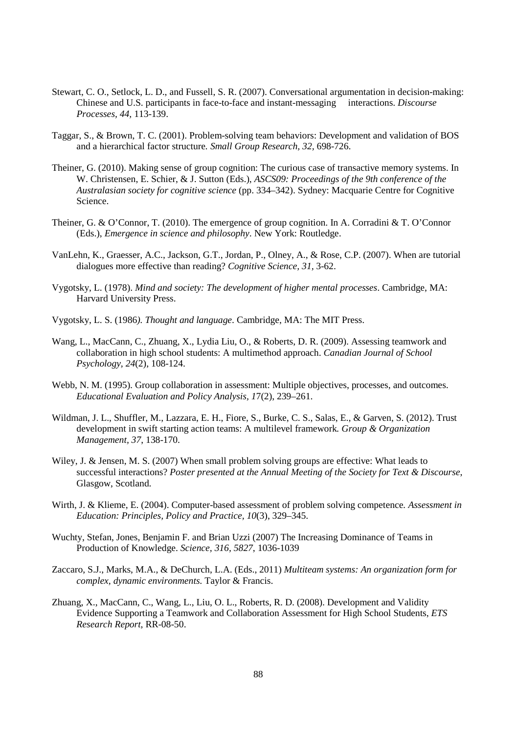Stewart, C. O., Setlock, L. D., and Fussell, S. R. (2007). Conversational argumentation in decision-making: Chinese and U.S. participants in face-to-face and instant-messaging interactions. *Discourse Processes, 44,* 113-139.

Taggar, S., & Brown, T. C. (2001). Problem-solving team behaviors: Development and validation of BOS and a hierarchical factor structure*. Small Group Research, 32,* 698-726.

Theiner, G. (2010). Making sense of group cognition: The curious case of transactive memory systems. In W. Christensen, E. Schier, & J. Sutton (Eds.), *ASCS09: Proceedings of the 9th conference of the Australasian society for cognitive science* (pp. 334–342). Sydney: Macquarie Centre for Cognitive Science.

Theiner, G. & O'Connor, T. (2010). The emergence of group cognition. In A. Corradini & T. O'Connor (Eds.), *Emergence in science and philosophy*. New York: Routledge.

VanLehn, K., Graesser, A.C., Jackson, G.T., Jordan, P., Olney, A., & Rose, C.P. (2007). When are tutorial dialogues more effective than reading? *Cognitive Science, 31*, 3-62.

Vygotsky, L. (1978). *Mind and society: The development of higher mental processes*. Cambridge, MA: Harvard University Press.

Vygotsky, L. S. (1986*). Thought and language*. Cambridge, MA: The MIT Press.

Wang, L., MacCann, C., Zhuang, X., Lydia Liu, O., & Roberts, D. R. (2009). Assessing teamwork and collaboration in high school students: A multimethod approach. *Canadian Journal of School Psychology, 24*(2), 108-124.

Webb, N. M. (1995). Group collaboration in assessment: Multiple objectives, processes, and outcomes. *Educational Evaluation and Policy Analysis, 1*7(2), 239–261.

Wildman, J. L., Shuffler, M., Lazzara, E. H., Fiore, S., Burke, C. S., Salas, E., & Garven, S. (2012). Trust development in swift starting action teams: A multilevel framework*. Group & Organization Management, 37*, 138-170.

Wiley, J. & Jensen, M. S. (2007) When small problem solving groups are effective: What leads to successful interactions? *Poster presented at the Annual Meeting of the Society for Text & Discourse*, Glasgow, Scotland*.*

Wirth, J. & Klieme, E. (2004). Computer-based assessment of problem solving competence*. Assessment in Education: Principles, Policy and Practice, 10*(3), 329–345.

Wuchty, Stefan, Jones, Benjamin F. and Brian Uzzi (2007) The Increasing Dominance of Teams in Production of Knowledge. *Science, 316, 5827*, 1036-1039

Zaccaro, S.J., Marks, M.A., & DeChurch, L.A. (Eds., 2011) *Multiteam systems: An organization form for complex, dynamic environments.* Taylor & Francis.

Zhuang, X., MacCann, C., Wang, L., Liu, O. L., Roberts, R. D. (2008). Development and Validity Evidence Supporting a Teamwork and Collaboration Assessment for High School Students, *ETS Research Report*, RR-08-50.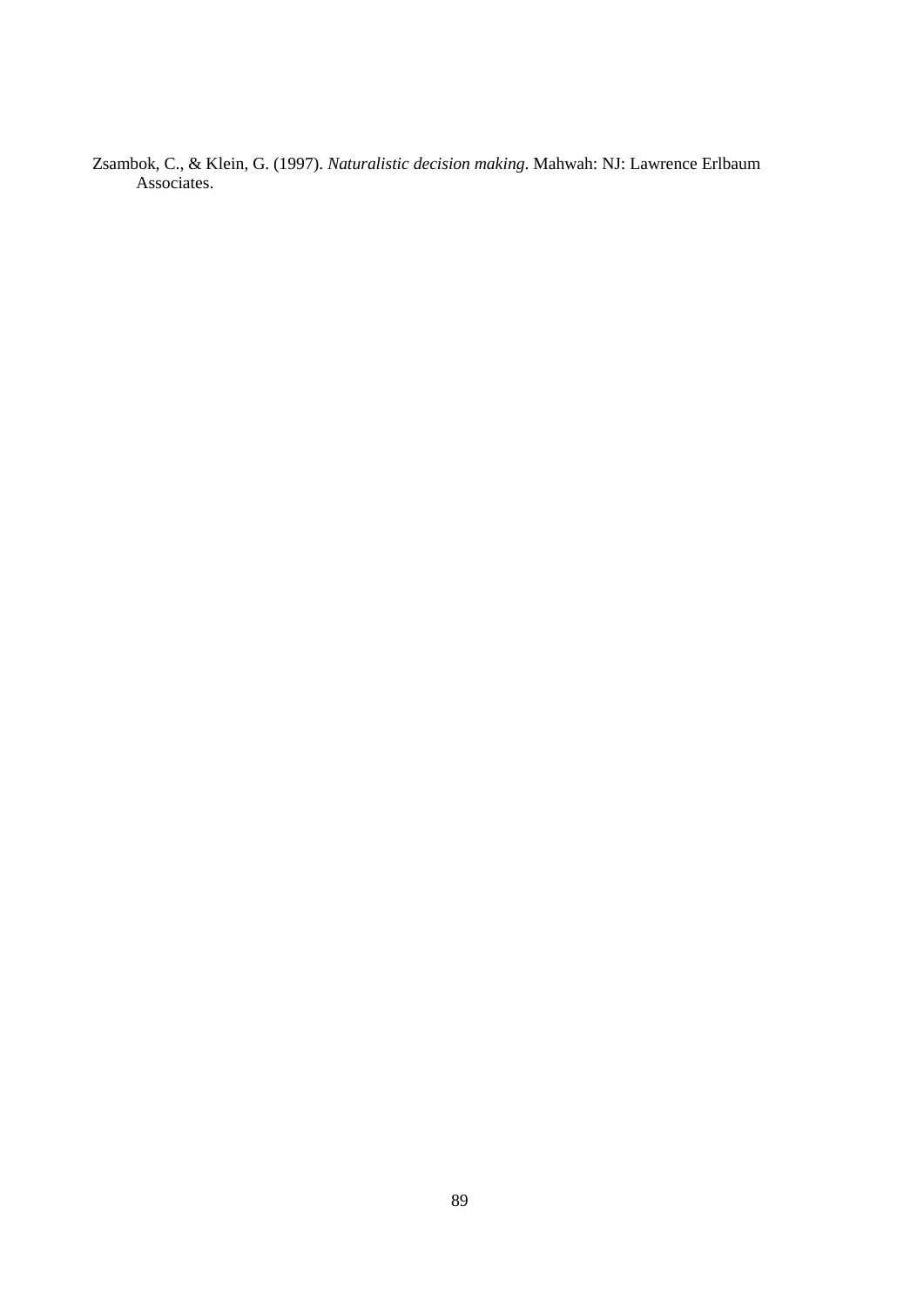Zsambok, C., & Klein, G. (1997). *Naturalistic decision making*. Mahwah: NJ: Lawrence Erlbaum Associates.